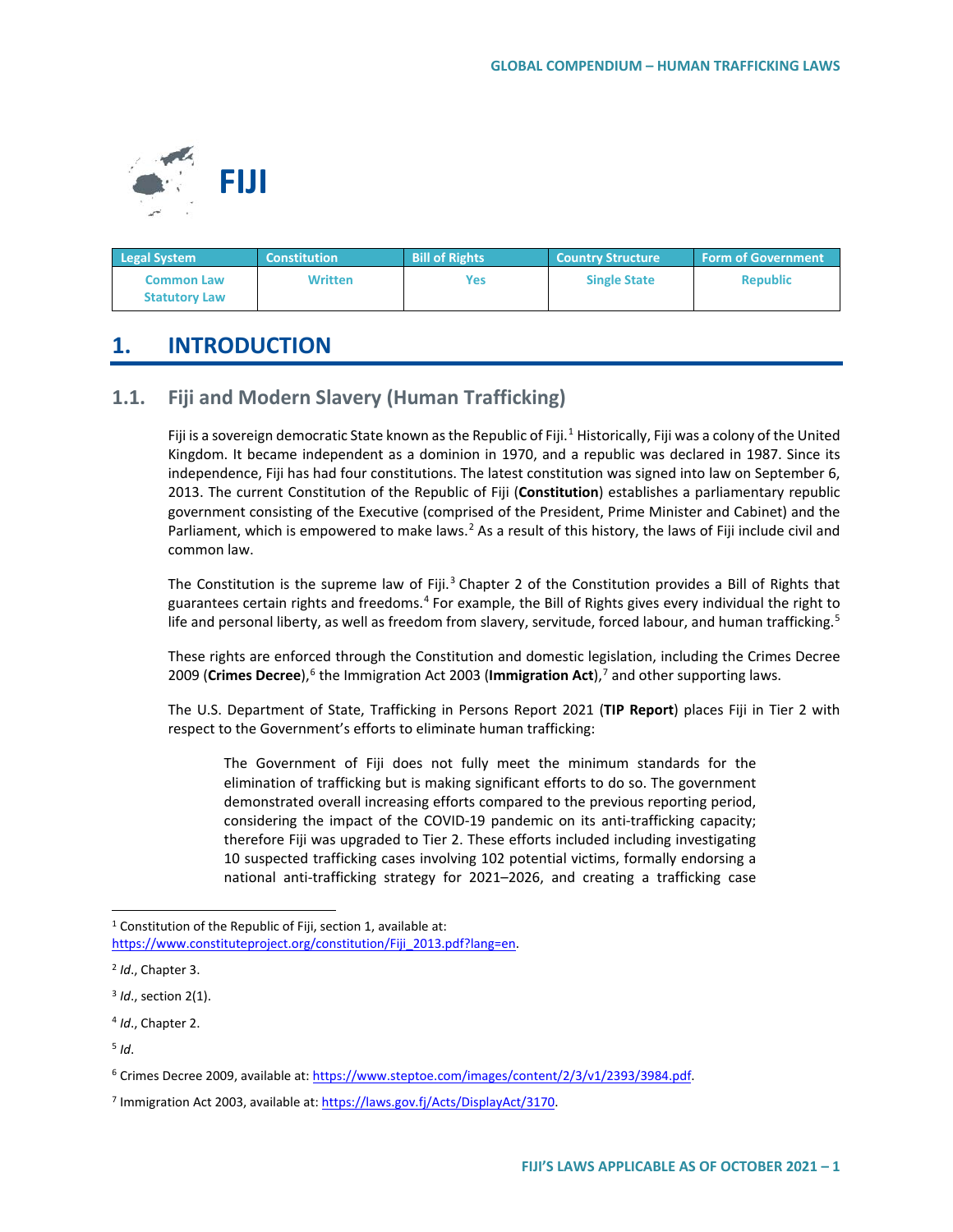# FIJI

| Legal System | Constitution | Bill of Rights | Country Structure | Form of Government |
|---|---|---|---|---|
| Common Law Statutory Law | Written | Yes | Single State | Republic |

## 1. INTRODUCTION

### 1.1. Fiji and Modern Slavery (Human Trafficking)

Fiji is a sovereign democratic State known as the Republic of Fiji.[1] Historically, Fiji was a colony of the United Kingdom. It became independent as a dominion in 1970, and a republic was declared in 1987. Since its independence, Fiji has had four constitutions. The latest constitution was signed into law on September 6, 2013. The current Constitution of the Republic of Fiji (**Constitution**) establishes a parliamentary republic government consisting of the Executive (comprised of the President, Prime Minister and Cabinet) and the Parliament, which is empowered to make laws.[2] As a result of this history, the laws of Fiji include civil and common law.

The Constitution is the supreme law of Fiji.[3] Chapter 2 of the Constitution provides a Bill of Rights that guarantees certain rights and freedoms.[4] For example, the Bill of Rights gives every individual the right to life and personal liberty, as well as freedom from slavery, servitude, forced labour, and human trafficking.[5]

These rights are enforced through the Constitution and domestic legislation, including the Crimes Decree 2009 (**Crimes Decree**),[6] the Immigration Act 2003 (**Immigration Act**),[7] and other supporting laws.

The U.S. Department of State, Trafficking in Persons Report 2021 (**TIP Report**) places Fiji in Tier 2 with respect to the Government's efforts to eliminate human trafficking:

> The Government of Fiji does not fully meet the minimum standards for the elimination of trafficking but is making significant efforts to do so. The government demonstrated overall increasing efforts compared to the previous reporting period, considering the impact of the COVID-19 pandemic on its anti-trafficking capacity; therefore Fiji was upgraded to Tier 2. These efforts included including investigating 10 suspected trafficking cases involving 102 potential victims, formally endorsing a national anti-trafficking strategy for 2021–2026, and creating a trafficking case

---

[1] Constitution of the Republic of Fiji, section 1, available at: https://www.constituteproject.org/constitution/Fiji_2013.pdf?lang=en.

[2] *Id.*, Chapter 3.

[3] *Id.*, section 2(1).

[4] *Id.*, Chapter 2.

[5] *Id.*

[6] Crimes Decree 2009, available at: https://www.steptoe.com/images/content/2/3/v1/2393/3984.pdf.

[7] Immigration Act 2003, available at: https://laws.gov.fj/Acts/DisplayAct/3170.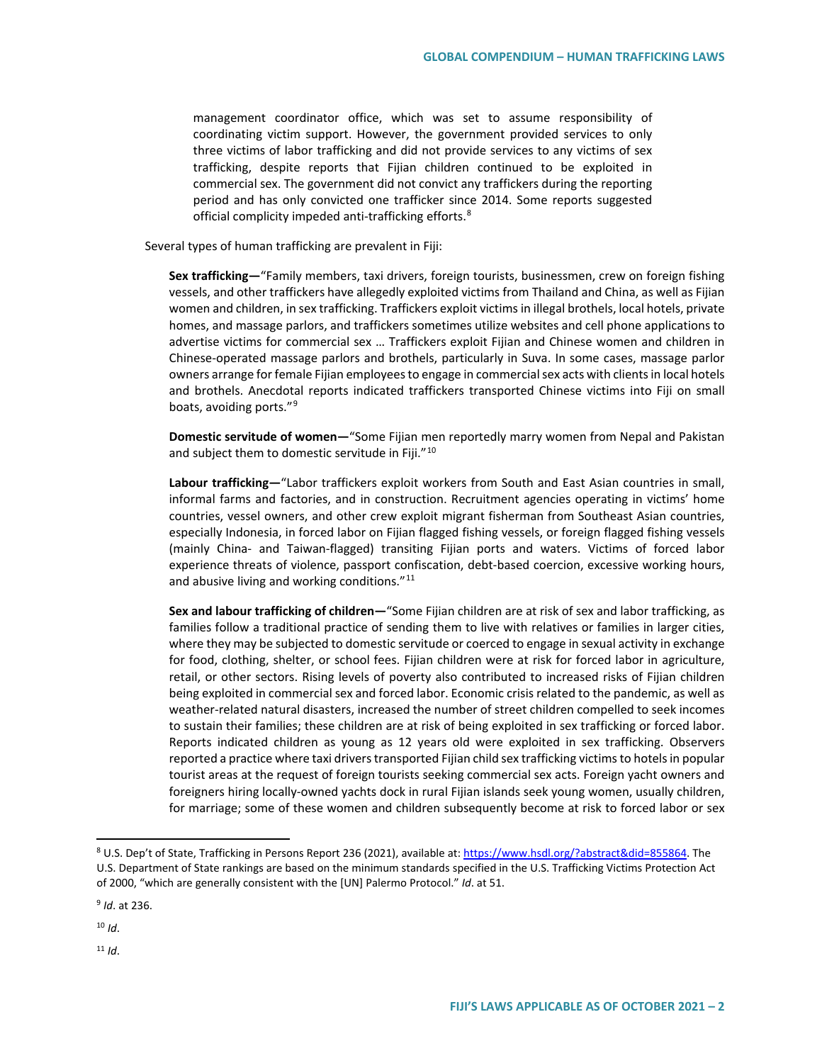> management coordinator office, which was set to assume responsibility of coordinating victim support. However, the government provided services to only three victims of labor trafficking and did not provide services to any victims of sex trafficking, despite reports that Fijian children continued to be exploited in commercial sex. The government did not convict any traffickers during the reporting period and has only convicted one trafficker since 2014. Some reports suggested official complicity impeded anti-trafficking efforts.[8]

Several types of human trafficking are prevalent in Fiji:

> **Sex trafficking—**"Family members, taxi drivers, foreign tourists, businessmen, crew on foreign fishing vessels, and other traffickers have allegedly exploited victims from Thailand and China, as well as Fijian women and children, in sex trafficking. Traffickers exploit victims in illegal brothels, local hotels, private homes, and massage parlors, and traffickers sometimes utilize websites and cell phone applications to advertise victims for commercial sex … Traffickers exploit Fijian and Chinese women and children in Chinese-operated massage parlors and brothels, particularly in Suva. In some cases, massage parlor owners arrange for female Fijian employees to engage in commercial sex acts with clients in local hotels and brothels. Anecdotal reports indicated traffickers transported Chinese victims into Fiji on small boats, avoiding ports."[9]
>
> **Domestic servitude of women—**"Some Fijian men reportedly marry women from Nepal and Pakistan and subject them to domestic servitude in Fiji."[10]
>
> **Labour trafficking—**"Labor traffickers exploit workers from South and East Asian countries in small, informal farms and factories, and in construction. Recruitment agencies operating in victims' home countries, vessel owners, and other crew exploit migrant fisherman from Southeast Asian countries, especially Indonesia, in forced labor on Fijian flagged fishing vessels, or foreign flagged fishing vessels (mainly China- and Taiwan-flagged) transiting Fijian ports and waters. Victims of forced labor experience threats of violence, passport confiscation, debt-based coercion, excessive working hours, and abusive living and working conditions."[11]
>
> **Sex and labour trafficking of children—**"Some Fijian children are at risk of sex and labor trafficking, as families follow a traditional practice of sending them to live with relatives or families in larger cities, where they may be subjected to domestic servitude or coerced to engage in sexual activity in exchange for food, clothing, shelter, or school fees. Fijian children were at risk for forced labor in agriculture, retail, or other sectors. Rising levels of poverty also contributed to increased risks of Fijian children being exploited in commercial sex and forced labor. Economic crisis related to the pandemic, as well as weather-related natural disasters, increased the number of street children compelled to seek incomes to sustain their families; these children are at risk of being exploited in sex trafficking or forced labor. Reports indicated children as young as 12 years old were exploited in sex trafficking. Observers reported a practice where taxi drivers transported Fijian child sex trafficking victims to hotels in popular tourist areas at the request of foreign tourists seeking commercial sex acts. Foreign yacht owners and foreigners hiring locally-owned yachts dock in rural Fijian islands seek young women, usually children, for marriage; some of these women and children subsequently become at risk to forced labor or sex

---

[8] U.S. Dep't of State, Trafficking in Persons Report 236 (2021), available at: https://www.hsdl.org/?abstract&did=855864. The U.S. Department of State rankings are based on the minimum standards specified in the U.S. Trafficking Victims Protection Act of 2000, "which are generally consistent with the [UN] Palermo Protocol." *Id*. at 51.

[9] *Id*. at 236.

[10] *Id*.

[11] *Id*.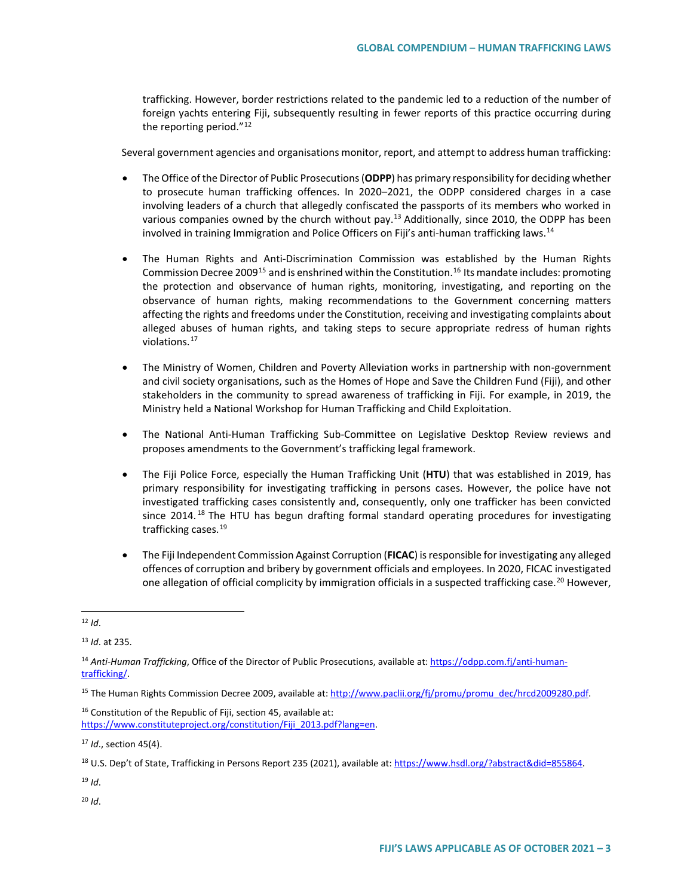trafficking. However, border restrictions related to the pandemic led to a reduction of the number of foreign yachts entering Fiji, subsequently resulting in fewer reports of this practice occurring during the reporting period."[12]

Several government agencies and organisations monitor, report, and attempt to address human trafficking:

- The Office of the Director of Public Prosecutions (**ODPP**) has primary responsibility for deciding whether to prosecute human trafficking offences. In 2020–2021, the ODPP considered charges in a case involving leaders of a church that allegedly confiscated the passports of its members who worked in various companies owned by the church without pay.[13] Additionally, since 2010, the ODPP has been involved in training Immigration and Police Officers on Fiji's anti-human trafficking laws.[14]

- The Human Rights and Anti-Discrimination Commission was established by the Human Rights Commission Decree 2009[15] and is enshrined within the Constitution.[16] Its mandate includes: promoting the protection and observance of human rights, monitoring, investigating, and reporting on the observance of human rights, making recommendations to the Government concerning matters affecting the rights and freedoms under the Constitution, receiving and investigating complaints about alleged abuses of human rights, and taking steps to secure appropriate redress of human rights violations.[17]

- The Ministry of Women, Children and Poverty Alleviation works in partnership with non-government and civil society organisations, such as the Homes of Hope and Save the Children Fund (Fiji), and other stakeholders in the community to spread awareness of trafficking in Fiji. For example, in 2019, the Ministry held a National Workshop for Human Trafficking and Child Exploitation.

- The National Anti-Human Trafficking Sub-Committee on Legislative Desktop Review reviews and proposes amendments to the Government's trafficking legal framework.

- The Fiji Police Force, especially the Human Trafficking Unit (**HTU**) that was established in 2019, has primary responsibility for investigating trafficking in persons cases. However, the police have not investigated trafficking cases consistently and, consequently, only one trafficker has been convicted since 2014.[18] The HTU has begun drafting formal standard operating procedures for investigating trafficking cases.[19]

- The Fiji Independent Commission Against Corruption (**FICAC**) is responsible for investigating any alleged offences of corruption and bribery by government officials and employees. In 2020, FICAC investigated one allegation of official complicity by immigration officials in a suspected trafficking case.[20] However,

---

[12] *Id*.

[13] *Id*. at 235.

[14] *Anti-Human Trafficking*, Office of the Director of Public Prosecutions, available at: https://odpp.com.fj/anti-human-trafficking/.

[15] The Human Rights Commission Decree 2009, available at: http://www.paclii.org/fj/promu/promu_dec/hrcd2009280.pdf.

[16] Constitution of the Republic of Fiji, section 45, available at: https://www.constituteproject.org/constitution/Fiji_2013.pdf?lang=en.

[17] *Id*., section 45(4).

[18] U.S. Dep't of State, Trafficking in Persons Report 235 (2021), available at: https://www.hsdl.org/?abstract&did=855864.

[19] *Id*.

[20] *Id*.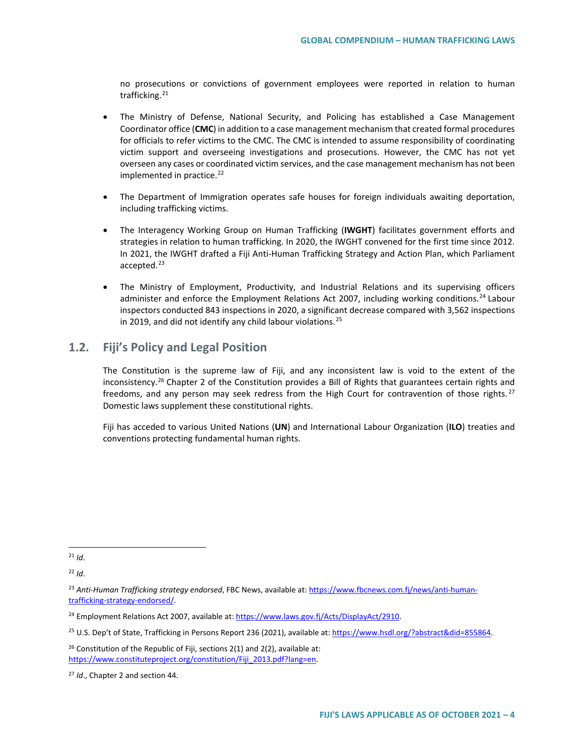no prosecutions or convictions of government employees were reported in relation to human trafficking.[21]

- The Ministry of Defense, National Security, and Policing has established a Case Management Coordinator office (**CMC**) in addition to a case management mechanism that created formal procedures for officials to refer victims to the CMC. The CMC is intended to assume responsibility of coordinating victim support and overseeing investigations and prosecutions. However, the CMC has not yet overseen any cases or coordinated victim services, and the case management mechanism has not been implemented in practice.[22]

- The Department of Immigration operates safe houses for foreign individuals awaiting deportation, including trafficking victims.

- The Interagency Working Group on Human Trafficking (**IWGHT**) facilitates government efforts and strategies in relation to human trafficking. In 2020, the IWGHT convened for the first time since 2012. In 2021, the IWGHT drafted a Fiji Anti-Human Trafficking Strategy and Action Plan, which Parliament accepted.[23]

- The Ministry of Employment, Productivity, and Industrial Relations and its supervising officers administer and enforce the Employment Relations Act 2007, including working conditions.[24] Labour inspectors conducted 843 inspections in 2020, a significant decrease compared with 3,562 inspections in 2019, and did not identify any child labour violations.[25]

## 1.2. Fiji's Policy and Legal Position

The Constitution is the supreme law of Fiji, and any inconsistent law is void to the extent of the inconsistency.[26] Chapter 2 of the Constitution provides a Bill of Rights that guarantees certain rights and freedoms, and any person may seek redress from the High Court for contravention of those rights.[27] Domestic laws supplement these constitutional rights.

Fiji has acceded to various United Nations (**UN**) and International Labour Organization (**ILO**) treaties and conventions protecting fundamental human rights.

---

[21] *Id*.

[22] *Id*.

[23] *Anti-Human Trafficking strategy endorsed*, FBC News, available at: https://www.fbcnews.com.fj/news/anti-human-trafficking-strategy-endorsed/.

[24] Employment Relations Act 2007, available at: https://www.laws.gov.fj/Acts/DisplayAct/2910.

[25] U.S. Dep't of State, Trafficking in Persons Report 236 (2021), available at: https://www.hsdl.org/?abstract&did=855864.

[26] Constitution of the Republic of Fiji, sections 2(1) and 2(2), available at: https://www.constituteproject.org/constitution/Fiji_2013.pdf?lang=en.

[27] *Id*., Chapter 2 and section 44.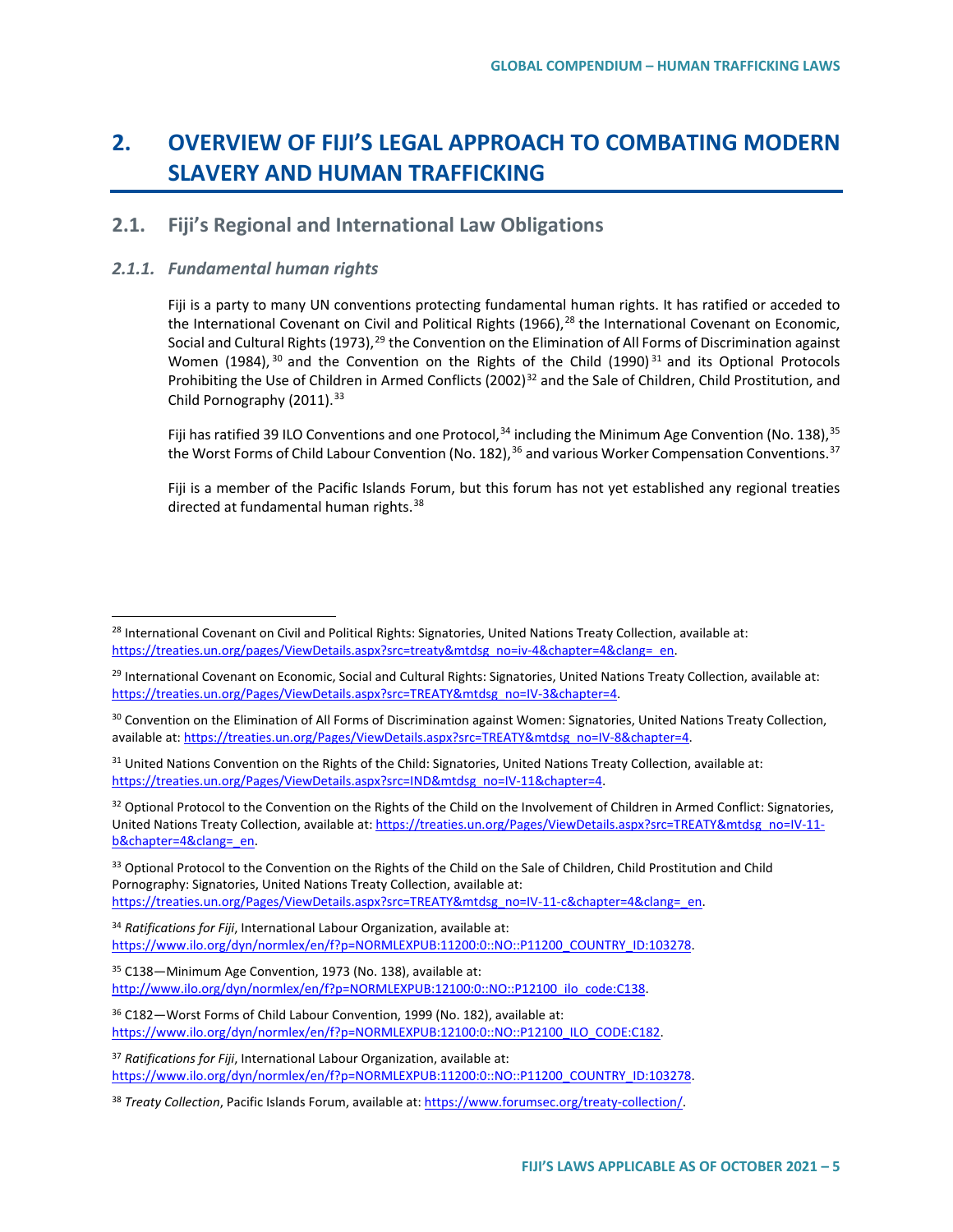# 2. OVERVIEW OF FIJI'S LEGAL APPROACH TO COMBATING MODERN SLAVERY AND HUMAN TRAFFICKING

## 2.1. Fiji's Regional and International Law Obligations

### *2.1.1. Fundamental human rights*

Fiji is a party to many UN conventions protecting fundamental human rights. It has ratified or acceded to the International Covenant on Civil and Political Rights (1966),[28] the International Covenant on Economic, Social and Cultural Rights (1973),[29] the Convention on the Elimination of All Forms of Discrimination against Women (1984),[30] and the Convention on the Rights of the Child (1990)[31] and its Optional Protocols Prohibiting the Use of Children in Armed Conflicts (2002)[32] and the Sale of Children, Child Prostitution, and Child Pornography (2011).[33]

Fiji has ratified 39 ILO Conventions and one Protocol,[34] including the Minimum Age Convention (No. 138),[35] the Worst Forms of Child Labour Convention (No. 182),[36] and various Worker Compensation Conventions.[37]

Fiji is a member of the Pacific Islands Forum, but this forum has not yet established any regional treaties directed at fundamental human rights.[38]

---

[28] International Covenant on Civil and Political Rights: Signatories, United Nations Treaty Collection, available at: https://treaties.un.org/pages/ViewDetails.aspx?src=treaty&mtdsg_no=iv-4&chapter=4&clang=_en.

[29] International Covenant on Economic, Social and Cultural Rights: Signatories, United Nations Treaty Collection, available at: https://treaties.un.org/Pages/ViewDetails.aspx?src=TREATY&mtdsg_no=IV-3&chapter=4.

[30] Convention on the Elimination of All Forms of Discrimination against Women: Signatories, United Nations Treaty Collection, available at: https://treaties.un.org/Pages/ViewDetails.aspx?src=TREATY&mtdsg_no=IV-8&chapter=4.

[31] United Nations Convention on the Rights of the Child: Signatories, United Nations Treaty Collection, available at: https://treaties.un.org/Pages/ViewDetails.aspx?src=IND&mtdsg_no=IV-11&chapter=4.

[32] Optional Protocol to the Convention on the Rights of the Child on the Involvement of Children in Armed Conflict: Signatories, United Nations Treaty Collection, available at: https://treaties.un.org/Pages/ViewDetails.aspx?src=TREATY&mtdsg_no=IV-11-b&chapter=4&clang=_en.

[33] Optional Protocol to the Convention on the Rights of the Child on the Sale of Children, Child Prostitution and Child Pornography: Signatories, United Nations Treaty Collection, available at: https://treaties.un.org/Pages/ViewDetails.aspx?src=TREATY&mtdsg_no=IV-11-c&chapter=4&clang=_en.

[34] *Ratifications for Fiji*, International Labour Organization, available at: https://www.ilo.org/dyn/normlex/en/f?p=NORMLEXPUB:11200:0::NO::P11200_COUNTRY_ID:103278.

[35] C138—Minimum Age Convention, 1973 (No. 138), available at: http://www.ilo.org/dyn/normlex/en/f?p=NORMLEXPUB:12100:0::NO::P12100_ilo_code:C138.

[36] C182—Worst Forms of Child Labour Convention, 1999 (No. 182), available at: https://www.ilo.org/dyn/normlex/en/f?p=NORMLEXPUB:12100:0::NO::P12100_ILO_CODE:C182.

[37] *Ratifications for Fiji*, International Labour Organization, available at: https://www.ilo.org/dyn/normlex/en/f?p=NORMLEXPUB:11200:0::NO::P11200_COUNTRY_ID:103278.

[38] *Treaty Collection*, Pacific Islands Forum, available at: https://www.forumsec.org/treaty-collection/.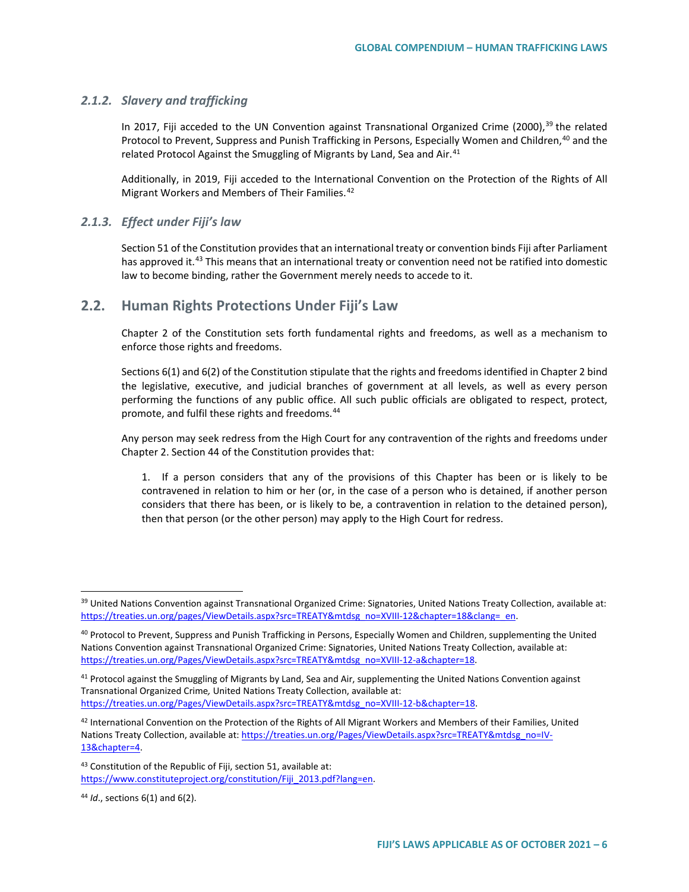### *2.1.2. Slavery and trafficking*

In 2017, Fiji acceded to the UN Convention against Transnational Organized Crime (2000),[39] the related Protocol to Prevent, Suppress and Punish Trafficking in Persons, Especially Women and Children,[40] and the related Protocol Against the Smuggling of Migrants by Land, Sea and Air.[41]

Additionally, in 2019, Fiji acceded to the International Convention on the Protection of the Rights of All Migrant Workers and Members of Their Families.[42]

### *2.1.3. Effect under Fiji's law*

Section 51 of the Constitution provides that an international treaty or convention binds Fiji after Parliament has approved it.[43] This means that an international treaty or convention need not be ratified into domestic law to become binding, rather the Government merely needs to accede to it.

## 2.2. Human Rights Protections Under Fiji's Law

Chapter 2 of the Constitution sets forth fundamental rights and freedoms, as well as a mechanism to enforce those rights and freedoms.

Sections 6(1) and 6(2) of the Constitution stipulate that the rights and freedoms identified in Chapter 2 bind the legislative, executive, and judicial branches of government at all levels, as well as every person performing the functions of any public office. All such public officials are obligated to respect, protect, promote, and fulfil these rights and freedoms.[44]

Any person may seek redress from the High Court for any contravention of the rights and freedoms under Chapter 2. Section 44 of the Constitution provides that:

> 1. If a person considers that any of the provisions of this Chapter has been or is likely to be contravened in relation to him or her (or, in the case of a person who is detained, if another person considers that there has been, or is likely to be, a contravention in relation to the detained person), then that person (or the other person) may apply to the High Court for redress.

---

[39] United Nations Convention against Transnational Organized Crime: Signatories, United Nations Treaty Collection, available at: https://treaties.un.org/pages/ViewDetails.aspx?src=TREATY&mtdsg_no=XVIII-12&chapter=18&clang=_en.

[40] Protocol to Prevent, Suppress and Punish Trafficking in Persons, Especially Women and Children, supplementing the United Nations Convention against Transnational Organized Crime: Signatories, United Nations Treaty Collection, available at: https://treaties.un.org/Pages/ViewDetails.aspx?src=TREATY&mtdsg_no=XVIII-12-a&chapter=18.

[41] Protocol against the Smuggling of Migrants by Land, Sea and Air, supplementing the United Nations Convention against Transnational Organized Crime*,* United Nations Treaty Collection, available at: https://treaties.un.org/Pages/ViewDetails.aspx?src=TREATY&mtdsg_no=XVIII-12-b&chapter=18.

[42] International Convention on the Protection of the Rights of All Migrant Workers and Members of their Families, United Nations Treaty Collection, available at: https://treaties.un.org/Pages/ViewDetails.aspx?src=TREATY&mtdsg_no=IV-13&chapter=4.

[43] Constitution of the Republic of Fiji, section 51, available at: https://www.constituteproject.org/constitution/Fiji_2013.pdf?lang=en.

[44] *Id*., sections 6(1) and 6(2).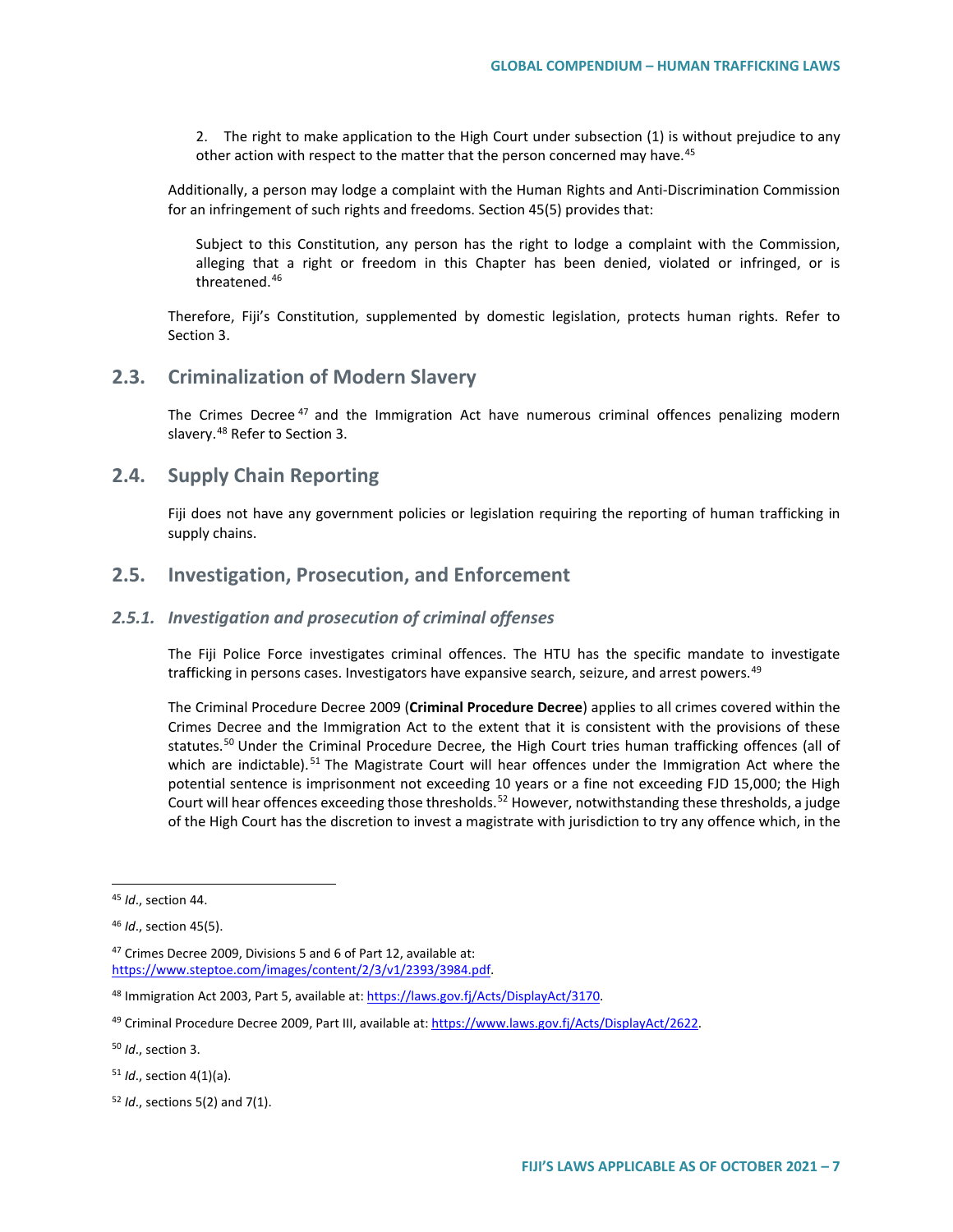2. The right to make application to the High Court under subsection (1) is without prejudice to any other action with respect to the matter that the person concerned may have.[45]

Additionally, a person may lodge a complaint with the Human Rights and Anti-Discrimination Commission for an infringement of such rights and freedoms. Section 45(5) provides that:

> Subject to this Constitution, any person has the right to lodge a complaint with the Commission, alleging that a right or freedom in this Chapter has been denied, violated or infringed, or is threatened.[46]

Therefore, Fiji's Constitution, supplemented by domestic legislation, protects human rights. Refer to Section 3.

## 2.3. Criminalization of Modern Slavery

The Crimes Decree[47] and the Immigration Act have numerous criminal offences penalizing modern slavery.[48] Refer to Section 3.

## 2.4. Supply Chain Reporting

Fiji does not have any government policies or legislation requiring the reporting of human trafficking in supply chains.

## 2.5. Investigation, Prosecution, and Enforcement

### *2.5.1. Investigation and prosecution of criminal offenses*

The Fiji Police Force investigates criminal offences. The HTU has the specific mandate to investigate trafficking in persons cases. Investigators have expansive search, seizure, and arrest powers.[49]

The Criminal Procedure Decree 2009 (**Criminal Procedure Decree**) applies to all crimes covered within the Crimes Decree and the Immigration Act to the extent that it is consistent with the provisions of these statutes.[50] Under the Criminal Procedure Decree, the High Court tries human trafficking offences (all of which are indictable).[51] The Magistrate Court will hear offences under the Immigration Act where the potential sentence is imprisonment not exceeding 10 years or a fine not exceeding FJD 15,000; the High Court will hear offences exceeding those thresholds.[52] However, notwithstanding these thresholds, a judge of the High Court has the discretion to invest a magistrate with jurisdiction to try any offence which, in the

---

[45] *Id*., section 44.

[46] *Id*., section 45(5).

[47] Crimes Decree 2009, Divisions 5 and 6 of Part 12, available at: https://www.steptoe.com/images/content/2/3/v1/2393/3984.pdf.

[48] Immigration Act 2003, Part 5, available at: https://laws.gov.fj/Acts/DisplayAct/3170.

[49] Criminal Procedure Decree 2009, Part III, available at: https://www.laws.gov.fj/Acts/DisplayAct/2622.

[50] *Id*., section 3.

[51] *Id*., section 4(1)(a).

[52] *Id*., sections 5(2) and 7(1).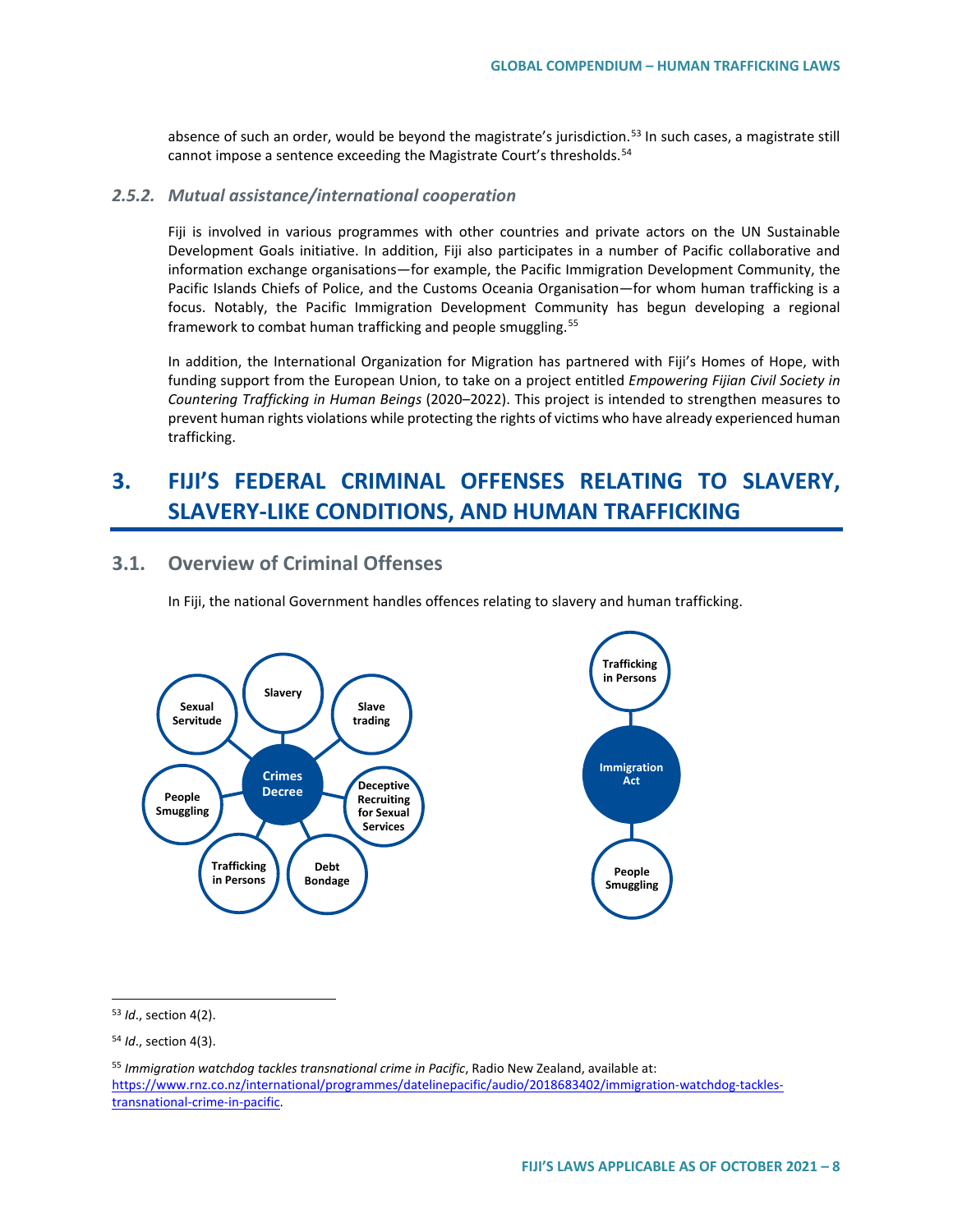absence of such an order, would be beyond the magistrate's jurisdiction.[53] In such cases, a magistrate still cannot impose a sentence exceeding the Magistrate Court's thresholds.[54]

### *2.5.2. Mutual assistance/international cooperation*

Fiji is involved in various programmes with other countries and private actors on the UN Sustainable Development Goals initiative. In addition, Fiji also participates in a number of Pacific collaborative and information exchange organisations—for example, the Pacific Immigration Development Community, the Pacific Islands Chiefs of Police, and the Customs Oceania Organisation—for whom human trafficking is a focus. Notably, the Pacific Immigration Development Community has begun developing a regional framework to combat human trafficking and people smuggling.[55]

In addition, the International Organization for Migration has partnered with Fiji's Homes of Hope, with funding support from the European Union, to take on a project entitled *Empowering Fijian Civil Society in Countering Trafficking in Human Beings* (2020–2022). This project is intended to strengthen measures to prevent human rights violations while protecting the rights of victims who have already experienced human trafficking.

# 3. FIJI'S FEDERAL CRIMINAL OFFENSES RELATING TO SLAVERY, SLAVERY-LIKE CONDITIONS, AND HUMAN TRAFFICKING

## 3.1. Overview of Criminal Offenses

In Fiji, the national Government handles offences relating to slavery and human trafficking.

**Crimes Decree**
- Slavery
- Slave trading
- Deceptive Recruiting for Sexual Services
- Debt Bondage
- Trafficking in Persons
- People Smuggling
- Sexual Servitude

**Immigration Act**
- Trafficking in Persons
- People Smuggling

---

[53] *Id*., section 4(2).

[54] *Id*., section 4(3).

[55] *Immigration watchdog tackles transnational crime in Pacific*, Radio New Zealand, available at: https://www.rnz.co.nz/international/programmes/datelinepacific/audio/2018683402/immigration-watchdog-tackles-transnational-crime-in-pacific.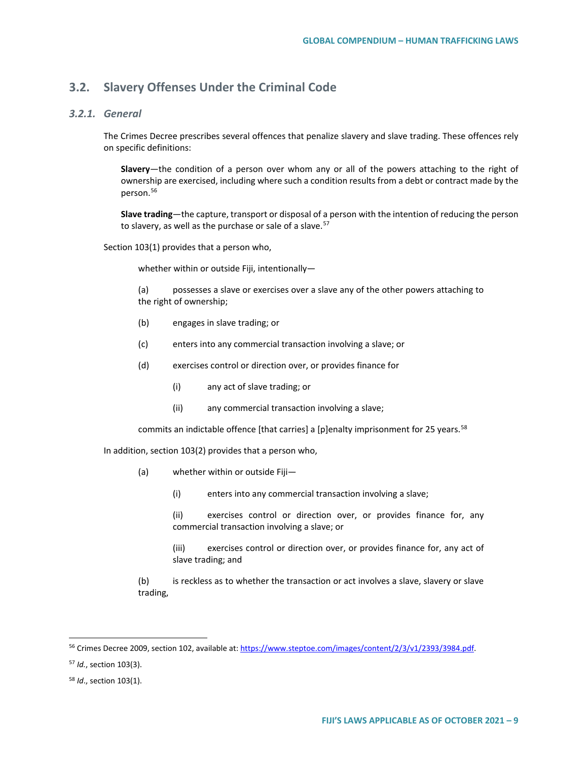## 3.2. Slavery Offenses Under the Criminal Code

### *3.2.1. General*

The Crimes Decree prescribes several offences that penalize slavery and slave trading. These offences rely on specific definitions:

> **Slavery**—the condition of a person over whom any or all of the powers attaching to the right of ownership are exercised, including where such a condition results from a debt or contract made by the person.[56]
>
> **Slave trading**—the capture, transport or disposal of a person with the intention of reducing the person to slavery, as well as the purchase or sale of a slave.[57]

Section 103(1) provides that a person who,

> whether within or outside Fiji, intentionally—
>
> (a) possesses a slave or exercises over a slave any of the other powers attaching to the right of ownership;
>
> (b) engages in slave trading; or
>
> (c) enters into any commercial transaction involving a slave; or
>
> (d) exercises control or direction over, or provides finance for
>
> > (i) any act of slave trading; or
> >
> > (ii) any commercial transaction involving a slave;
>
> commits an indictable offence [that carries] a [p]enalty imprisonment for 25 years.[58]

In addition, section 103(2) provides that a person who,

> (a) whether within or outside Fiji—
>
> > (i) enters into any commercial transaction involving a slave;
> >
> > (ii) exercises control or direction over, or provides finance for, any commercial transaction involving a slave; or
> >
> > (iii) exercises control or direction over, or provides finance for, any act of slave trading; and
>
> (b) is reckless as to whether the transaction or act involves a slave, slavery or slave trading,

---

[56] Crimes Decree 2009, section 102, available at: https://www.steptoe.com/images/content/2/3/v1/2393/3984.pdf.

[57] *Id.*, section 103(3).

[58] *Id*., section 103(1).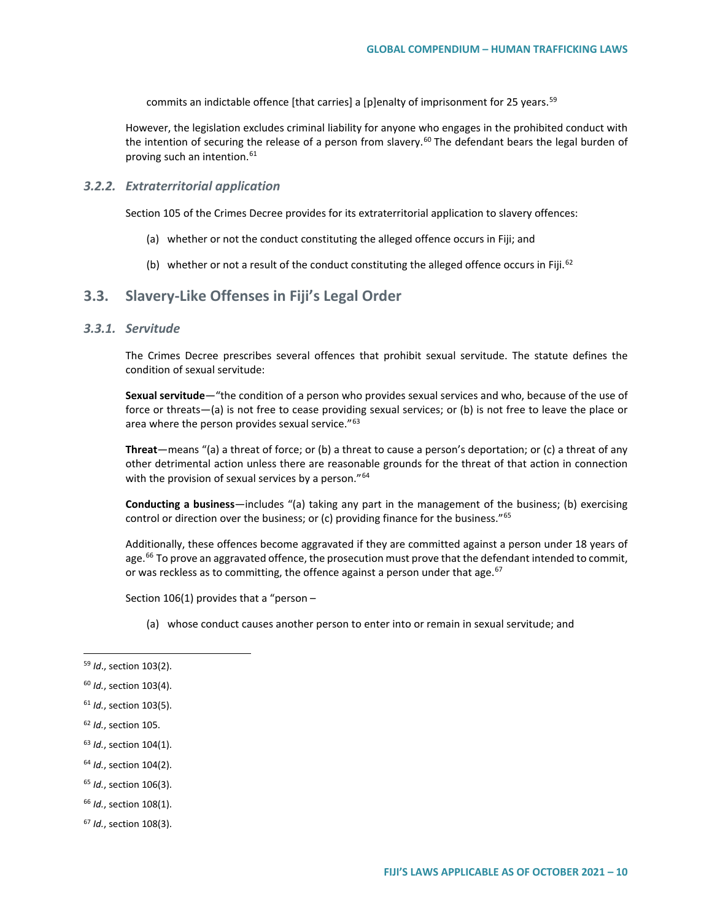commits an indictable offence [that carries] a [p]enalty of imprisonment for 25 years.[59]

However, the legislation excludes criminal liability for anyone who engages in the prohibited conduct with the intention of securing the release of a person from slavery.[60] The defendant bears the legal burden of proving such an intention.[61]

### *3.2.2. Extraterritorial application*

Section 105 of the Crimes Decree provides for its extraterritorial application to slavery offences:

(a) whether or not the conduct constituting the alleged offence occurs in Fiji; and

(b) whether or not a result of the conduct constituting the alleged offence occurs in Fiji.[62]

## 3.3. Slavery-Like Offenses in Fiji's Legal Order

### *3.3.1. Servitude*

The Crimes Decree prescribes several offences that prohibit sexual servitude. The statute defines the condition of sexual servitude:

**Sexual servitude**—"the condition of a person who provides sexual services and who, because of the use of force or threats—(a) is not free to cease providing sexual services; or (b) is not free to leave the place or area where the person provides sexual service."[63]

**Threat**—means "(a) a threat of force; or (b) a threat to cause a person's deportation; or (c) a threat of any other detrimental action unless there are reasonable grounds for the threat of that action in connection with the provision of sexual services by a person."[64]

**Conducting a business**—includes "(a) taking any part in the management of the business; (b) exercising control or direction over the business; or (c) providing finance for the business."[65]

Additionally, these offences become aggravated if they are committed against a person under 18 years of age.[66] To prove an aggravated offence, the prosecution must prove that the defendant intended to commit, or was reckless as to committing, the offence against a person under that age.[67]

Section 106(1) provides that a "person –

(a) whose conduct causes another person to enter into or remain in sexual servitude; and

---

[59] *Id*., section 103(2).

[60] *Id.*, section 103(4).

[61] *Id.*, section 103(5).

[62] *Id.*, section 105.

[63] *Id.*, section 104(1).

[64] *Id.*, section 104(2).

[65] *Id.*, section 106(3).

[66] *Id.*, section 108(1).

[67] *Id.*, section 108(3).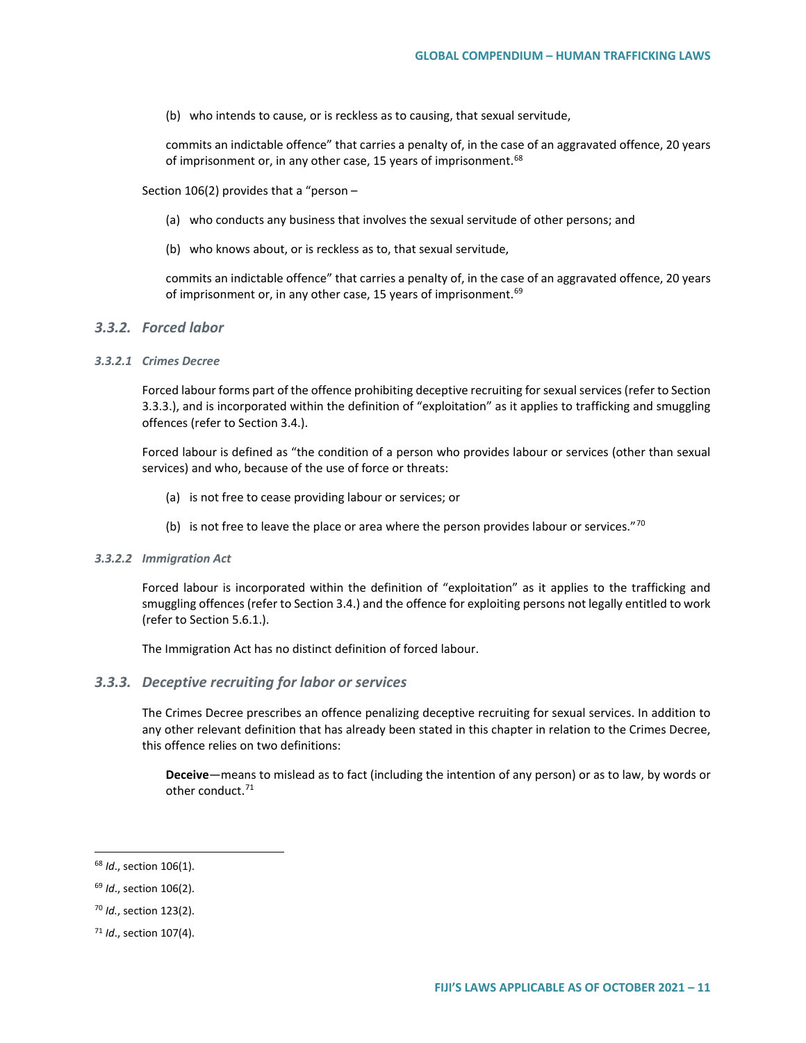(b) who intends to cause, or is reckless as to causing, that sexual servitude,

commits an indictable offence" that carries a penalty of, in the case of an aggravated offence, 20 years of imprisonment or, in any other case, 15 years of imprisonment.[68]

Section 106(2) provides that a "person –

(a) who conducts any business that involves the sexual servitude of other persons; and

(b) who knows about, or is reckless as to, that sexual servitude,

commits an indictable offence" that carries a penalty of, in the case of an aggravated offence, 20 years of imprisonment or, in any other case, 15 years of imprisonment.[69]

### *3.3.2. Forced labor*

#### *3.3.2.1 Crimes Decree*

Forced labour forms part of the offence prohibiting deceptive recruiting for sexual services (refer to Section 3.3.3.), and is incorporated within the definition of "exploitation" as it applies to trafficking and smuggling offences (refer to Section 3.4.).

Forced labour is defined as "the condition of a person who provides labour or services (other than sexual services) and who, because of the use of force or threats:

(a) is not free to cease providing labour or services; or

(b) is not free to leave the place or area where the person provides labour or services."[70]

#### *3.3.2.2 Immigration Act*

Forced labour is incorporated within the definition of "exploitation" as it applies to the trafficking and smuggling offences (refer to Section 3.4.) and the offence for exploiting persons not legally entitled to work (refer to Section 5.6.1.).

The Immigration Act has no distinct definition of forced labour.

### *3.3.3. Deceptive recruiting for labor or services*

The Crimes Decree prescribes an offence penalizing deceptive recruiting for sexual services. In addition to any other relevant definition that has already been stated in this chapter in relation to the Crimes Decree, this offence relies on two definitions:

**Deceive**—means to mislead as to fact (including the intention of any person) or as to law, by words or other conduct.[71]

---

[68] *Id*., section 106(1).

[69] *Id*., section 106(2).

[70] *Id.*, section 123(2).

[71] *Id*., section 107(4).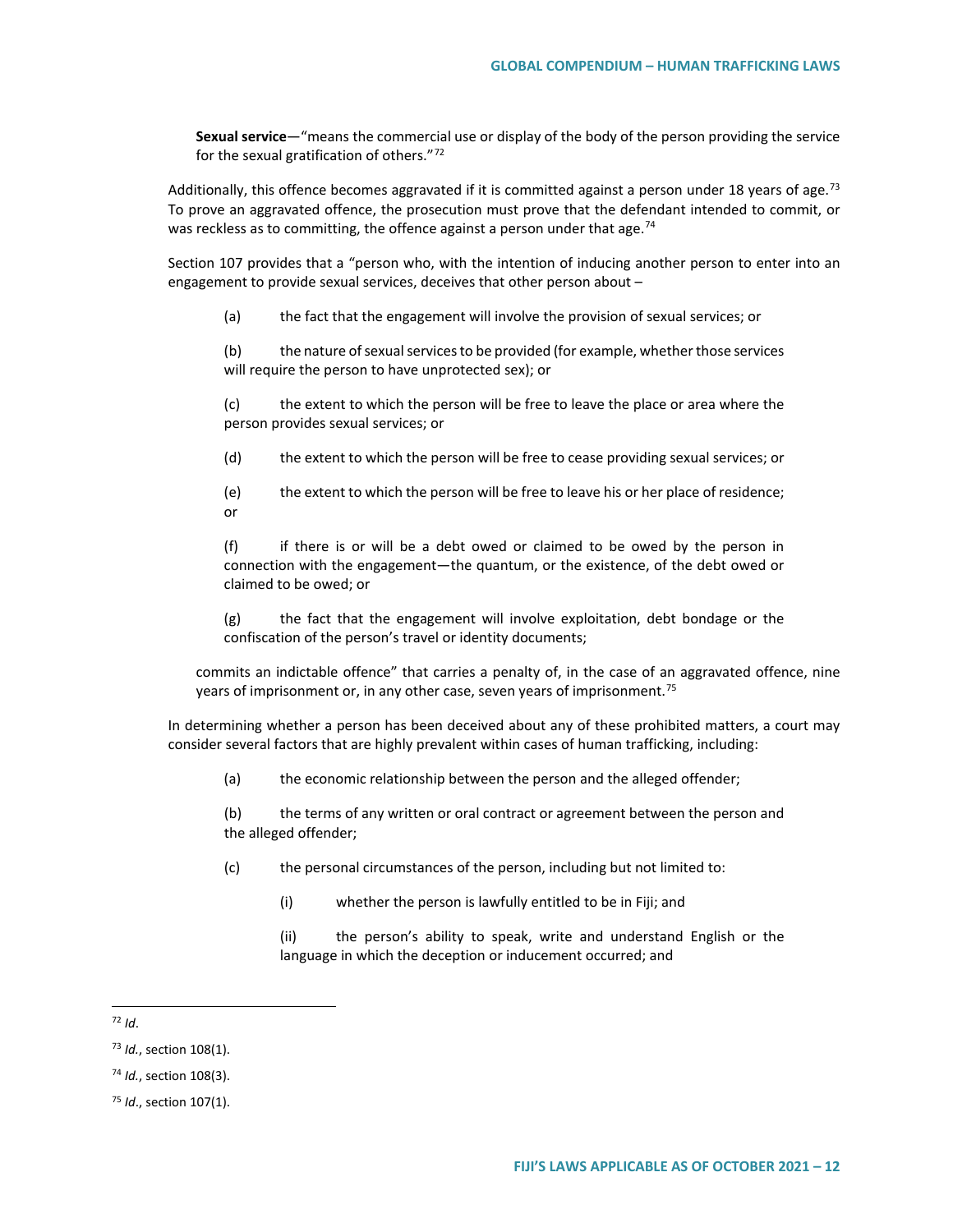**Sexual service**—"means the commercial use or display of the body of the person providing the service for the sexual gratification of others."[72]

Additionally, this offence becomes aggravated if it is committed against a person under 18 years of age.[73] To prove an aggravated offence, the prosecution must prove that the defendant intended to commit, or was reckless as to committing, the offence against a person under that age.[74]

Section 107 provides that a "person who, with the intention of inducing another person to enter into an engagement to provide sexual services, deceives that other person about –

(a) the fact that the engagement will involve the provision of sexual services; or

(b) the nature of sexual services to be provided (for example, whether those services will require the person to have unprotected sex); or

(c) the extent to which the person will be free to leave the place or area where the person provides sexual services; or

(d) the extent to which the person will be free to cease providing sexual services; or

(e) the extent to which the person will be free to leave his or her place of residence; or

(f) if there is or will be a debt owed or claimed to be owed by the person in connection with the engagement—the quantum, or the existence, of the debt owed or claimed to be owed; or

(g) the fact that the engagement will involve exploitation, debt bondage or the confiscation of the person's travel or identity documents;

commits an indictable offence" that carries a penalty of, in the case of an aggravated offence, nine years of imprisonment or, in any other case, seven years of imprisonment.[75]

In determining whether a person has been deceived about any of these prohibited matters, a court may consider several factors that are highly prevalent within cases of human trafficking, including:

(a) the economic relationship between the person and the alleged offender;

(b) the terms of any written or oral contract or agreement between the person and the alleged offender;

(c) the personal circumstances of the person, including but not limited to:

(i) whether the person is lawfully entitled to be in Fiji; and

(ii) the person's ability to speak, write and understand English or the language in which the deception or inducement occurred; and

---

[72] *Id*.

[73] *Id.*, section 108(1).

[74] *Id.*, section 108(3).

[75] *Id*., section 107(1).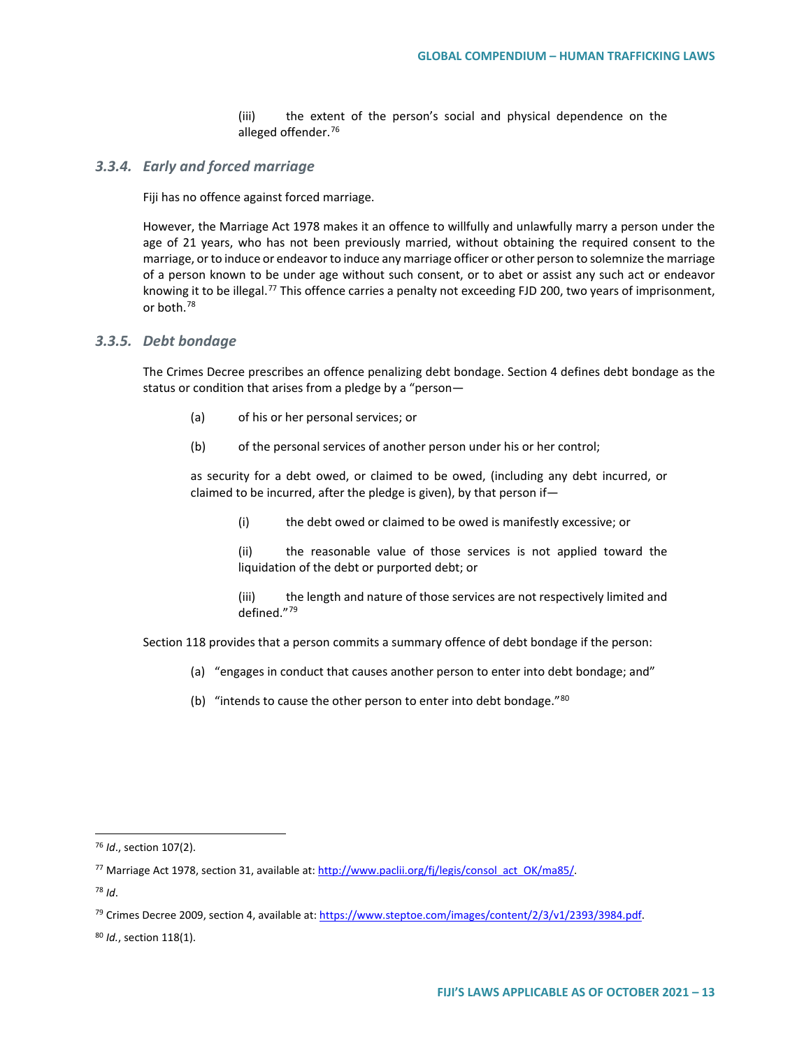(iii) the extent of the person's social and physical dependence on the alleged offender.[76]

### 3.3.4. Early and forced marriage

Fiji has no offence against forced marriage.

However, the Marriage Act 1978 makes it an offence to willfully and unlawfully marry a person under the age of 21 years, who has not been previously married, without obtaining the required consent to the marriage, or to induce or endeavor to induce any marriage officer or other person to solemnize the marriage of a person known to be under age without such consent, or to abet or assist any such act or endeavor knowing it to be illegal.[77] This offence carries a penalty not exceeding FJD 200, two years of imprisonment, or both.[78]

### 3.3.5. Debt bondage

The Crimes Decree prescribes an offence penalizing debt bondage. Section 4 defines debt bondage as the status or condition that arises from a pledge by a "person—

(a) of his or her personal services; or

(b) of the personal services of another person under his or her control;

as security for a debt owed, or claimed to be owed, (including any debt incurred, or claimed to be incurred, after the pledge is given), by that person if—

(i) the debt owed or claimed to be owed is manifestly excessive; or

(ii) the reasonable value of those services is not applied toward the liquidation of the debt or purported debt; or

(iii) the length and nature of those services are not respectively limited and defined."[79]

Section 118 provides that a person commits a summary offence of debt bondage if the person:

(a) "engages in conduct that causes another person to enter into debt bondage; and"

(b) "intends to cause the other person to enter into debt bondage."[80]

---

[76] *Id*., section 107(2).

[77] Marriage Act 1978, section 31, available at: http://www.paclii.org/fj/legis/consol_act_OK/ma85/.

[78] *Id*.

[79] Crimes Decree 2009, section 4, available at: https://www.steptoe.com/images/content/2/3/v1/2393/3984.pdf.

[80] *Id.*, section 118(1).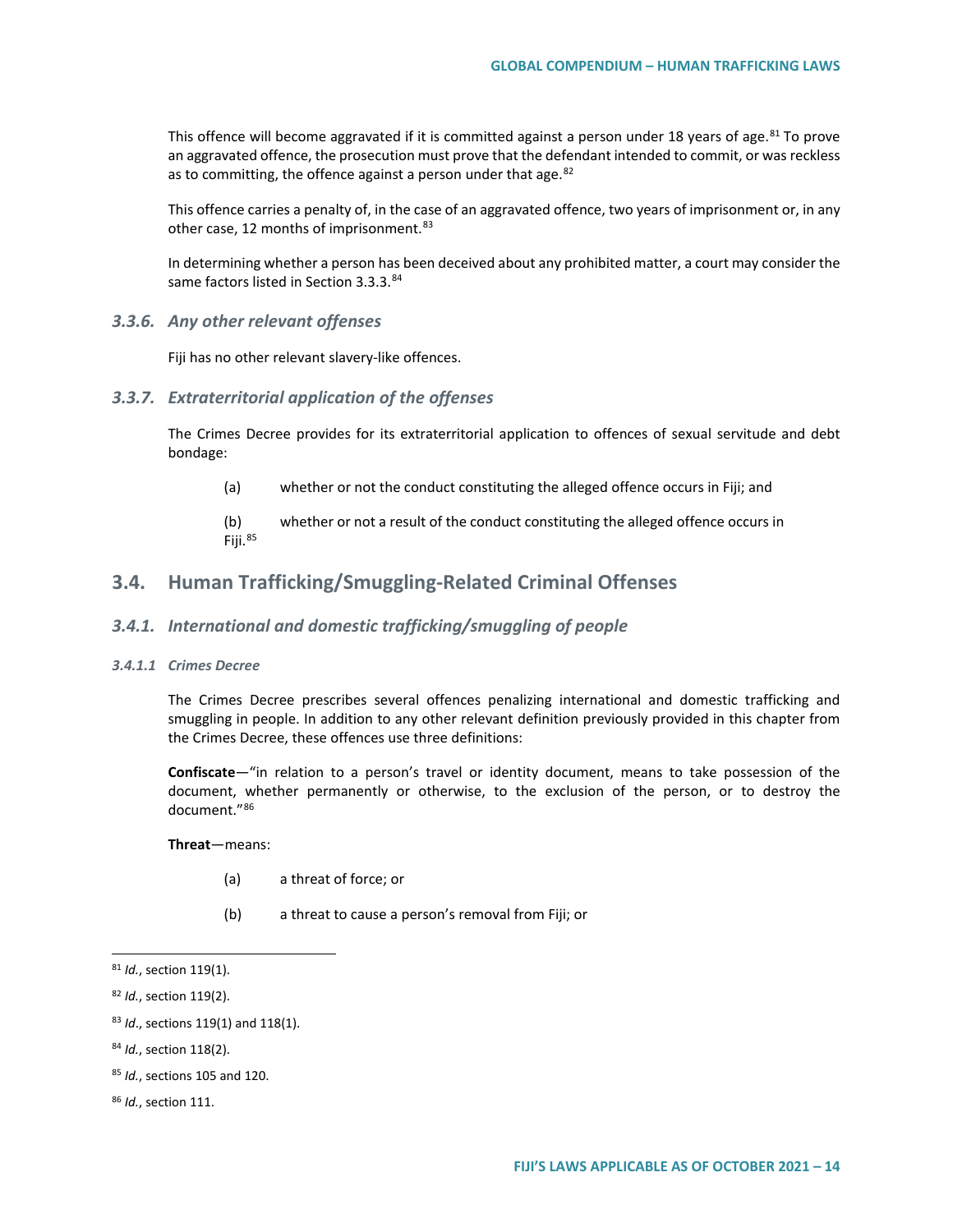This offence will become aggravated if it is committed against a person under 18 years of age.[81] To prove an aggravated offence, the prosecution must prove that the defendant intended to commit, or was reckless as to committing, the offence against a person under that age.[82]

This offence carries a penalty of, in the case of an aggravated offence, two years of imprisonment or, in any other case, 12 months of imprisonment.[83]

In determining whether a person has been deceived about any prohibited matter, a court may consider the same factors listed in Section 3.3.3.[84]

### *3.3.6. Any other relevant offenses*

Fiji has no other relevant slavery-like offences.

### *3.3.7. Extraterritorial application of the offenses*

The Crimes Decree provides for its extraterritorial application to offences of sexual servitude and debt bondage:

(a) whether or not the conduct constituting the alleged offence occurs in Fiji; and

(b) whether or not a result of the conduct constituting the alleged offence occurs in Fiji.[85]

## 3.4. Human Trafficking/Smuggling-Related Criminal Offenses

### *3.4.1. International and domestic trafficking/smuggling of people*

#### *3.4.1.1 Crimes Decree*

The Crimes Decree prescribes several offences penalizing international and domestic trafficking and smuggling in people. In addition to any other relevant definition previously provided in this chapter from the Crimes Decree, these offences use three definitions:

**Confiscate**—"in relation to a person's travel or identity document, means to take possession of the document, whether permanently or otherwise, to the exclusion of the person, or to destroy the document."[86]

**Threat**—means:

(a) a threat of force; or

(b) a threat to cause a person's removal from Fiji; or

---

[81] *Id.*, section 119(1).

[82] *Id.*, section 119(2).

[83] *Id*., sections 119(1) and 118(1).

[84] *Id.*, section 118(2).

[85] *Id.*, sections 105 and 120.

[86] *Id.*, section 111.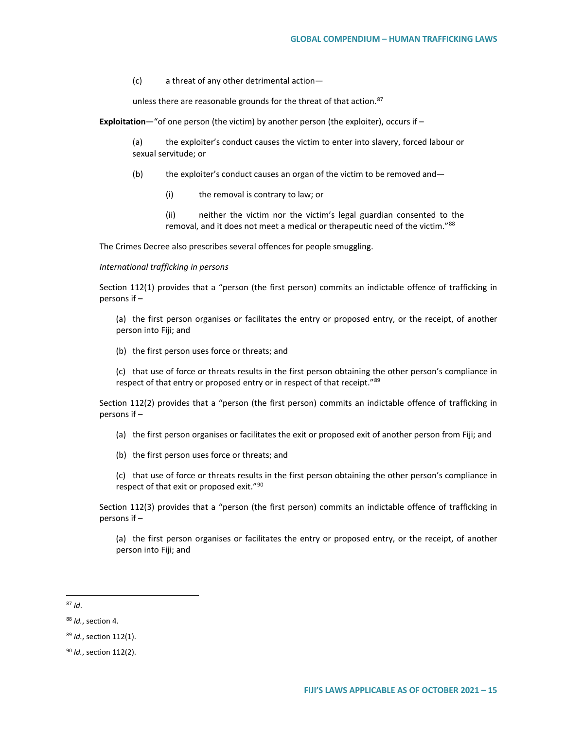(c) a threat of any other detrimental action—

unless there are reasonable grounds for the threat of that action.[87]

**Exploitation**—"of one person (the victim) by another person (the exploiter), occurs if –

(a) the exploiter's conduct causes the victim to enter into slavery, forced labour or sexual servitude; or

(b) the exploiter's conduct causes an organ of the victim to be removed and—

(i) the removal is contrary to law; or

(ii) neither the victim nor the victim's legal guardian consented to the removal, and it does not meet a medical or therapeutic need of the victim."[88]

The Crimes Decree also prescribes several offences for people smuggling.

*International trafficking in persons*

Section 112(1) provides that a "person (the first person) commits an indictable offence of trafficking in persons if –

(a) the first person organises or facilitates the entry or proposed entry, or the receipt, of another person into Fiji; and

(b) the first person uses force or threats; and

(c) that use of force or threats results in the first person obtaining the other person's compliance in respect of that entry or proposed entry or in respect of that receipt."[89]

Section 112(2) provides that a "person (the first person) commits an indictable offence of trafficking in persons if –

(a) the first person organises or facilitates the exit or proposed exit of another person from Fiji; and

(b) the first person uses force or threats; and

(c) that use of force or threats results in the first person obtaining the other person's compliance in respect of that exit or proposed exit."[90]

Section 112(3) provides that a "person (the first person) commits an indictable offence of trafficking in persons if –

(a) the first person organises or facilitates the entry or proposed entry, or the receipt, of another person into Fiji; and

---

[87] *Id*.

[88] *Id.*, section 4.

[89] *Id.*, section 112(1).

[90] *Id.*, section 112(2).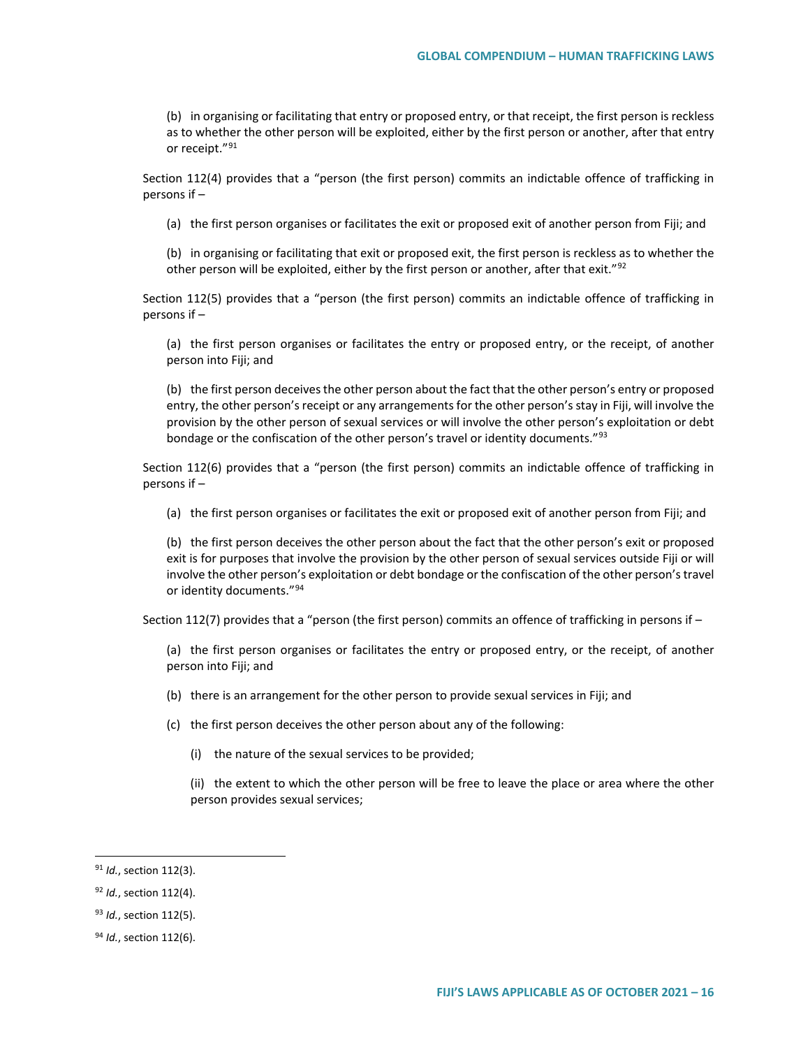(b) in organising or facilitating that entry or proposed entry, or that receipt, the first person is reckless as to whether the other person will be exploited, either by the first person or another, after that entry or receipt."[91]

Section 112(4) provides that a "person (the first person) commits an indictable offence of trafficking in persons if –

(a) the first person organises or facilitates the exit or proposed exit of another person from Fiji; and

(b) in organising or facilitating that exit or proposed exit, the first person is reckless as to whether the other person will be exploited, either by the first person or another, after that exit."[92]

Section 112(5) provides that a "person (the first person) commits an indictable offence of trafficking in persons if –

(a) the first person organises or facilitates the entry or proposed entry, or the receipt, of another person into Fiji; and

(b) the first person deceives the other person about the fact that the other person's entry or proposed entry, the other person's receipt or any arrangements for the other person's stay in Fiji, will involve the provision by the other person of sexual services or will involve the other person's exploitation or debt bondage or the confiscation of the other person's travel or identity documents."[93]

Section 112(6) provides that a "person (the first person) commits an indictable offence of trafficking in persons if –

(a) the first person organises or facilitates the exit or proposed exit of another person from Fiji; and

(b) the first person deceives the other person about the fact that the other person's exit or proposed exit is for purposes that involve the provision by the other person of sexual services outside Fiji or will involve the other person's exploitation or debt bondage or the confiscation of the other person's travel or identity documents."[94]

Section 112(7) provides that a "person (the first person) commits an offence of trafficking in persons if –

(a) the first person organises or facilitates the entry or proposed entry, or the receipt, of another person into Fiji; and

(b) there is an arrangement for the other person to provide sexual services in Fiji; and

(c) the first person deceives the other person about any of the following:

(i) the nature of the sexual services to be provided;

(ii) the extent to which the other person will be free to leave the place or area where the other person provides sexual services;

---

[91] *Id.*, section 112(3).

[92] *Id.*, section 112(4).

[93] *Id.*, section 112(5).

[94] *Id.*, section 112(6).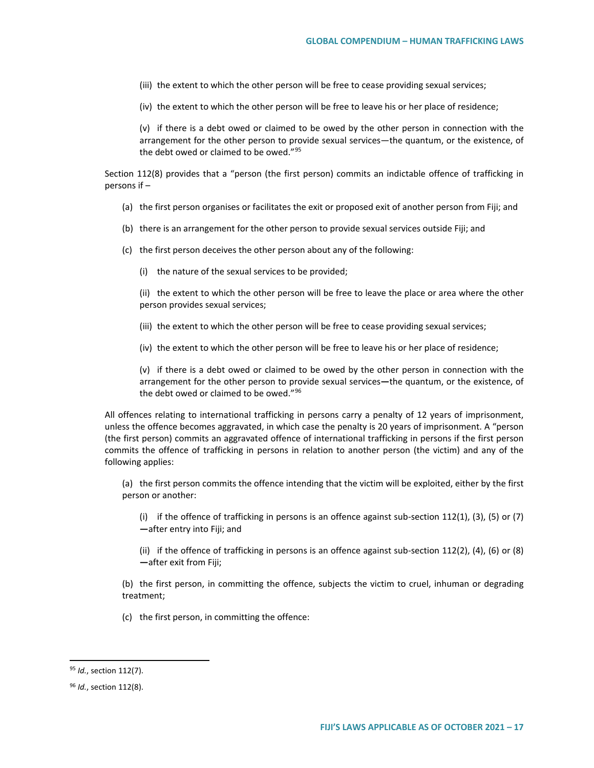(iii) the extent to which the other person will be free to cease providing sexual services;

(iv) the extent to which the other person will be free to leave his or her place of residence;

(v) if there is a debt owed or claimed to be owed by the other person in connection with the arrangement for the other person to provide sexual services—the quantum, or the existence, of the debt owed or claimed to be owed."[95]

Section 112(8) provides that a "person (the first person) commits an indictable offence of trafficking in persons if –

(a) the first person organises or facilitates the exit or proposed exit of another person from Fiji; and

(b) there is an arrangement for the other person to provide sexual services outside Fiji; and

(c) the first person deceives the other person about any of the following:

(i) the nature of the sexual services to be provided;

(ii) the extent to which the other person will be free to leave the place or area where the other person provides sexual services;

(iii) the extent to which the other person will be free to cease providing sexual services;

(iv) the extent to which the other person will be free to leave his or her place of residence;

(v) if there is a debt owed or claimed to be owed by the other person in connection with the arrangement for the other person to provide sexual services—the quantum, or the existence, of the debt owed or claimed to be owed."[96]

All offences relating to international trafficking in persons carry a penalty of 12 years of imprisonment, unless the offence becomes aggravated, in which case the penalty is 20 years of imprisonment. A "person (the first person) commits an aggravated offence of international trafficking in persons if the first person commits the offence of trafficking in persons in relation to another person (the victim) and any of the following applies:

(a) the first person commits the offence intending that the victim will be exploited, either by the first person or another:

(i) if the offence of trafficking in persons is an offence against sub-section 112(1), (3), (5) or (7)—after entry into Fiji; and

(ii) if the offence of trafficking in persons is an offence against sub-section 112(2), (4), (6) or (8)—after exit from Fiji;

(b) the first person, in committing the offence, subjects the victim to cruel, inhuman or degrading treatment;

(c) the first person, in committing the offence:

---

[95] *Id.*, section 112(7).

[96] *Id.*, section 112(8).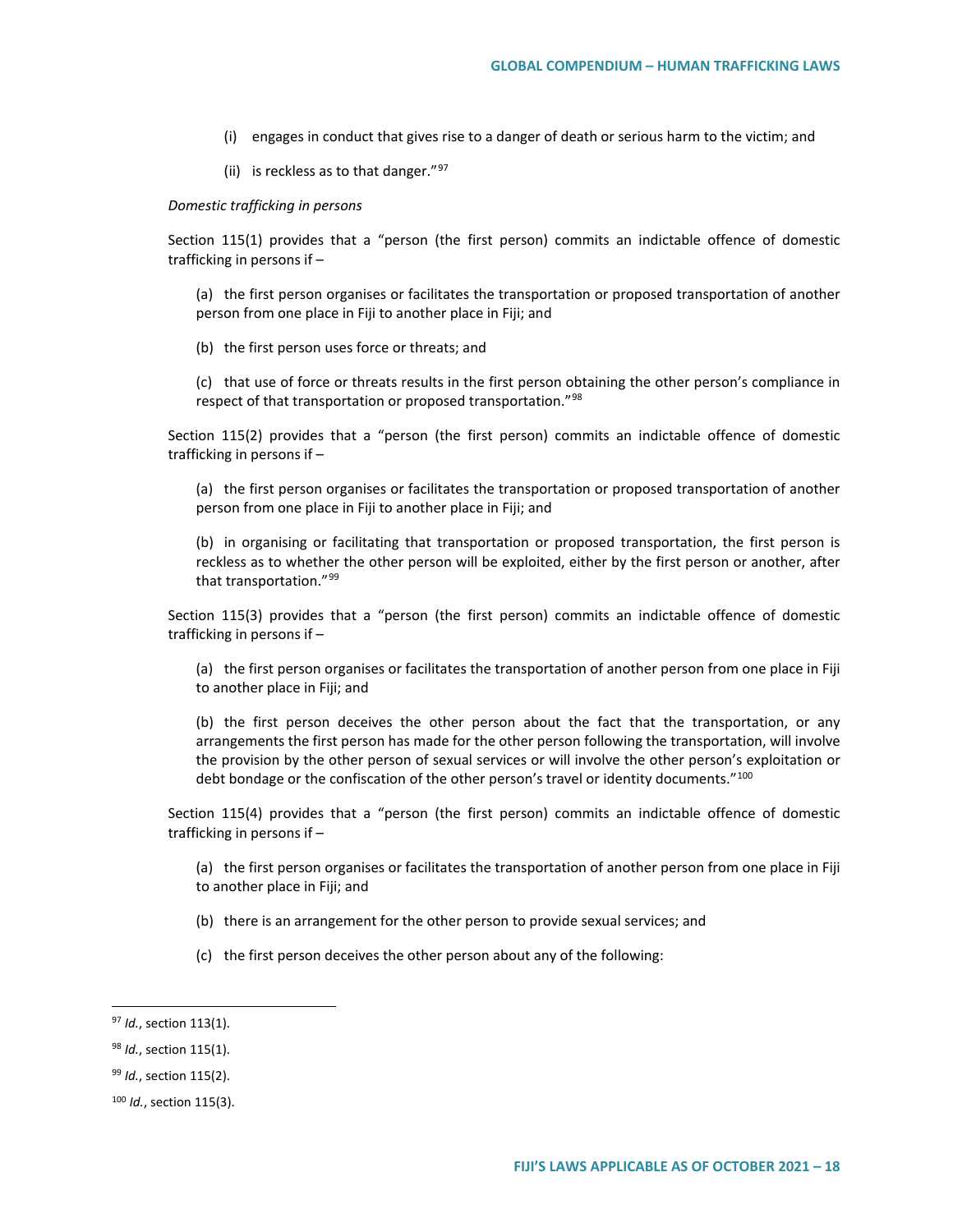(i) engages in conduct that gives rise to a danger of death or serious harm to the victim; and

(ii) is reckless as to that danger."[97]

*Domestic trafficking in persons*

Section 115(1) provides that a "person (the first person) commits an indictable offence of domestic trafficking in persons if –

(a) the first person organises or facilitates the transportation or proposed transportation of another person from one place in Fiji to another place in Fiji; and

(b) the first person uses force or threats; and

(c) that use of force or threats results in the first person obtaining the other person's compliance in respect of that transportation or proposed transportation."[98]

Section 115(2) provides that a "person (the first person) commits an indictable offence of domestic trafficking in persons if –

(a) the first person organises or facilitates the transportation or proposed transportation of another person from one place in Fiji to another place in Fiji; and

(b) in organising or facilitating that transportation or proposed transportation, the first person is reckless as to whether the other person will be exploited, either by the first person or another, after that transportation."[99]

Section 115(3) provides that a "person (the first person) commits an indictable offence of domestic trafficking in persons if –

(a) the first person organises or facilitates the transportation of another person from one place in Fiji to another place in Fiji; and

(b) the first person deceives the other person about the fact that the transportation, or any arrangements the first person has made for the other person following the transportation, will involve the provision by the other person of sexual services or will involve the other person's exploitation or debt bondage or the confiscation of the other person's travel or identity documents."[100]

Section 115(4) provides that a "person (the first person) commits an indictable offence of domestic trafficking in persons if –

(a) the first person organises or facilitates the transportation of another person from one place in Fiji to another place in Fiji; and

(b) there is an arrangement for the other person to provide sexual services; and

(c) the first person deceives the other person about any of the following:

---

[97] *Id.*, section 113(1).

[98] *Id.*, section 115(1).

[99] *Id.*, section 115(2).

[100] *Id.*, section 115(3).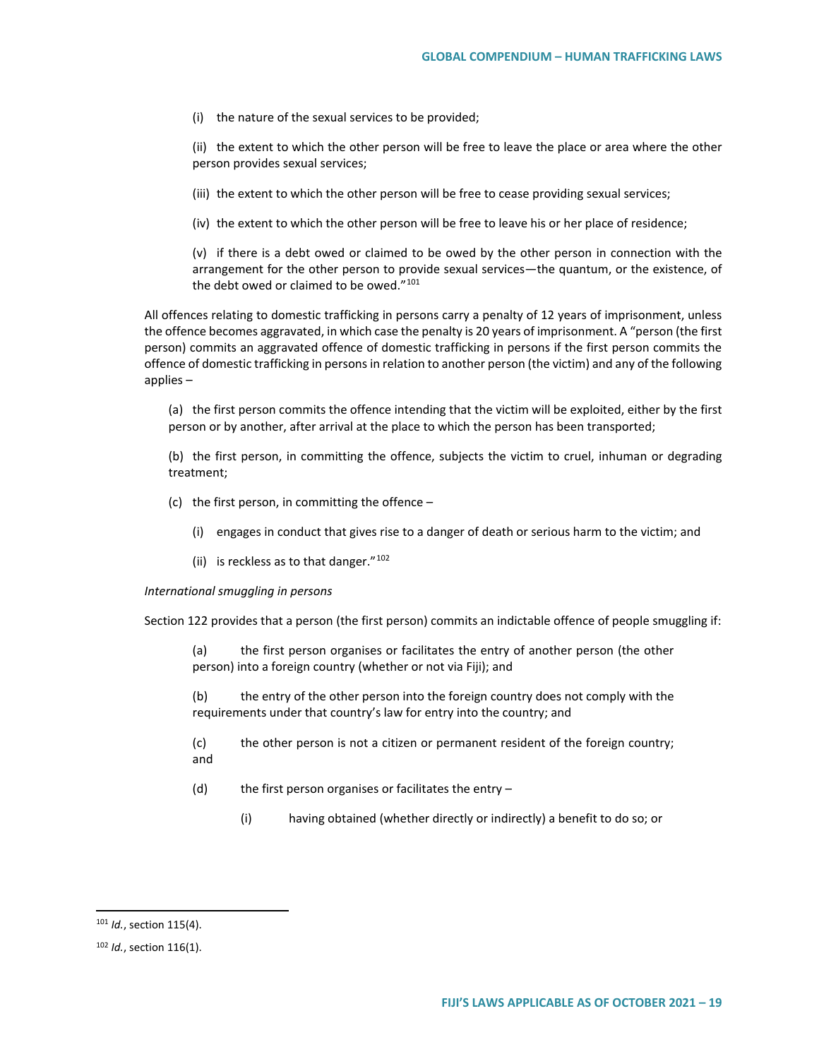(i) the nature of the sexual services to be provided;

(ii) the extent to which the other person will be free to leave the place or area where the other person provides sexual services;

(iii) the extent to which the other person will be free to cease providing sexual services;

(iv) the extent to which the other person will be free to leave his or her place of residence;

(v) if there is a debt owed or claimed to be owed by the other person in connection with the arrangement for the other person to provide sexual services—the quantum, or the existence, of the debt owed or claimed to be owed."[101]

All offences relating to domestic trafficking in persons carry a penalty of 12 years of imprisonment, unless the offence becomes aggravated, in which case the penalty is 20 years of imprisonment. A "person (the first person) commits an aggravated offence of domestic trafficking in persons if the first person commits the offence of domestic trafficking in persons in relation to another person (the victim) and any of the following applies –

(a) the first person commits the offence intending that the victim will be exploited, either by the first person or by another, after arrival at the place to which the person has been transported;

(b) the first person, in committing the offence, subjects the victim to cruel, inhuman or degrading treatment;

(c) the first person, in committing the offence –

(i) engages in conduct that gives rise to a danger of death or serious harm to the victim; and

(ii) is reckless as to that danger."[102]

*International smuggling in persons*

Section 122 provides that a person (the first person) commits an indictable offence of people smuggling if:

(a) the first person organises or facilitates the entry of another person (the other person) into a foreign country (whether or not via Fiji); and

(b) the entry of the other person into the foreign country does not comply with the requirements under that country's law for entry into the country; and

(c) the other person is not a citizen or permanent resident of the foreign country; and

(d) the first person organises or facilitates the entry –

(i) having obtained (whether directly or indirectly) a benefit to do so; or

---

[101] *Id.*, section 115(4).

[102] *Id.*, section 116(1).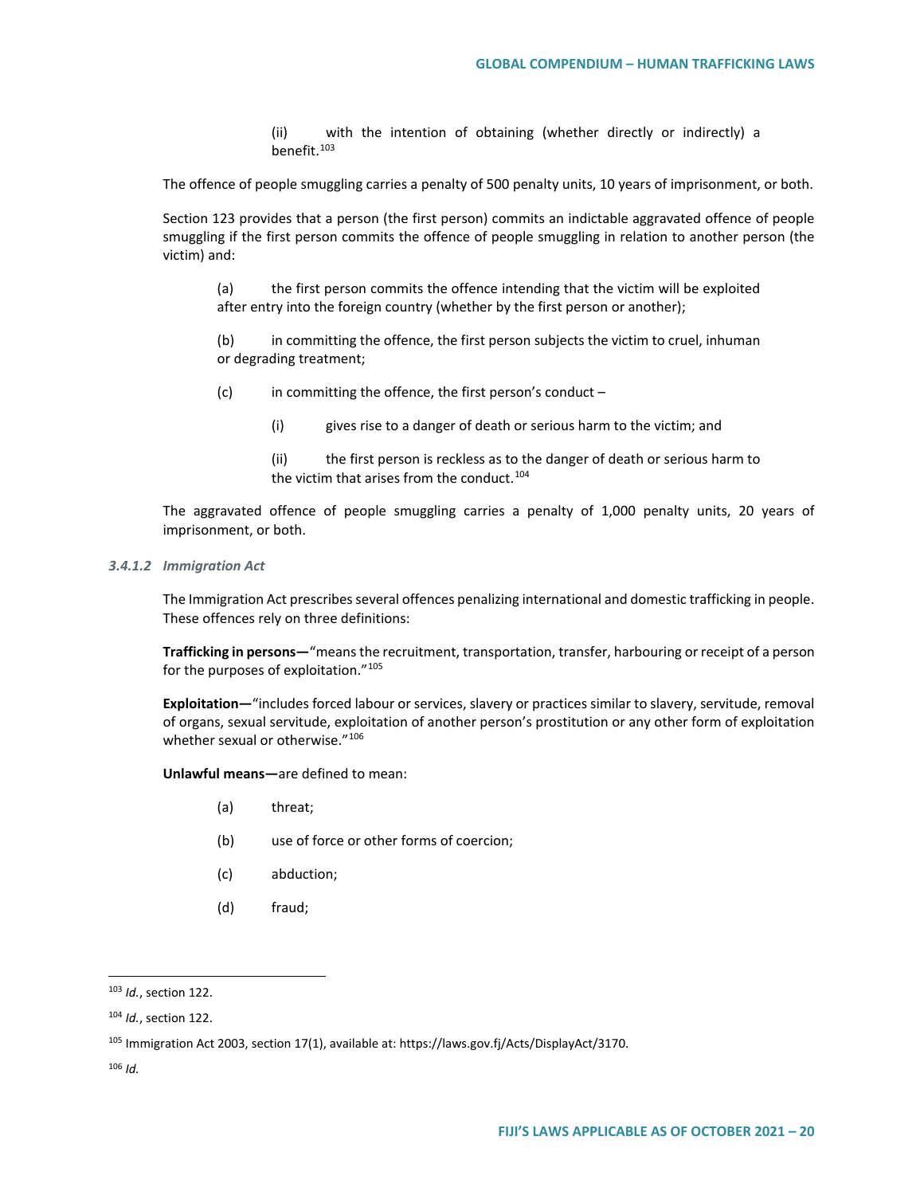(ii) with the intention of obtaining (whether directly or indirectly) a benefit.[103]

The offence of people smuggling carries a penalty of 500 penalty units, 10 years of imprisonment, or both.

Section 123 provides that a person (the first person) commits an indictable aggravated offence of people smuggling if the first person commits the offence of people smuggling in relation to another person (the victim) and:

> (a) the first person commits the offence intending that the victim will be exploited after entry into the foreign country (whether by the first person or another);
>
> (b) in committing the offence, the first person subjects the victim to cruel, inhuman or degrading treatment;
>
> (c) in committing the offence, the first person's conduct –
>
> > (i) gives rise to a danger of death or serious harm to the victim; and
> >
> > (ii) the first person is reckless as to the danger of death or serious harm to the victim that arises from the conduct.[104]

The aggravated offence of people smuggling carries a penalty of 1,000 penalty units, 20 years of imprisonment, or both.

#### *3.4.1.2 Immigration Act*

The Immigration Act prescribes several offences penalizing international and domestic trafficking in people. These offences rely on three definitions:

**Trafficking in persons—**"means the recruitment, transportation, transfer, harbouring or receipt of a person for the purposes of exploitation."[105]

**Exploitation—**"includes forced labour or services, slavery or practices similar to slavery, servitude, removal of organs, sexual servitude, exploitation of another person's prostitution or any other form of exploitation whether sexual or otherwise."[106]

**Unlawful means—**are defined to mean:

> (a) threat;
>
> (b) use of force or other forms of coercion;
>
> (c) abduction;
>
> (d) fraud;

---

[103] *Id.*, section 122.

[104] *Id.*, section 122.

[105] Immigration Act 2003, section 17(1), available at: https://laws.gov.fj/Acts/DisplayAct/3170.

[106] *Id.*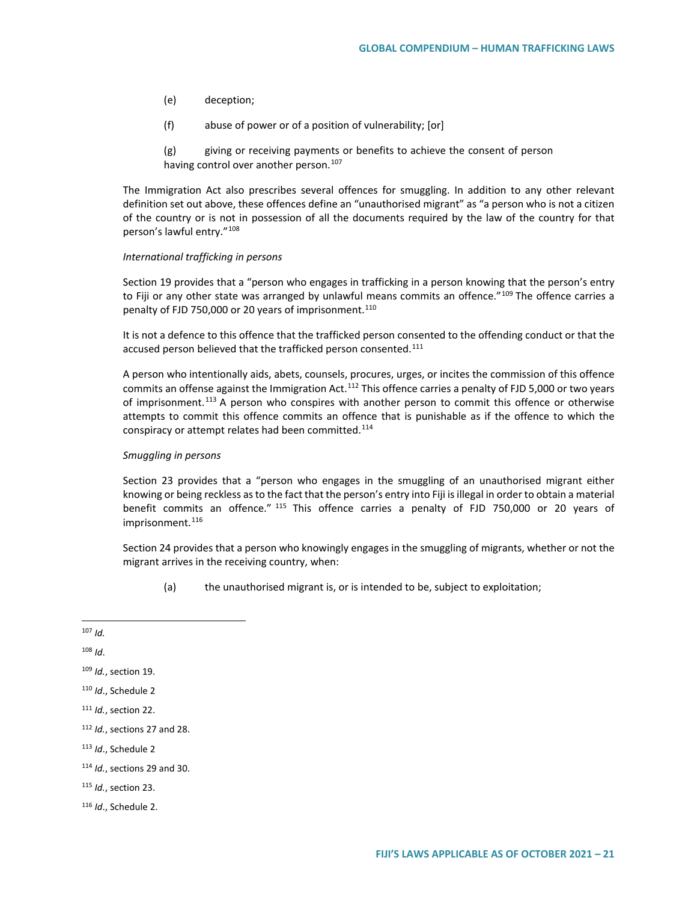(e) deception;

(f) abuse of power or of a position of vulnerability; [or]

(g) giving or receiving payments or benefits to achieve the consent of person having control over another person.[107]

The Immigration Act also prescribes several offences for smuggling. In addition to any other relevant definition set out above, these offences define an "unauthorised migrant" as "a person who is not a citizen of the country or is not in possession of all the documents required by the law of the country for that person's lawful entry."[108]

*International trafficking in persons*

Section 19 provides that a "person who engages in trafficking in a person knowing that the person's entry to Fiji or any other state was arranged by unlawful means commits an offence."[109] The offence carries a penalty of FJD 750,000 or 20 years of imprisonment.[110]

It is not a defence to this offence that the trafficked person consented to the offending conduct or that the accused person believed that the trafficked person consented.[111]

A person who intentionally aids, abets, counsels, procures, urges, or incites the commission of this offence commits an offense against the Immigration Act.[112] This offence carries a penalty of FJD 5,000 or two years of imprisonment.[113] A person who conspires with another person to commit this offence or otherwise attempts to commit this offence commits an offence that is punishable as if the offence to which the conspiracy or attempt relates had been committed.[114]

*Smuggling in persons*

Section 23 provides that a "person who engages in the smuggling of an unauthorised migrant either knowing or being reckless as to the fact that the person's entry into Fiji is illegal in order to obtain a material benefit commits an offence."[115] This offence carries a penalty of FJD 750,000 or 20 years of imprisonment.[116]

Section 24 provides that a person who knowingly engages in the smuggling of migrants, whether or not the migrant arrives in the receiving country, when:

(a) the unauthorised migrant is, or is intended to be, subject to exploitation;

---

[107] *Id.*

[108] *Id*.

[109] *Id.*, section 19.

[110] *Id*., Schedule 2

[111] *Id.*, section 22.

[112] *Id.*, sections 27 and 28.

[113] *Id*., Schedule 2

[114] *Id.*, sections 29 and 30.

[115] *Id.*, section 23.

[116] *Id*., Schedule 2.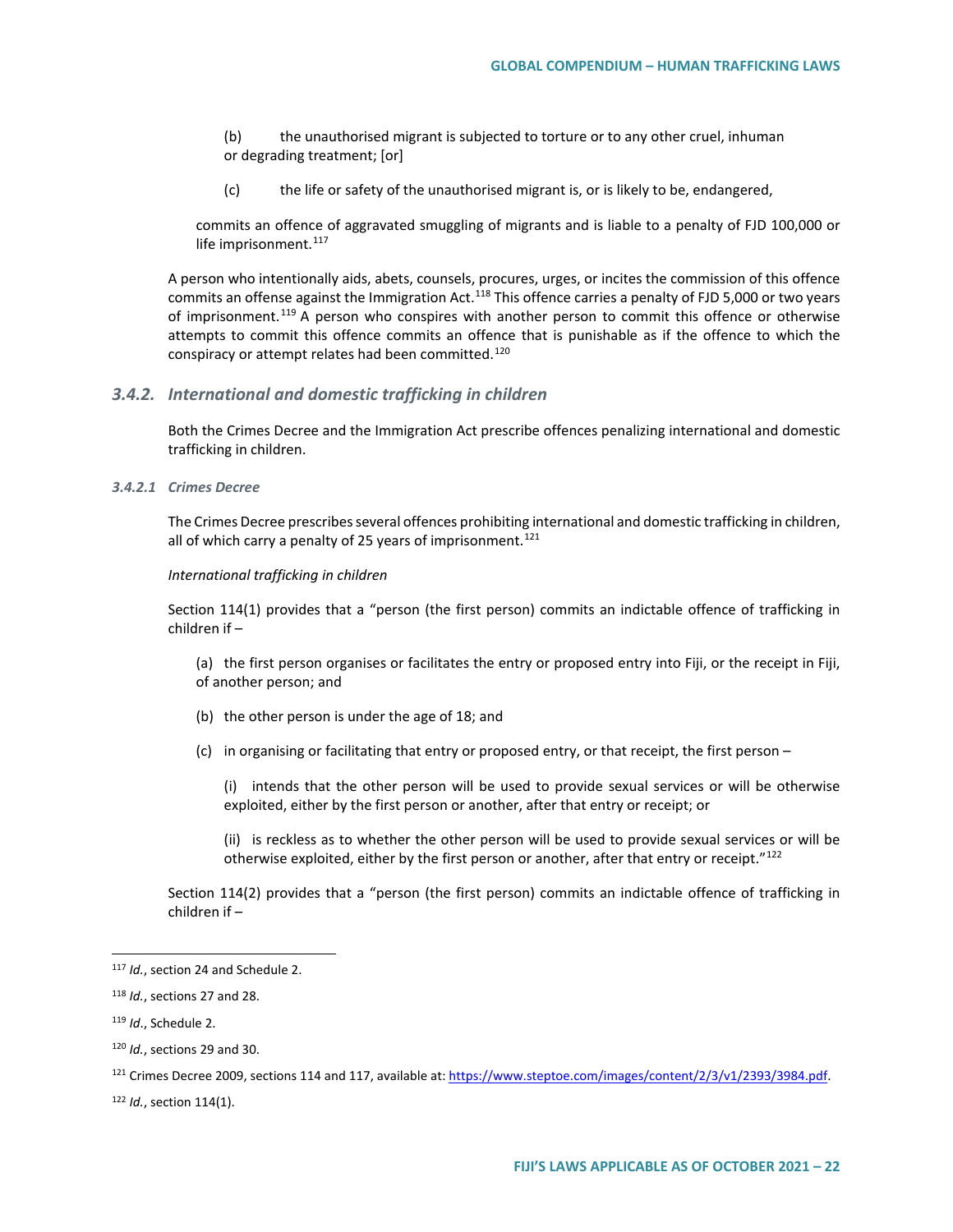(b) the unauthorised migrant is subjected to torture or to any other cruel, inhuman or degrading treatment; [or]

(c) the life or safety of the unauthorised migrant is, or is likely to be, endangered,

commits an offence of aggravated smuggling of migrants and is liable to a penalty of FJD 100,000 or life imprisonment.[117]

A person who intentionally aids, abets, counsels, procures, urges, or incites the commission of this offence commits an offense against the Immigration Act.[118] This offence carries a penalty of FJD 5,000 or two years of imprisonment.[119] A person who conspires with another person to commit this offence or otherwise attempts to commit this offence commits an offence that is punishable as if the offence to which the conspiracy or attempt relates had been committed.[120]

### 3.4.2. International and domestic trafficking in children

Both the Crimes Decree and the Immigration Act prescribe offences penalizing international and domestic trafficking in children.

#### 3.4.2.1 Crimes Decree

The Crimes Decree prescribes several offences prohibiting international and domestic trafficking in children, all of which carry a penalty of 25 years of imprisonment.[121]

*International trafficking in children*

Section 114(1) provides that a "person (the first person) commits an indictable offence of trafficking in children if –

(a) the first person organises or facilitates the entry or proposed entry into Fiji, or the receipt in Fiji, of another person; and

(b) the other person is under the age of 18; and

(c) in organising or facilitating that entry or proposed entry, or that receipt, the first person –

(i) intends that the other person will be used to provide sexual services or will be otherwise exploited, either by the first person or another, after that entry or receipt; or

(ii) is reckless as to whether the other person will be used to provide sexual services or will be otherwise exploited, either by the first person or another, after that entry or receipt."[122]

Section 114(2) provides that a "person (the first person) commits an indictable offence of trafficking in children if –

---

[117] *Id.*, section 24 and Schedule 2.

[118] *Id.*, sections 27 and 28.

[119] *Id.*, Schedule 2.

[120] *Id.*, sections 29 and 30.

[121] Crimes Decree 2009, sections 114 and 117, available at: https://www.steptoe.com/images/content/2/3/v1/2393/3984.pdf.

[122] *Id.*, section 114(1).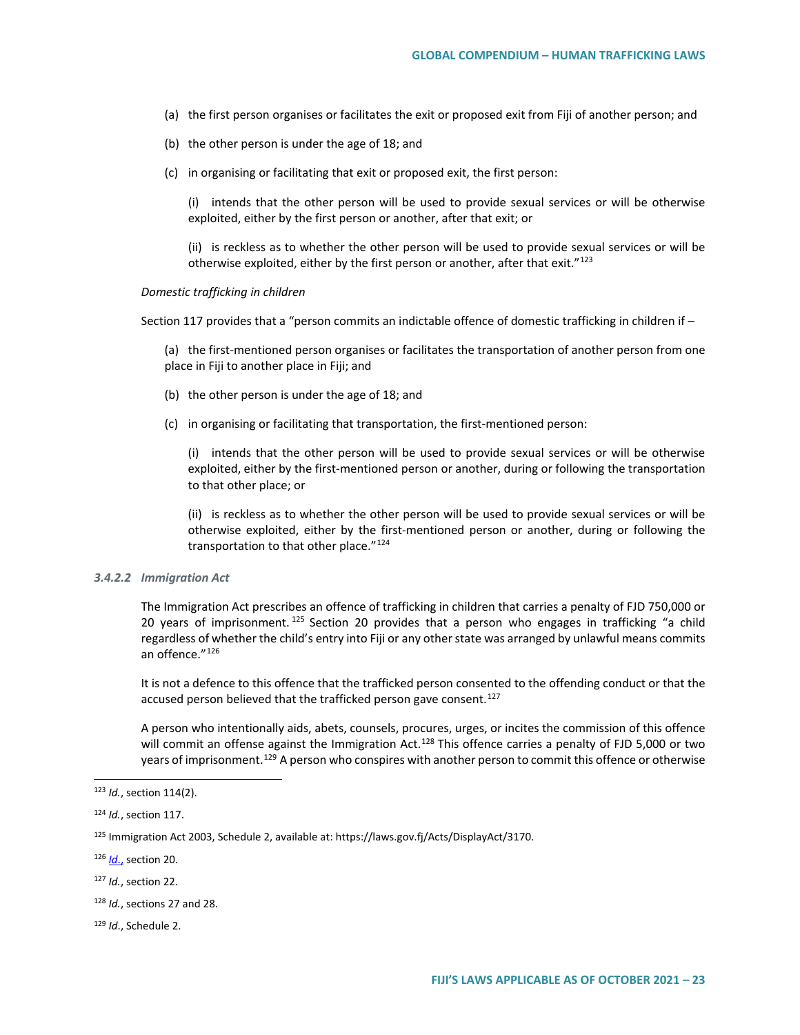(a) the first person organises or facilitates the exit or proposed exit from Fiji of another person; and

(b) the other person is under the age of 18; and

(c) in organising or facilitating that exit or proposed exit, the first person:

(i) intends that the other person will be used to provide sexual services or will be otherwise exploited, either by the first person or another, after that exit; or

(ii) is reckless as to whether the other person will be used to provide sexual services or will be otherwise exploited, either by the first person or another, after that exit."[123]

*Domestic trafficking in children*

Section 117 provides that a "person commits an indictable offence of domestic trafficking in children if –

(a) the first-mentioned person organises or facilitates the transportation of another person from one place in Fiji to another place in Fiji; and

(b) the other person is under the age of 18; and

(c) in organising or facilitating that transportation, the first-mentioned person:

(i) intends that the other person will be used to provide sexual services or will be otherwise exploited, either by the first-mentioned person or another, during or following the transportation to that other place; or

(ii) is reckless as to whether the other person will be used to provide sexual services or will be otherwise exploited, either by the first-mentioned person or another, during or following the transportation to that other place."[124]

#### *3.4.2.2 Immigration Act*

The Immigration Act prescribes an offence of trafficking in children that carries a penalty of FJD 750,000 or 20 years of imprisonment.[125] Section 20 provides that a person who engages in trafficking "a child regardless of whether the child's entry into Fiji or any other state was arranged by unlawful means commits an offence."[126]

It is not a defence to this offence that the trafficked person consented to the offending conduct or that the accused person believed that the trafficked person gave consent.[127]

A person who intentionally aids, abets, counsels, procures, urges, or incites the commission of this offence will commit an offense against the Immigration Act.[128] This offence carries a penalty of FJD 5,000 or two years of imprisonment.[129] A person who conspires with another person to commit this offence or otherwise

---

[123] *Id.*, section 114(2).

[124] *Id.*, section 117.

[125] Immigration Act 2003, Schedule 2, available at: https://laws.gov.fj/Acts/DisplayAct/3170.

[126] *Id.*, section 20.

[127] *Id.*, section 22.

[128] *Id.*, sections 27 and 28.

[129] *Id.*, Schedule 2.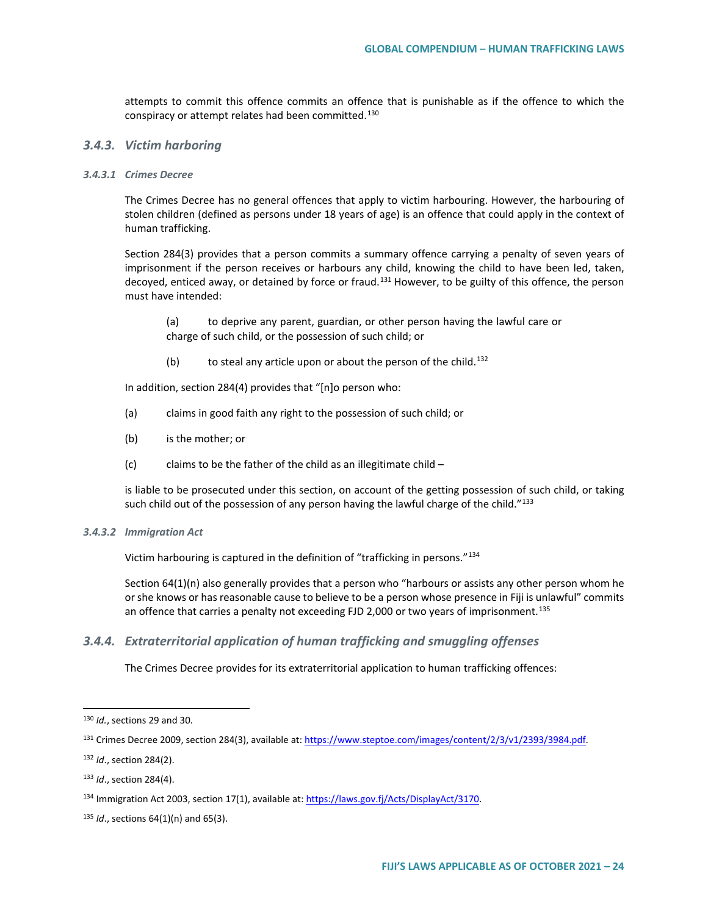attempts to commit this offence commits an offence that is punishable as if the offence to which the conspiracy or attempt relates had been committed.[130]

### 3.4.3. *Victim harboring*

#### *3.4.3.1 Crimes Decree*

The Crimes Decree has no general offences that apply to victim harbouring. However, the harbouring of stolen children (defined as persons under 18 years of age) is an offence that could apply in the context of human trafficking.

Section 284(3) provides that a person commits a summary offence carrying a penalty of seven years of imprisonment if the person receives or harbours any child, knowing the child to have been led, taken, decoyed, enticed away, or detained by force or fraud.[131] However, to be guilty of this offence, the person must have intended:

> (a) to deprive any parent, guardian, or other person having the lawful care or charge of such child, or the possession of such child; or
>
> (b) to steal any article upon or about the person of the child.[132]

In addition, section 284(4) provides that "[n]o person who:

(a) claims in good faith any right to the possession of such child; or

(b) is the mother; or

(c) claims to be the father of the child as an illegitimate child –

is liable to be prosecuted under this section, on account of the getting possession of such child, or taking such child out of the possession of any person having the lawful charge of the child."[133]

#### *3.4.3.2 Immigration Act*

Victim harbouring is captured in the definition of "trafficking in persons."[134]

Section 64(1)(n) also generally provides that a person who "harbours or assists any other person whom he or she knows or has reasonable cause to believe to be a person whose presence in Fiji is unlawful" commits an offence that carries a penalty not exceeding FJD 2,000 or two years of imprisonment.[135]

### 3.4.4. *Extraterritorial application of human trafficking and smuggling offenses*

The Crimes Decree provides for its extraterritorial application to human trafficking offences:

---

[130] *Id.*, sections 29 and 30.

[131] Crimes Decree 2009, section 284(3), available at: https://www.steptoe.com/images/content/2/3/v1/2393/3984.pdf.

[132] *Id*., section 284(2).

[133] *Id*., section 284(4).

[134] Immigration Act 2003, section 17(1), available at: https://laws.gov.fj/Acts/DisplayAct/3170.

[135] *Id*., sections 64(1)(n) and 65(3).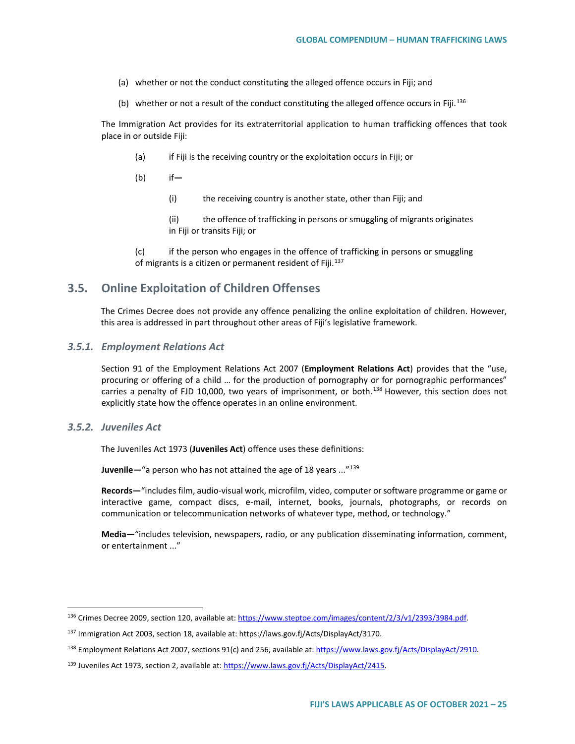(a) whether or not the conduct constituting the alleged offence occurs in Fiji; and

(b) whether or not a result of the conduct constituting the alleged offence occurs in Fiji.[136]

The Immigration Act provides for its extraterritorial application to human trafficking offences that took place in or outside Fiji:

(a) if Fiji is the receiving country or the exploitation occurs in Fiji; or

(b) if—

(i) the receiving country is another state, other than Fiji; and

(ii) the offence of trafficking in persons or smuggling of migrants originates in Fiji or transits Fiji; or

(c) if the person who engages in the offence of trafficking in persons or smuggling of migrants is a citizen or permanent resident of Fiji.[137]

## 3.5. Online Exploitation of Children Offenses

The Crimes Decree does not provide any offence penalizing the online exploitation of children. However, this area is addressed in part throughout other areas of Fiji's legislative framework.

### *3.5.1. Employment Relations Act*

Section 91 of the Employment Relations Act 2007 (**Employment Relations Act**) provides that the "use, procuring or offering of a child … for the production of pornography or for pornographic performances" carries a penalty of FJD 10,000, two years of imprisonment, or both.[138] However, this section does not explicitly state how the offence operates in an online environment.

### *3.5.2. Juveniles Act*

The Juveniles Act 1973 (**Juveniles Act**) offence uses these definitions:

**Juvenile—**"a person who has not attained the age of 18 years ..."[139]

**Records—**"includes film, audio-visual work, microfilm, video, computer or software programme or game or interactive game, compact discs, e-mail, internet, books, journals, photographs, or records on communication or telecommunication networks of whatever type, method, or technology."

**Media—**"includes television, newspapers, radio, or any publication disseminating information, comment, or entertainment ..."

---

[136] Crimes Decree 2009, section 120, available at: https://www.steptoe.com/images/content/2/3/v1/2393/3984.pdf.

[137] Immigration Act 2003, section 18, available at: https://laws.gov.fj/Acts/DisplayAct/3170.

[138] Employment Relations Act 2007, sections 91(c) and 256, available at: https://www.laws.gov.fj/Acts/DisplayAct/2910.

[139] Juveniles Act 1973, section 2, available at: https://www.laws.gov.fj/Acts/DisplayAct/2415.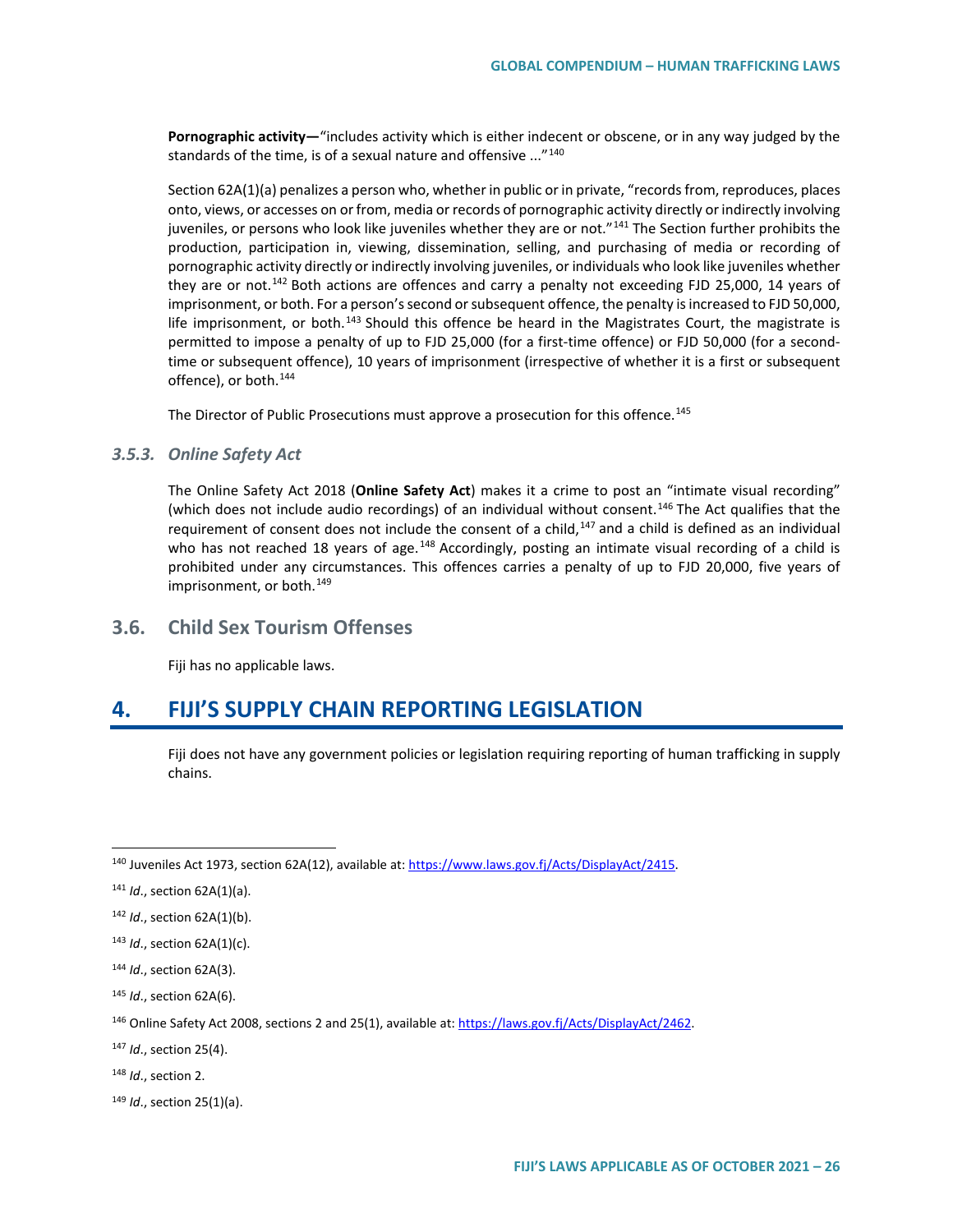**Pornographic activity—**"includes activity which is either indecent or obscene, or in any way judged by the standards of the time, is of a sexual nature and offensive ..."[140]

Section 62A(1)(a) penalizes a person who, whether in public or in private, "records from, reproduces, places onto, views, or accesses on or from, media or records of pornographic activity directly or indirectly involving juveniles, or persons who look like juveniles whether they are or not."[141] The Section further prohibits the production, participation in, viewing, dissemination, selling, and purchasing of media or recording of pornographic activity directly or indirectly involving juveniles, or individuals who look like juveniles whether they are or not.[142] Both actions are offences and carry a penalty not exceeding FJD 25,000, 14 years of imprisonment, or both. For a person's second or subsequent offence, the penalty is increased to FJD 50,000, life imprisonment, or both.[143] Should this offence be heard in the Magistrates Court, the magistrate is permitted to impose a penalty of up to FJD 25,000 (for a first-time offence) or FJD 50,000 (for a second-time or subsequent offence), 10 years of imprisonment (irrespective of whether it is a first or subsequent offence), or both.[144]

The Director of Public Prosecutions must approve a prosecution for this offence.[145]

### *3.5.3. Online Safety Act*

The Online Safety Act 2018 (**Online Safety Act**) makes it a crime to post an "intimate visual recording" (which does not include audio recordings) of an individual without consent.[146] The Act qualifies that the requirement of consent does not include the consent of a child,[147] and a child is defined as an individual who has not reached 18 years of age.[148] Accordingly, posting an intimate visual recording of a child is prohibited under any circumstances. This offences carries a penalty of up to FJD 20,000, five years of imprisonment, or both.[149]

## 3.6. Child Sex Tourism Offenses

Fiji has no applicable laws.

# 4. FIJI'S SUPPLY CHAIN REPORTING LEGISLATION

Fiji does not have any government policies or legislation requiring reporting of human trafficking in supply chains.

---

[140] Juveniles Act 1973, section 62A(12), available at: https://www.laws.gov.fj/Acts/DisplayAct/2415.

[141] *Id*., section 62A(1)(a).

[142] *Id*., section 62A(1)(b).

[143] *Id*., section 62A(1)(c).

[144] *Id*., section 62A(3).

[145] *Id*., section 62A(6).

[146] Online Safety Act 2008, sections 2 and 25(1), available at: https://laws.gov.fj/Acts/DisplayAct/2462.

[147] *Id*., section 25(4).

[148] *Id*., section 2.

[149] *Id*., section 25(1)(a).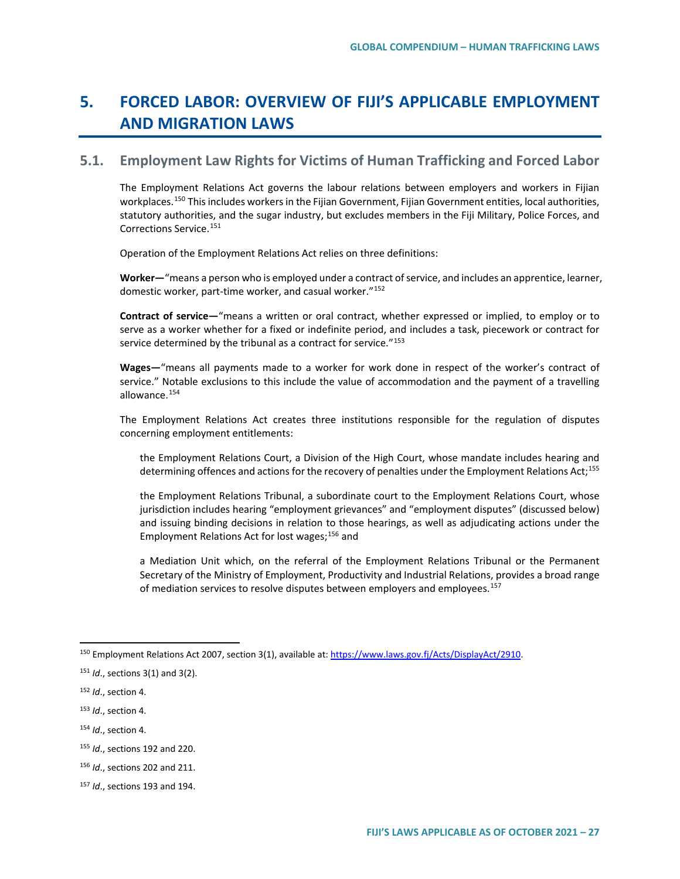# 5. FORCED LABOR: OVERVIEW OF FIJI'S APPLICABLE EMPLOYMENT AND MIGRATION LAWS

## 5.1. Employment Law Rights for Victims of Human Trafficking and Forced Labor

The Employment Relations Act governs the labour relations between employers and workers in Fijian workplaces.[150] This includes workers in the Fijian Government, Fijian Government entities, local authorities, statutory authorities, and the sugar industry, but excludes members in the Fiji Military, Police Forces, and Corrections Service.[151]

Operation of the Employment Relations Act relies on three definitions:

**Worker—**"means a person who is employed under a contract of service, and includes an apprentice, learner, domestic worker, part-time worker, and casual worker."[152]

**Contract of service—**"means a written or oral contract, whether expressed or implied, to employ or to serve as a worker whether for a fixed or indefinite period, and includes a task, piecework or contract for service determined by the tribunal as a contract for service."[153]

**Wages—**"means all payments made to a worker for work done in respect of the worker's contract of service." Notable exclusions to this include the value of accommodation and the payment of a travelling allowance.[154]

The Employment Relations Act creates three institutions responsible for the regulation of disputes concerning employment entitlements:

> the Employment Relations Court, a Division of the High Court, whose mandate includes hearing and determining offences and actions for the recovery of penalties under the Employment Relations Act;[155]
>
> the Employment Relations Tribunal, a subordinate court to the Employment Relations Court, whose jurisdiction includes hearing "employment grievances" and "employment disputes" (discussed below) and issuing binding decisions in relation to those hearings, as well as adjudicating actions under the Employment Relations Act for lost wages;[156] and
>
> a Mediation Unit which, on the referral of the Employment Relations Tribunal or the Permanent Secretary of the Ministry of Employment, Productivity and Industrial Relations, provides a broad range of mediation services to resolve disputes between employers and employees.[157]

---

[150] Employment Relations Act 2007, section 3(1), available at: https://www.laws.gov.fj/Acts/DisplayAct/2910.

[151] *Id*., sections 3(1) and 3(2).

[152] *Id*., section 4.

[153] *Id*., section 4.

[154] *Id*., section 4.

[155] *Id*., sections 192 and 220.

[156] *Id*., sections 202 and 211.

[157] *Id*., sections 193 and 194.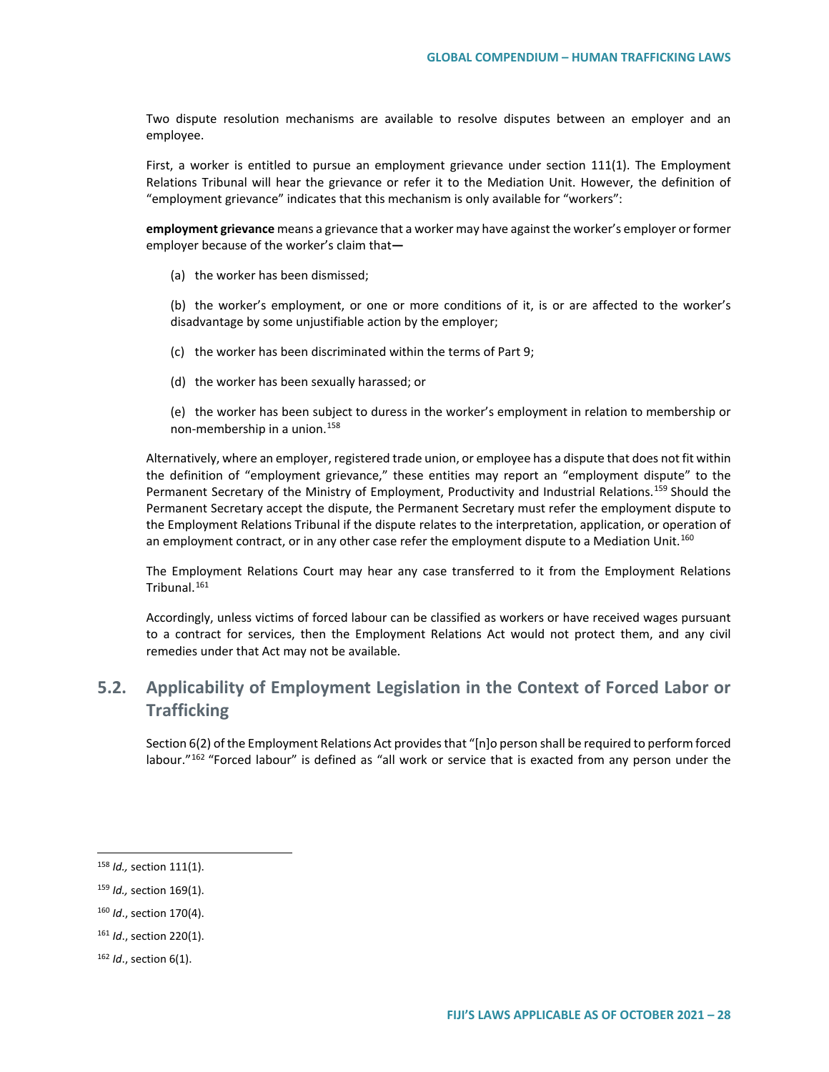Two dispute resolution mechanisms are available to resolve disputes between an employer and an employee.

First, a worker is entitled to pursue an employment grievance under section 111(1). The Employment Relations Tribunal will hear the grievance or refer it to the Mediation Unit. However, the definition of "employment grievance" indicates that this mechanism is only available for "workers":

**employment grievance** means a grievance that a worker may have against the worker's employer or former employer because of the worker's claim that**—**

> (a) the worker has been dismissed;
>
> (b) the worker's employment, or one or more conditions of it, is or are affected to the worker's disadvantage by some unjustifiable action by the employer;
>
> (c) the worker has been discriminated within the terms of Part 9;
>
> (d) the worker has been sexually harassed; or
>
> (e) the worker has been subject to duress in the worker's employment in relation to membership or non-membership in a union.[158]

Alternatively, where an employer, registered trade union, or employee has a dispute that does not fit within the definition of "employment grievance," these entities may report an "employment dispute" to the Permanent Secretary of the Ministry of Employment, Productivity and Industrial Relations.[159] Should the Permanent Secretary accept the dispute, the Permanent Secretary must refer the employment dispute to the Employment Relations Tribunal if the dispute relates to the interpretation, application, or operation of an employment contract, or in any other case refer the employment dispute to a Mediation Unit.[160]

The Employment Relations Court may hear any case transferred to it from the Employment Relations Tribunal.[161]

Accordingly, unless victims of forced labour can be classified as workers or have received wages pursuant to a contract for services, then the Employment Relations Act would not protect them, and any civil remedies under that Act may not be available.

## 5.2. Applicability of Employment Legislation in the Context of Forced Labor or Trafficking

Section 6(2) of the Employment Relations Act provides that "[n]o person shall be required to perform forced labour."[162] "Forced labour" is defined as "all work or service that is exacted from any person under the

---

[158] *Id.,* section 111(1).

[159] *Id.,* section 169(1).

[160] *Id*., section 170(4).

[161] *Id*., section 220(1).

[162] *Id*., section 6(1).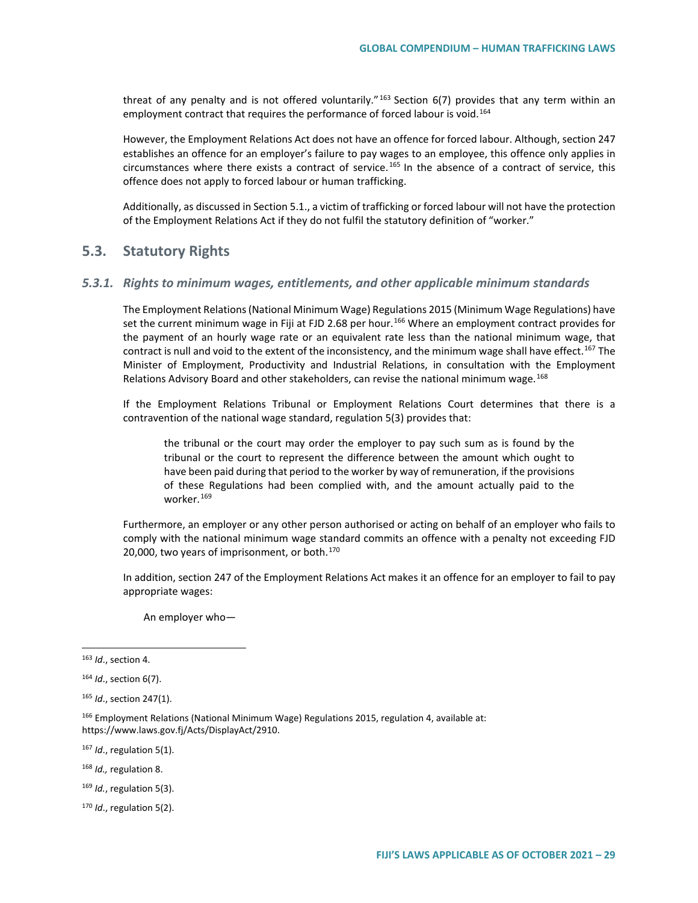threat of any penalty and is not offered voluntarily."[163] Section 6(7) provides that any term within an employment contract that requires the performance of forced labour is void.[164]

However, the Employment Relations Act does not have an offence for forced labour. Although, section 247 establishes an offence for an employer's failure to pay wages to an employee, this offence only applies in circumstances where there exists a contract of service.[165] In the absence of a contract of service, this offence does not apply to forced labour or human trafficking.

Additionally, as discussed in Section 5.1., a victim of trafficking or forced labour will not have the protection of the Employment Relations Act if they do not fulfil the statutory definition of "worker."

## 5.3. Statutory Rights

### *5.3.1. Rights to minimum wages, entitlements, and other applicable minimum standards*

The Employment Relations (National Minimum Wage) Regulations 2015 (Minimum Wage Regulations) have set the current minimum wage in Fiji at FJD 2.68 per hour.[166] Where an employment contract provides for the payment of an hourly wage rate or an equivalent rate less than the national minimum wage, that contract is null and void to the extent of the inconsistency, and the minimum wage shall have effect.[167] The Minister of Employment, Productivity and Industrial Relations, in consultation with the Employment Relations Advisory Board and other stakeholders, can revise the national minimum wage.[168]

If the Employment Relations Tribunal or Employment Relations Court determines that there is a contravention of the national wage standard, regulation 5(3) provides that:

> the tribunal or the court may order the employer to pay such sum as is found by the tribunal or the court to represent the difference between the amount which ought to have been paid during that period to the worker by way of remuneration, if the provisions of these Regulations had been complied with, and the amount actually paid to the worker.[169]

Furthermore, an employer or any other person authorised or acting on behalf of an employer who fails to comply with the national minimum wage standard commits an offence with a penalty not exceeding FJD 20,000, two years of imprisonment, or both.[170]

In addition, section 247 of the Employment Relations Act makes it an offence for an employer to fail to pay appropriate wages:

> An employer who—

---

[163] *Id*., section 4.

[164] *Id*., section 6(7).

[165] *Id*., section 247(1).

[166] Employment Relations (National Minimum Wage) Regulations 2015, regulation 4, available at: https://www.laws.gov.fj/Acts/DisplayAct/2910.

[167] *Id*., regulation 5(1).

[168] *Id.,* regulation 8.

[169] *Id*., regulation 5(3).

[170] *Id*., regulation 5(2).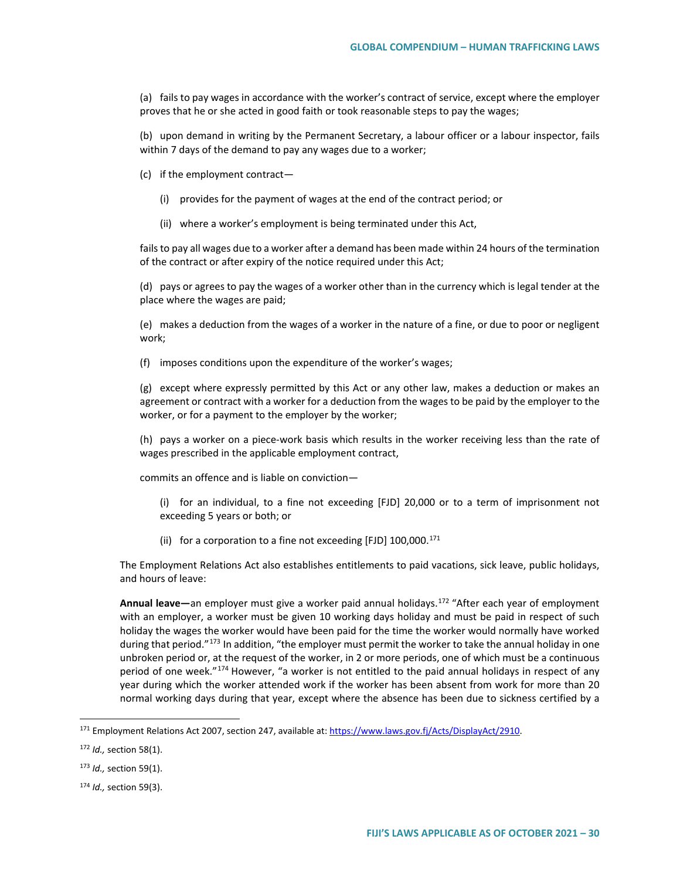(a) fails to pay wages in accordance with the worker's contract of service, except where the employer proves that he or she acted in good faith or took reasonable steps to pay the wages;

(b) upon demand in writing by the Permanent Secretary, a labour officer or a labour inspector, fails within 7 days of the demand to pay any wages due to a worker;

(c) if the employment contract—

(i) provides for the payment of wages at the end of the contract period; or

(ii) where a worker's employment is being terminated under this Act,

fails to pay all wages due to a worker after a demand has been made within 24 hours of the termination of the contract or after expiry of the notice required under this Act;

(d) pays or agrees to pay the wages of a worker other than in the currency which is legal tender at the place where the wages are paid;

(e) makes a deduction from the wages of a worker in the nature of a fine, or due to poor or negligent work;

(f) imposes conditions upon the expenditure of the worker's wages;

(g) except where expressly permitted by this Act or any other law, makes a deduction or makes an agreement or contract with a worker for a deduction from the wages to be paid by the employer to the worker, or for a payment to the employer by the worker;

(h) pays a worker on a piece-work basis which results in the worker receiving less than the rate of wages prescribed in the applicable employment contract,

commits an offence and is liable on conviction—

(i) for an individual, to a fine not exceeding [FJD] 20,000 or to a term of imprisonment not exceeding 5 years or both; or

(ii) for a corporation to a fine not exceeding [FJD] 100,000.[171]

The Employment Relations Act also establishes entitlements to paid vacations, sick leave, public holidays, and hours of leave:

**Annual leave—**an employer must give a worker paid annual holidays.[172] "After each year of employment with an employer, a worker must be given 10 working days holiday and must be paid in respect of such holiday the wages the worker would have been paid for the time the worker would normally have worked during that period."[173] In addition, "the employer must permit the worker to take the annual holiday in one unbroken period or, at the request of the worker, in 2 or more periods, one of which must be a continuous period of one week."[174] However, "a worker is not entitled to the paid annual holidays in respect of any year during which the worker attended work if the worker has been absent from work for more than 20 normal working days during that year, except where the absence has been due to sickness certified by a

---

[171] Employment Relations Act 2007, section 247, available at: https://www.laws.gov.fj/Acts/DisplayAct/2910.

[172] *Id.,* section 58(1).

[173] *Id.,* section 59(1).

[174] *Id.,* section 59(3).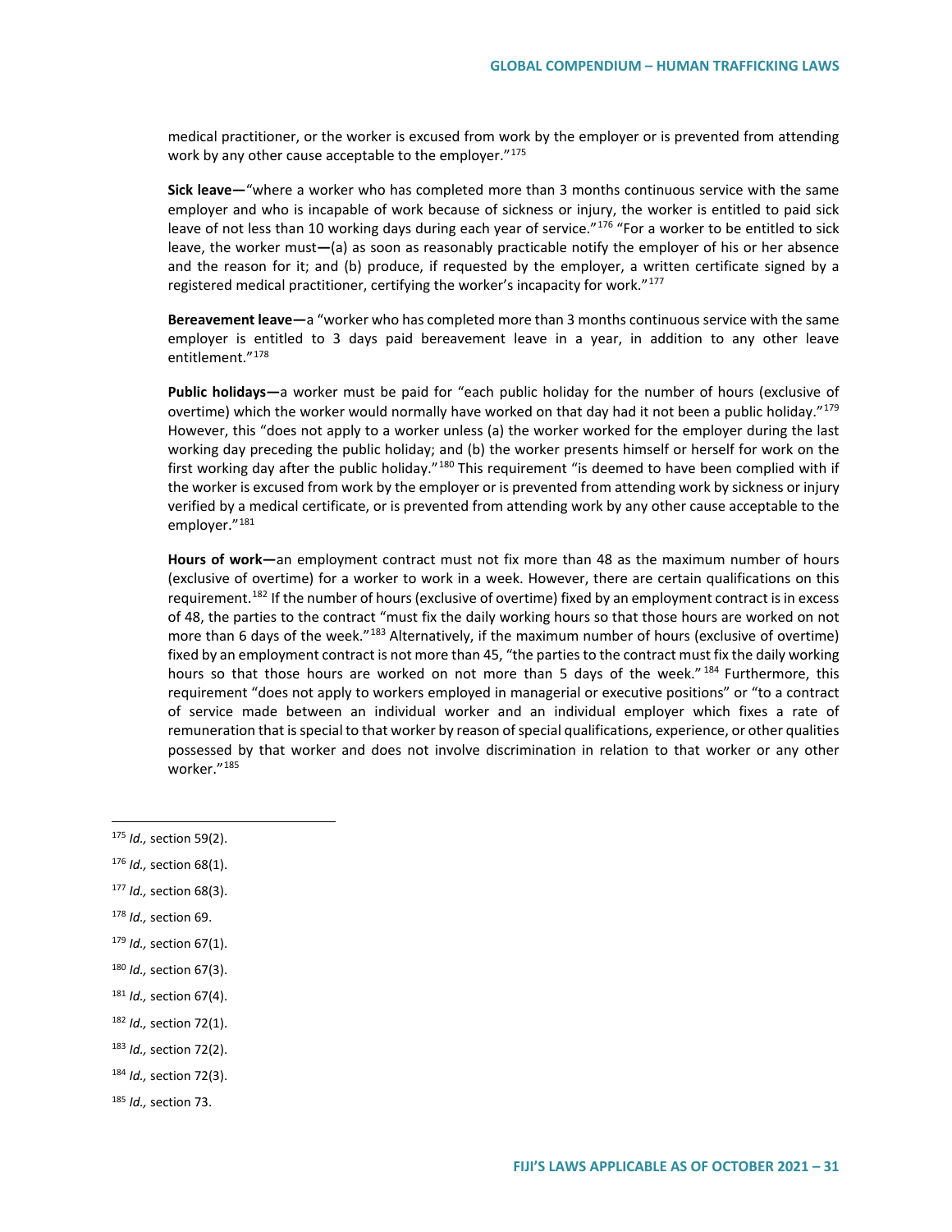medical practitioner, or the worker is excused from work by the employer or is prevented from attending work by any other cause acceptable to the employer."[175]

**Sick leave—**"where a worker who has completed more than 3 months continuous service with the same employer and who is incapable of work because of sickness or injury, the worker is entitled to paid sick leave of not less than 10 working days during each year of service."[176] "For a worker to be entitled to sick leave, the worker must—(a) as soon as reasonably practicable notify the employer of his or her absence and the reason for it; and (b) produce, if requested by the employer, a written certificate signed by a registered medical practitioner, certifying the worker's incapacity for work."[177]

**Bereavement leave—**a "worker who has completed more than 3 months continuous service with the same employer is entitled to 3 days paid bereavement leave in a year, in addition to any other leave entitlement."[178]

**Public holidays—**a worker must be paid for "each public holiday for the number of hours (exclusive of overtime) which the worker would normally have worked on that day had it not been a public holiday."[179] However, this "does not apply to a worker unless (a) the worker worked for the employer during the last working day preceding the public holiday; and (b) the worker presents himself or herself for work on the first working day after the public holiday."[180] This requirement "is deemed to have been complied with if the worker is excused from work by the employer or is prevented from attending work by sickness or injury verified by a medical certificate, or is prevented from attending work by any other cause acceptable to the employer."[181]

**Hours of work—**an employment contract must not fix more than 48 as the maximum number of hours (exclusive of overtime) for a worker to work in a week. However, there are certain qualifications on this requirement.[182] If the number of hours (exclusive of overtime) fixed by an employment contract is in excess of 48, the parties to the contract "must fix the daily working hours so that those hours are worked on not more than 6 days of the week."[183] Alternatively, if the maximum number of hours (exclusive of overtime) fixed by an employment contract is not more than 45, "the parties to the contract must fix the daily working hours so that those hours are worked on not more than 5 days of the week."[184] Furthermore, this requirement "does not apply to workers employed in managerial or executive positions" or "to a contract of service made between an individual worker and an individual employer which fixes a rate of remuneration that is special to that worker by reason of special qualifications, experience, or other qualities possessed by that worker and does not involve discrimination in relation to that worker or any other worker."[185]

---

[175] *Id.,* section 59(2).

[176] *Id.,* section 68(1).

[177] *Id.,* section 68(3).

[178] *Id.,* section 69.

[179] *Id.,* section 67(1).

[180] *Id.,* section 67(3).

[181] *Id.,* section 67(4).

[182] *Id.,* section 72(1).

[183] *Id.,* section 72(2).

[184] *Id.,* section 72(3).

[185] *Id.,* section 73.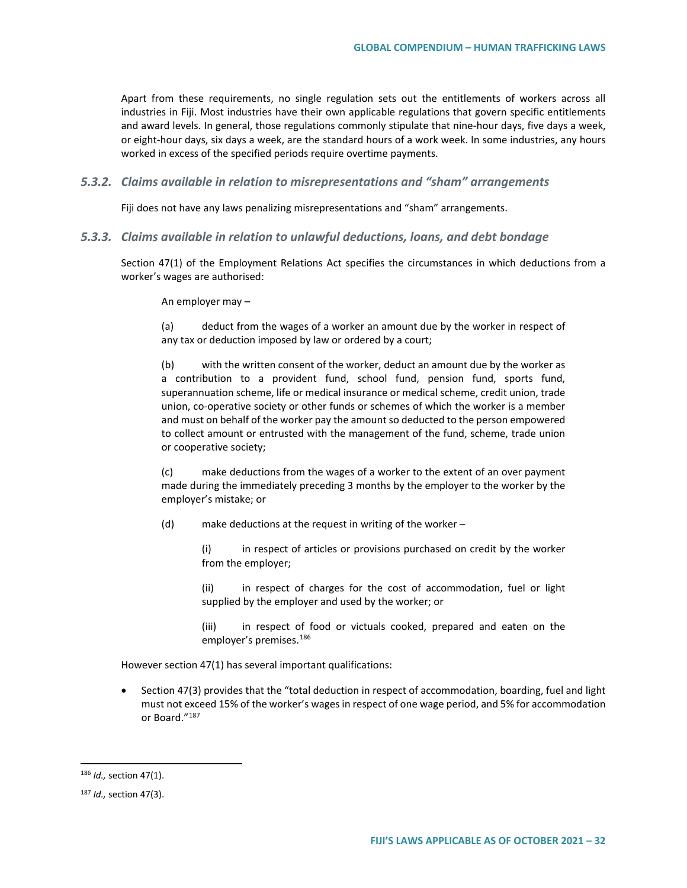Apart from these requirements, no single regulation sets out the entitlements of workers across all industries in Fiji. Most industries have their own applicable regulations that govern specific entitlements and award levels. In general, those regulations commonly stipulate that nine-hour days, five days a week, or eight-hour days, six days a week, are the standard hours of a work week. In some industries, any hours worked in excess of the specified periods require overtime payments.

### *5.3.2. Claims available in relation to misrepresentations and "sham" arrangements*

Fiji does not have any laws penalizing misrepresentations and "sham" arrangements.

### *5.3.3. Claims available in relation to unlawful deductions, loans, and debt bondage*

Section 47(1) of the Employment Relations Act specifies the circumstances in which deductions from a worker's wages are authorised:

> An employer may –
>
> (a) deduct from the wages of a worker an amount due by the worker in respect of any tax or deduction imposed by law or ordered by a court;
>
> (b) with the written consent of the worker, deduct an amount due by the worker as a contribution to a provident fund, school fund, pension fund, sports fund, superannuation scheme, life or medical insurance or medical scheme, credit union, trade union, co-operative society or other funds or schemes of which the worker is a member and must on behalf of the worker pay the amount so deducted to the person empowered to collect amount or entrusted with the management of the fund, scheme, trade union or cooperative society;
>
> (c) make deductions from the wages of a worker to the extent of an over payment made during the immediately preceding 3 months by the employer to the worker by the employer's mistake; or
>
> (d) make deductions at the request in writing of the worker –
>
> > (i) in respect of articles or provisions purchased on credit by the worker from the employer;
> >
> > (ii) in respect of charges for the cost of accommodation, fuel or light supplied by the employer and used by the worker; or
> >
> > (iii) in respect of food or victuals cooked, prepared and eaten on the employer's premises.[186]

However section 47(1) has several important qualifications:

- Section 47(3) provides that the "total deduction in respect of accommodation, boarding, fuel and light must not exceed 15% of the worker's wages in respect of one wage period, and 5% for accommodation or Board."[187]

---

[186] *Id.,* section 47(1).

[187] *Id.,* section 47(3).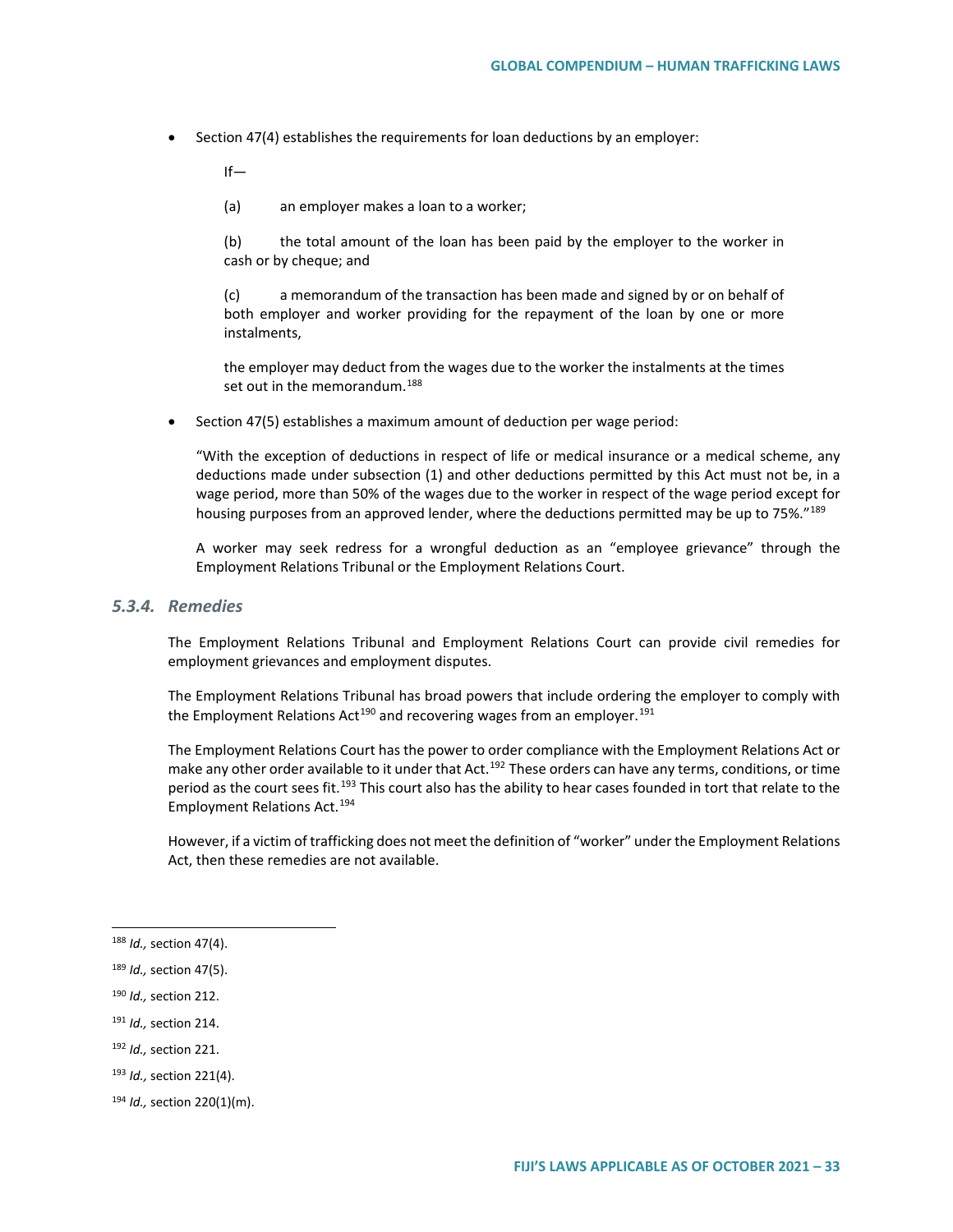- Section 47(4) establishes the requirements for loan deductions by an employer:

  If—

  (a) an employer makes a loan to a worker;

  (b) the total amount of the loan has been paid by the employer to the worker in cash or by cheque; and

  (c) a memorandum of the transaction has been made and signed by or on behalf of both employer and worker providing for the repayment of the loan by one or more instalments,

  the employer may deduct from the wages due to the worker the instalments at the times set out in the memorandum.[188]

- Section 47(5) establishes a maximum amount of deduction per wage period:

  "With the exception of deductions in respect of life or medical insurance or a medical scheme, any deductions made under subsection (1) and other deductions permitted by this Act must not be, in a wage period, more than 50% of the wages due to the worker in respect of the wage period except for housing purposes from an approved lender, where the deductions permitted may be up to 75%."[189]

  A worker may seek redress for a wrongful deduction as an "employee grievance" through the Employment Relations Tribunal or the Employment Relations Court.

### *5.3.4. Remedies*

The Employment Relations Tribunal and Employment Relations Court can provide civil remedies for employment grievances and employment disputes.

The Employment Relations Tribunal has broad powers that include ordering the employer to comply with the Employment Relations Act[190] and recovering wages from an employer.[191]

The Employment Relations Court has the power to order compliance with the Employment Relations Act or make any other order available to it under that Act.[192] These orders can have any terms, conditions, or time period as the court sees fit.[193] This court also has the ability to hear cases founded in tort that relate to the Employment Relations Act.[194]

However, if a victim of trafficking does not meet the definition of "worker" under the Employment Relations Act, then these remedies are not available.

---

[188] *Id.,* section 47(4).

[189] *Id.,* section 47(5).

[190] *Id.,* section 212.

[191] *Id.,* section 214.

[192] *Id.,* section 221.

[193] *Id.,* section 221(4).

[194] *Id.,* section 220(1)(m).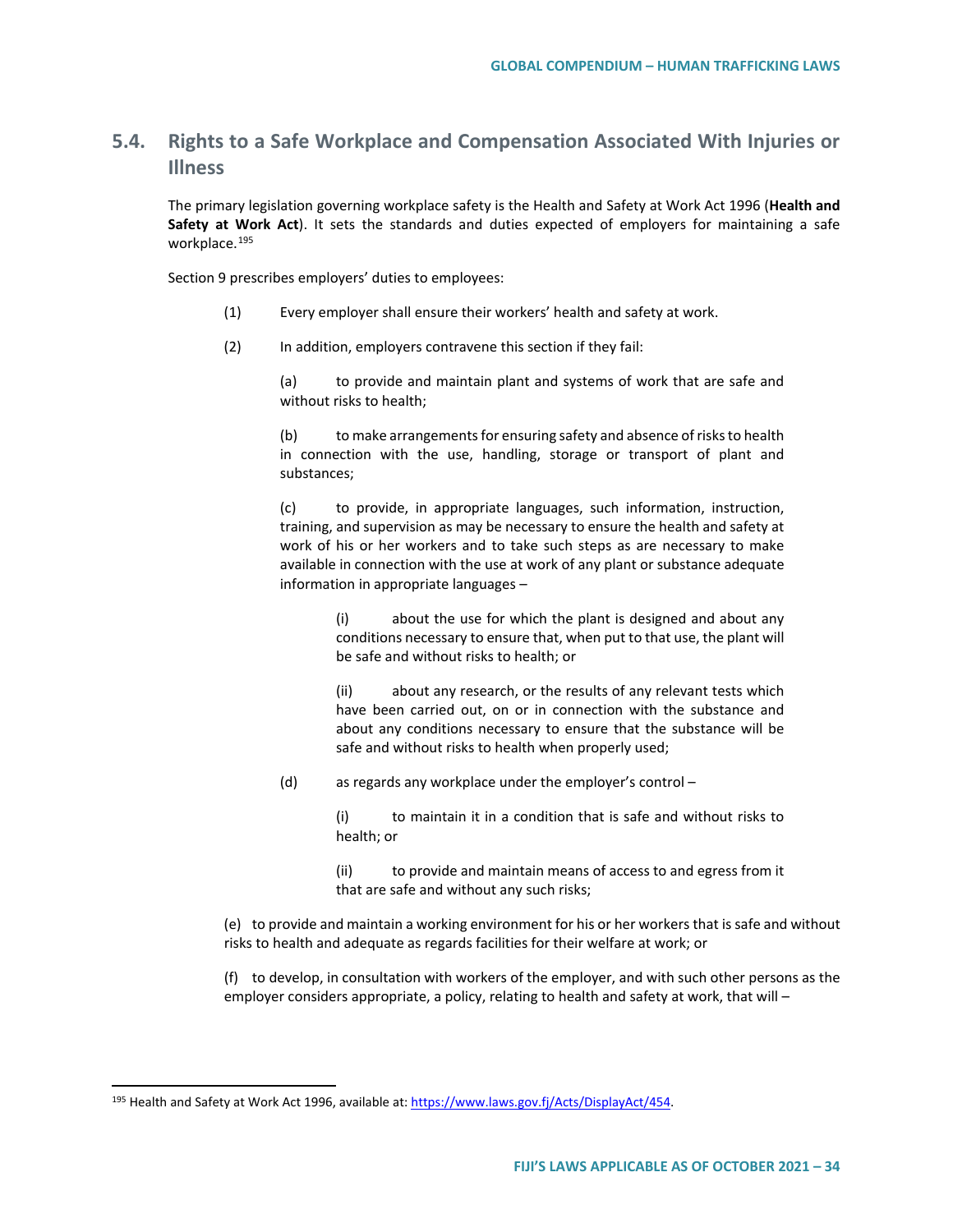## 5.4. Rights to a Safe Workplace and Compensation Associated With Injuries or Illness

The primary legislation governing workplace safety is the Health and Safety at Work Act 1996 (**Health and Safety at Work Act**). It sets the standards and duties expected of employers for maintaining a safe workplace.[195]

Section 9 prescribes employers' duties to employees:

> (1) Every employer shall ensure their workers' health and safety at work.
>
> (2) In addition, employers contravene this section if they fail:
>
> > (a) to provide and maintain plant and systems of work that are safe and without risks to health;
> >
> > (b) to make arrangements for ensuring safety and absence of risks to health in connection with the use, handling, storage or transport of plant and substances;
> >
> > (c) to provide, in appropriate languages, such information, instruction, training, and supervision as may be necessary to ensure the health and safety at work of his or her workers and to take such steps as are necessary to make available in connection with the use at work of any plant or substance adequate information in appropriate languages –
> >
> > > (i) about the use for which the plant is designed and about any conditions necessary to ensure that, when put to that use, the plant will be safe and without risks to health; or
> > >
> > > (ii) about any research, or the results of any relevant tests which have been carried out, on or in connection with the substance and about any conditions necessary to ensure that the substance will be safe and without risks to health when properly used;
> >
> > (d) as regards any workplace under the employer's control –
> >
> > > (i) to maintain it in a condition that is safe and without risks to health; or
> > >
> > > (ii) to provide and maintain means of access to and egress from it that are safe and without any such risks;
> >
> > (e) to provide and maintain a working environment for his or her workers that is safe and without risks to health and adequate as regards facilities for their welfare at work; or
> >
> > (f) to develop, in consultation with workers of the employer, and with such other persons as the employer considers appropriate, a policy, relating to health and safety at work, that will –

---

[195] Health and Safety at Work Act 1996, available at: https://www.laws.gov.fj/Acts/DisplayAct/454.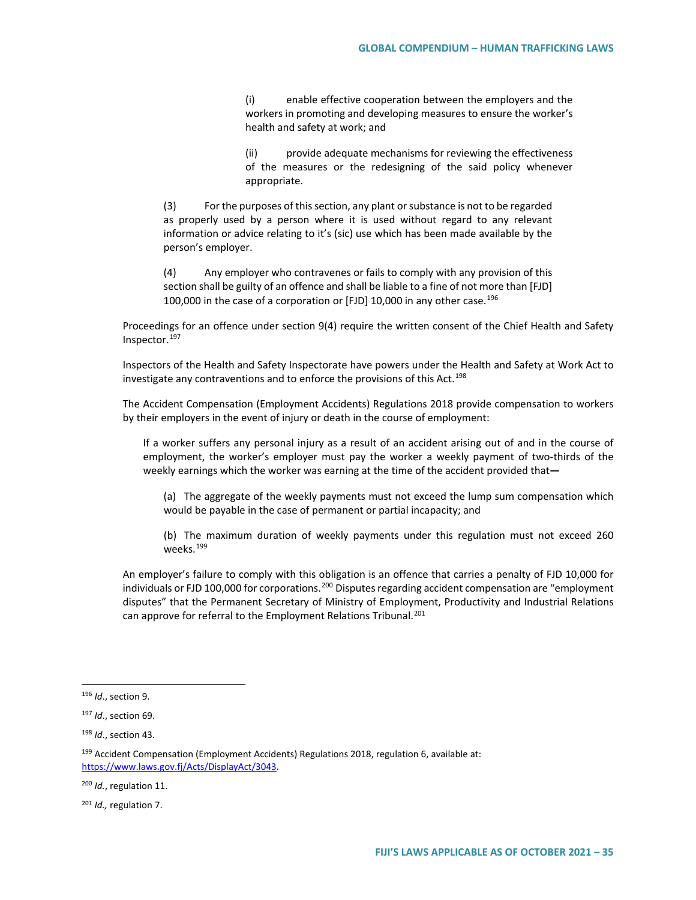> > (i) enable effective cooperation between the employers and the workers in promoting and developing measures to ensure the worker's health and safety at work; and
> >
> > (ii) provide adequate mechanisms for reviewing the effectiveness of the measures or the redesigning of the said policy whenever appropriate.
>
> (3) For the purposes of this section, any plant or substance is not to be regarded as properly used by a person where it is used without regard to any relevant information or advice relating to it's (sic) use which has been made available by the person's employer.
>
> (4) Any employer who contravenes or fails to comply with any provision of this section shall be guilty of an offence and shall be liable to a fine of not more than [FJD] 100,000 in the case of a corporation or [FJD] 10,000 in any other case.[196]

Proceedings for an offence under section 9(4) require the written consent of the Chief Health and Safety Inspector.[197]

Inspectors of the Health and Safety Inspectorate have powers under the Health and Safety at Work Act to investigate any contraventions and to enforce the provisions of this Act.[198]

The Accident Compensation (Employment Accidents) Regulations 2018 provide compensation to workers by their employers in the event of injury or death in the course of employment:

> If a worker suffers any personal injury as a result of an accident arising out of and in the course of employment, the worker's employer must pay the worker a weekly payment of two-thirds of the weekly earnings which the worker was earning at the time of the accident provided that—
>
> (a) The aggregate of the weekly payments must not exceed the lump sum compensation which would be payable in the case of permanent or partial incapacity; and
>
> (b) The maximum duration of weekly payments under this regulation must not exceed 260 weeks.[199]

An employer's failure to comply with this obligation is an offence that carries a penalty of FJD 10,000 for individuals or FJD 100,000 for corporations.[200] Disputes regarding accident compensation are "employment disputes" that the Permanent Secretary of Ministry of Employment, Productivity and Industrial Relations can approve for referral to the Employment Relations Tribunal.[201]

---

[196] *Id.*, section 9.

[197] *Id.*, section 69.

[198] *Id.*, section 43.

[199] Accident Compensation (Employment Accidents) Regulations 2018, regulation 6, available at: https://www.laws.gov.fj/Acts/DisplayAct/3043.

[200] *Id.*, regulation 11.

[201] *Id.,* regulation 7.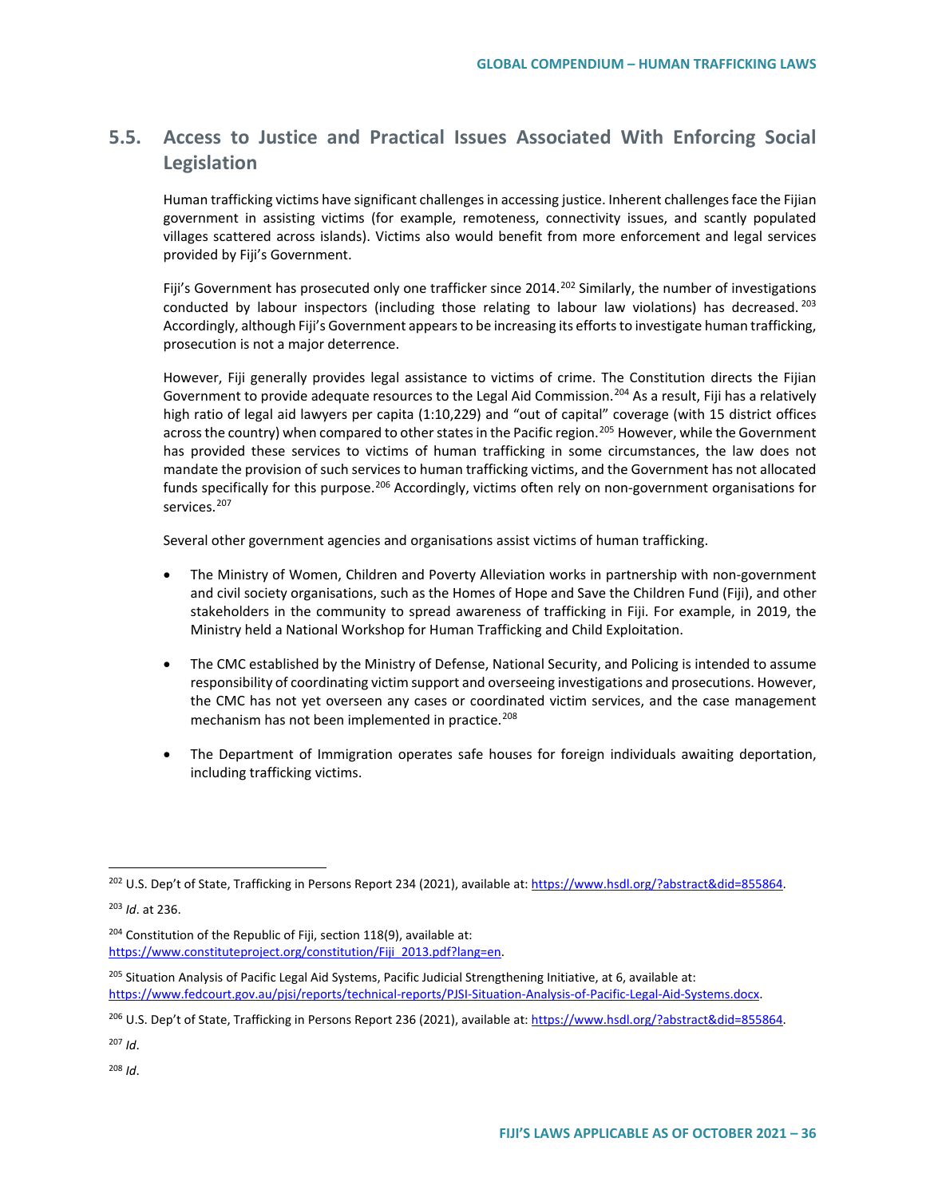## 5.5. Access to Justice and Practical Issues Associated With Enforcing Social Legislation

Human trafficking victims have significant challenges in accessing justice. Inherent challenges face the Fijian government in assisting victims (for example, remoteness, connectivity issues, and scantly populated villages scattered across islands). Victims also would benefit from more enforcement and legal services provided by Fiji's Government.

Fiji's Government has prosecuted only one trafficker since 2014.[202] Similarly, the number of investigations conducted by labour inspectors (including those relating to labour law violations) has decreased.[203] Accordingly, although Fiji's Government appears to be increasing its efforts to investigate human trafficking, prosecution is not a major deterrence.

However, Fiji generally provides legal assistance to victims of crime. The Constitution directs the Fijian Government to provide adequate resources to the Legal Aid Commission.[204] As a result, Fiji has a relatively high ratio of legal aid lawyers per capita (1:10,229) and "out of capital" coverage (with 15 district offices across the country) when compared to other states in the Pacific region.[205] However, while the Government has provided these services to victims of human trafficking in some circumstances, the law does not mandate the provision of such services to human trafficking victims, and the Government has not allocated funds specifically for this purpose.[206] Accordingly, victims often rely on non-government organisations for services.[207]

Several other government agencies and organisations assist victims of human trafficking.

- The Ministry of Women, Children and Poverty Alleviation works in partnership with non-government and civil society organisations, such as the Homes of Hope and Save the Children Fund (Fiji), and other stakeholders in the community to spread awareness of trafficking in Fiji. For example, in 2019, the Ministry held a National Workshop for Human Trafficking and Child Exploitation.
- The CMC established by the Ministry of Defense, National Security, and Policing is intended to assume responsibility of coordinating victim support and overseeing investigations and prosecutions. However, the CMC has not yet overseen any cases or coordinated victim services, and the case management mechanism has not been implemented in practice.[208]
- The Department of Immigration operates safe houses for foreign individuals awaiting deportation, including trafficking victims.

---

[202] U.S. Dep't of State, Trafficking in Persons Report 234 (2021), available at: https://www.hsdl.org/?abstract&did=855864.

[203] *Id*. at 236.

[204] Constitution of the Republic of Fiji, section 118(9), available at: https://www.constituteproject.org/constitution/Fiji_2013.pdf?lang=en.

[205] Situation Analysis of Pacific Legal Aid Systems, Pacific Judicial Strengthening Initiative, at 6, available at: https://www.fedcourt.gov.au/pjsi/reports/technical-reports/PJSI-Situation-Analysis-of-Pacific-Legal-Aid-Systems.docx.

[206] U.S. Dep't of State, Trafficking in Persons Report 236 (2021), available at: https://www.hsdl.org/?abstract&did=855864.

[207] *Id*.

[208] *Id*.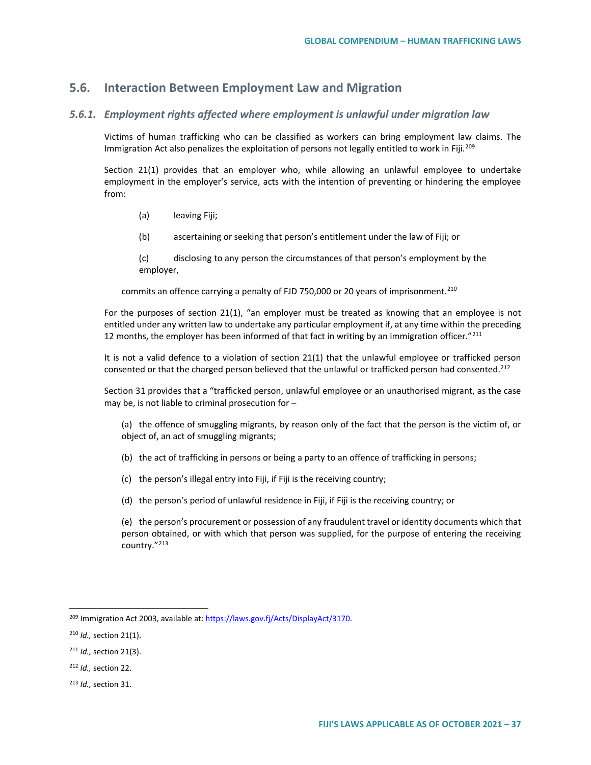## 5.6. Interaction Between Employment Law and Migration

### *5.6.1. Employment rights affected where employment is unlawful under migration law*

Victims of human trafficking who can be classified as workers can bring employment law claims. The Immigration Act also penalizes the exploitation of persons not legally entitled to work in Fiji.[209]

Section 21(1) provides that an employer who, while allowing an unlawful employee to undertake employment in the employer's service, acts with the intention of preventing or hindering the employee from:

(a) leaving Fiji;

(b) ascertaining or seeking that person's entitlement under the law of Fiji; or

(c) disclosing to any person the circumstances of that person's employment by the employer,

commits an offence carrying a penalty of FJD 750,000 or 20 years of imprisonment.[210]

For the purposes of section 21(1), "an employer must be treated as knowing that an employee is not entitled under any written law to undertake any particular employment if, at any time within the preceding 12 months, the employer has been informed of that fact in writing by an immigration officer."[211]

It is not a valid defence to a violation of section 21(1) that the unlawful employee or trafficked person consented or that the charged person believed that the unlawful or trafficked person had consented.[212]

Section 31 provides that a "trafficked person, unlawful employee or an unauthorised migrant, as the case may be, is not liable to criminal prosecution for –

(a) the offence of smuggling migrants, by reason only of the fact that the person is the victim of, or object of, an act of smuggling migrants;

(b) the act of trafficking in persons or being a party to an offence of trafficking in persons;

(c) the person's illegal entry into Fiji, if Fiji is the receiving country;

(d) the person's period of unlawful residence in Fiji, if Fiji is the receiving country; or

(e) the person's procurement or possession of any fraudulent travel or identity documents which that person obtained, or with which that person was supplied, for the purpose of entering the receiving country."[213]

---

[209] Immigration Act 2003, available at: https://laws.gov.fj/Acts/DisplayAct/3170.

[210] *Id.,* section 21(1).

[211] *Id.,* section 21(3).

[212] *Id.,* section 22.

[213] *Id.,* section 31.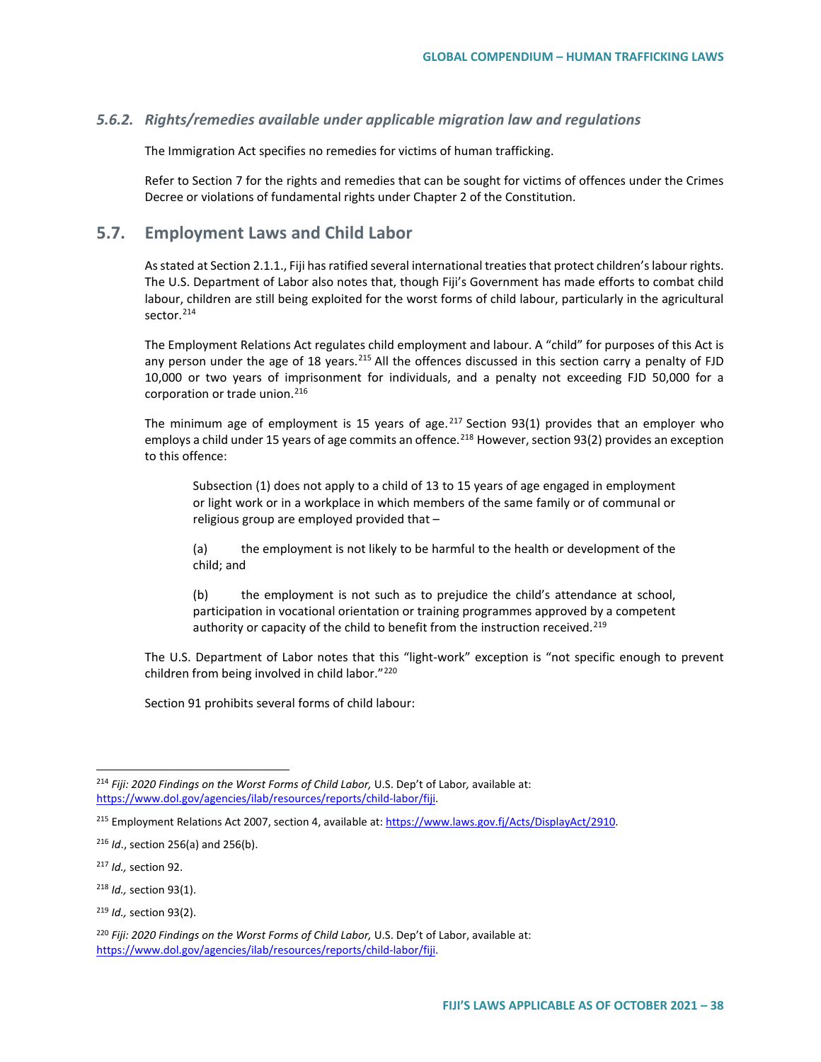### *5.6.2. Rights/remedies available under applicable migration law and regulations*

The Immigration Act specifies no remedies for victims of human trafficking.

Refer to Section 7 for the rights and remedies that can be sought for victims of offences under the Crimes Decree or violations of fundamental rights under Chapter 2 of the Constitution.

## 5.7. Employment Laws and Child Labor

As stated at Section 2.1.1., Fiji has ratified several international treaties that protect children's labour rights. The U.S. Department of Labor also notes that, though Fiji's Government has made efforts to combat child labour, children are still being exploited for the worst forms of child labour, particularly in the agricultural sector.[214]

The Employment Relations Act regulates child employment and labour. A "child" for purposes of this Act is any person under the age of 18 years.[215] All the offences discussed in this section carry a penalty of FJD 10,000 or two years of imprisonment for individuals, and a penalty not exceeding FJD 50,000 for a corporation or trade union.[216]

The minimum age of employment is 15 years of age.[217] Section 93(1) provides that an employer who employs a child under 15 years of age commits an offence.[218] However, section 93(2) provides an exception to this offence:

> Subsection (1) does not apply to a child of 13 to 15 years of age engaged in employment or light work or in a workplace in which members of the same family or of communal or religious group are employed provided that –
>
> (a) the employment is not likely to be harmful to the health or development of the child; and
>
> (b) the employment is not such as to prejudice the child's attendance at school, participation in vocational orientation or training programmes approved by a competent authority or capacity of the child to benefit from the instruction received.[219]

The U.S. Department of Labor notes that this "light-work" exception is "not specific enough to prevent children from being involved in child labor."[220]

Section 91 prohibits several forms of child labour:

---

[214] *Fiji: 2020 Findings on the Worst Forms of Child Labor,* U.S. Dep't of Labor*,* available at: https://www.dol.gov/agencies/ilab/resources/reports/child-labor/fiji.

[215] Employment Relations Act 2007, section 4, available at: https://www.laws.gov.fj/Acts/DisplayAct/2910.

[216] *Id*., section 256(a) and 256(b).

[217] *Id.,* section 92.

[218] *Id.,* section 93(1).

[219] *Id.,* section 93(2).

[220] *Fiji: 2020 Findings on the Worst Forms of Child Labor,* U.S. Dep't of Labor, available at: https://www.dol.gov/agencies/ilab/resources/reports/child-labor/fiji.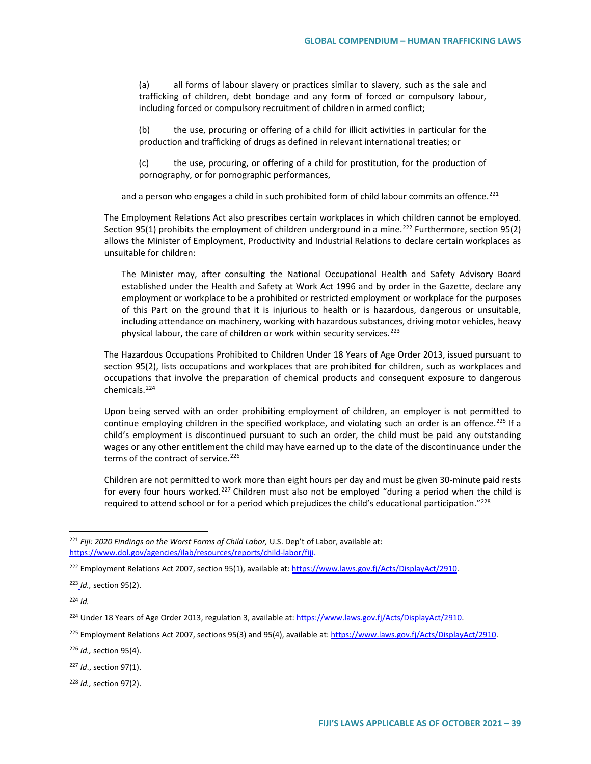> (a) all forms of labour slavery or practices similar to slavery, such as the sale and trafficking of children, debt bondage and any form of forced or compulsory labour, including forced or compulsory recruitment of children in armed conflict;
>
> (b) the use, procuring or offering of a child for illicit activities in particular for the production and trafficking of drugs as defined in relevant international treaties; or
>
> (c) the use, procuring, or offering of a child for prostitution, for the production of pornography, or for pornographic performances,
>
> and a person who engages a child in such prohibited form of child labour commits an offence.[221]

The Employment Relations Act also prescribes certain workplaces in which children cannot be employed. Section 95(1) prohibits the employment of children underground in a mine.[222] Furthermore, section 95(2) allows the Minister of Employment, Productivity and Industrial Relations to declare certain workplaces as unsuitable for children:

> The Minister may, after consulting the National Occupational Health and Safety Advisory Board established under the Health and Safety at Work Act 1996 and by order in the Gazette, declare any employment or workplace to be a prohibited or restricted employment or workplace for the purposes of this Part on the ground that it is injurious to health or is hazardous, dangerous or unsuitable, including attendance on machinery, working with hazardous substances, driving motor vehicles, heavy physical labour, the care of children or work within security services.[223]

The Hazardous Occupations Prohibited to Children Under 18 Years of Age Order 2013, issued pursuant to section 95(2), lists occupations and workplaces that are prohibited for children, such as workplaces and occupations that involve the preparation of chemical products and consequent exposure to dangerous chemicals.[224]

Upon being served with an order prohibiting employment of children, an employer is not permitted to continue employing children in the specified workplace, and violating such an order is an offence.[225] If a child's employment is discontinued pursuant to such an order, the child must be paid any outstanding wages or any other entitlement the child may have earned up to the date of the discontinuance under the terms of the contract of service.[226]

Children are not permitted to work more than eight hours per day and must be given 30-minute paid rests for every four hours worked.[227] Children must also not be employed "during a period when the child is required to attend school or for a period which prejudices the child's educational participation."[228]

---

[221] *Fiji: 2020 Findings on the Worst Forms of Child Labor,* U.S. Dep't of Labor, available at: https://www.dol.gov/agencies/ilab/resources/reports/child-labor/fiji.

[222] Employment Relations Act 2007, section 95(1), available at: https://www.laws.gov.fj/Acts/DisplayAct/2910.

[223] *Id.,* section 95(2).

[224] *Id.*

[224] Under 18 Years of Age Order 2013, regulation 3, available at: https://www.laws.gov.fj/Acts/DisplayAct/2910.

[225] Employment Relations Act 2007, sections 95(3) and 95(4), available at: https://www.laws.gov.fj/Acts/DisplayAct/2910.

[226] *Id.,* section 95(4).

[227] *Id*., section 97(1).

[228] *Id.,* section 97(2).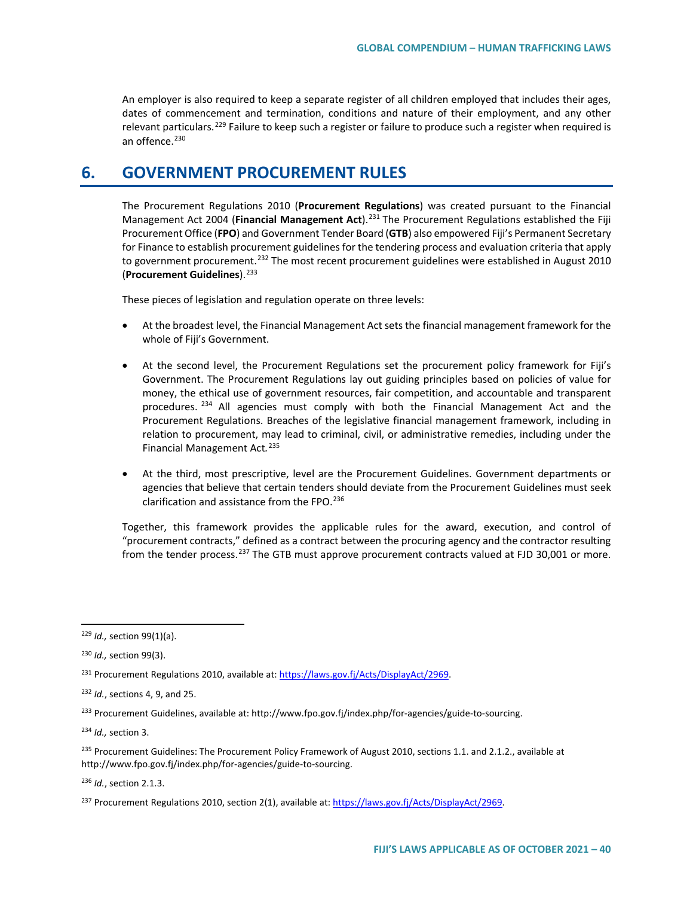An employer is also required to keep a separate register of all children employed that includes their ages, dates of commencement and termination, conditions and nature of their employment, and any other relevant particulars.[229] Failure to keep such a register or failure to produce such a register when required is an offence.[230]

## 6. GOVERNMENT PROCUREMENT RULES

The Procurement Regulations 2010 (**Procurement Regulations**) was created pursuant to the Financial Management Act 2004 (**Financial Management Act**).[231] The Procurement Regulations established the Fiji Procurement Office (**FPO**) and Government Tender Board (**GTB**) also empowered Fiji's Permanent Secretary for Finance to establish procurement guidelines for the tendering process and evaluation criteria that apply to government procurement.[232] The most recent procurement guidelines were established in August 2010 (**Procurement Guidelines**).[233]

These pieces of legislation and regulation operate on three levels:

- At the broadest level, the Financial Management Act sets the financial management framework for the whole of Fiji's Government.
- At the second level, the Procurement Regulations set the procurement policy framework for Fiji's Government. The Procurement Regulations lay out guiding principles based on policies of value for money, the ethical use of government resources, fair competition, and accountable and transparent procedures.[234] All agencies must comply with both the Financial Management Act and the Procurement Regulations. Breaches of the legislative financial management framework, including in relation to procurement, may lead to criminal, civil, or administrative remedies, including under the Financial Management Act.[235]
- At the third, most prescriptive, level are the Procurement Guidelines. Government departments or agencies that believe that certain tenders should deviate from the Procurement Guidelines must seek clarification and assistance from the FPO.[236]

Together, this framework provides the applicable rules for the award, execution, and control of "procurement contracts," defined as a contract between the procuring agency and the contractor resulting from the tender process.[237] The GTB must approve procurement contracts valued at FJD 30,001 or more.

---

[229] *Id.,* section 99(1)(a).

[230] *Id.,* section 99(3).

[231] Procurement Regulations 2010, available at: https://laws.gov.fj/Acts/DisplayAct/2969.

[232] *Id.*, sections 4, 9, and 25.

[233] Procurement Guidelines, available at: http://www.fpo.gov.fj/index.php/for-agencies/guide-to-sourcing.

[234] *Id.,* section 3.

[235] Procurement Guidelines: The Procurement Policy Framework of August 2010, sections 1.1. and 2.1.2., available at http://www.fpo.gov.fj/index.php/for-agencies/guide-to-sourcing.

[236] *Id.*, section 2.1.3.

[237] Procurement Regulations 2010, section 2(1), available at: https://laws.gov.fj/Acts/DisplayAct/2969.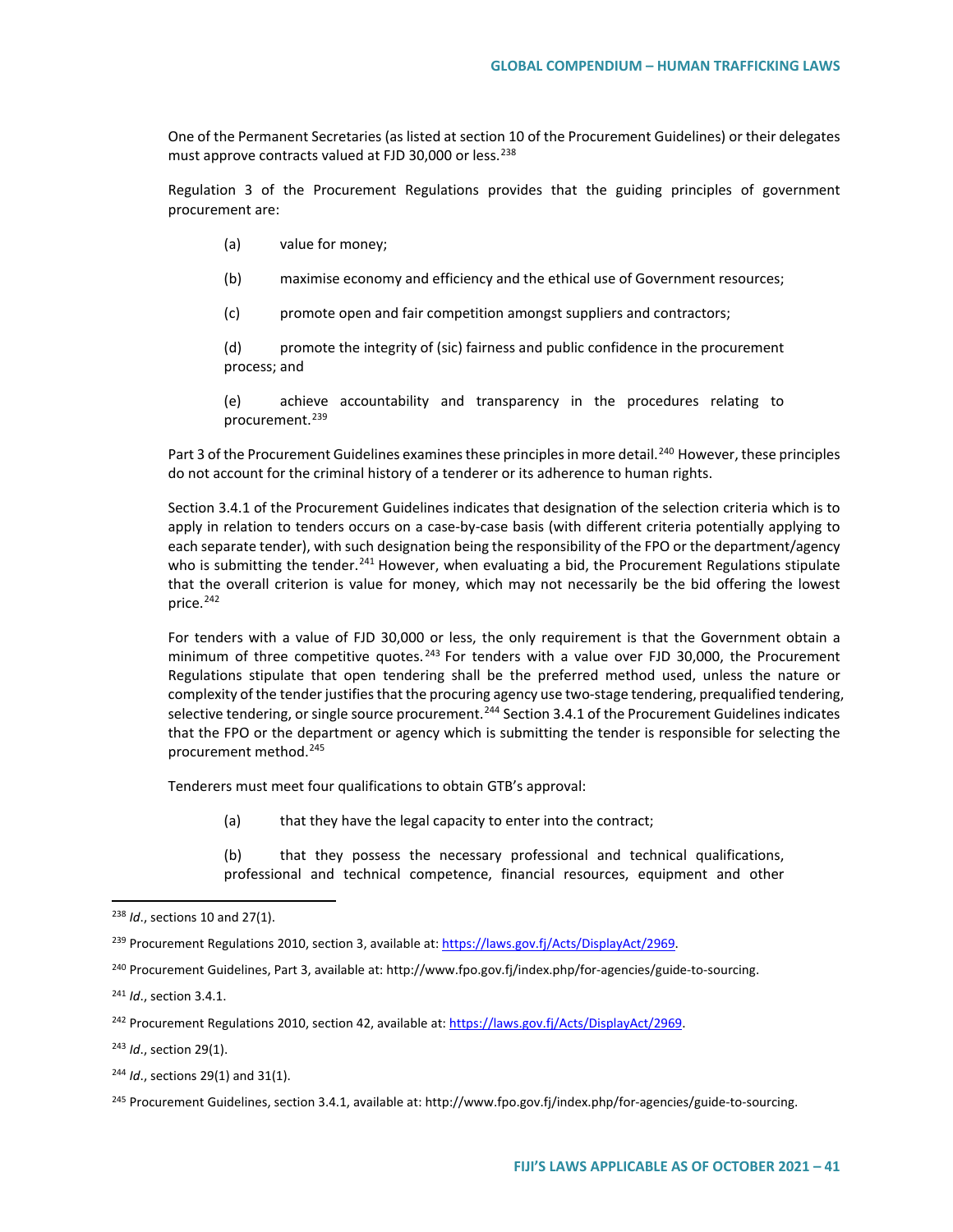One of the Permanent Secretaries (as listed at section 10 of the Procurement Guidelines) or their delegates must approve contracts valued at FJD 30,000 or less.[238]

Regulation 3 of the Procurement Regulations provides that the guiding principles of government procurement are:

(a) value for money;

(b) maximise economy and efficiency and the ethical use of Government resources;

(c) promote open and fair competition amongst suppliers and contractors;

(d) promote the integrity of (sic) fairness and public confidence in the procurement process; and

(e) achieve accountability and transparency in the procedures relating to procurement.[239]

Part 3 of the Procurement Guidelines examines these principles in more detail.[240] However, these principles do not account for the criminal history of a tenderer or its adherence to human rights.

Section 3.4.1 of the Procurement Guidelines indicates that designation of the selection criteria which is to apply in relation to tenders occurs on a case-by-case basis (with different criteria potentially applying to each separate tender), with such designation being the responsibility of the FPO or the department/agency who is submitting the tender.[241] However, when evaluating a bid, the Procurement Regulations stipulate that the overall criterion is value for money, which may not necessarily be the bid offering the lowest price.[242]

For tenders with a value of FJD 30,000 or less, the only requirement is that the Government obtain a minimum of three competitive quotes.[243] For tenders with a value over FJD 30,000, the Procurement Regulations stipulate that open tendering shall be the preferred method used, unless the nature or complexity of the tender justifies that the procuring agency use two-stage tendering, prequalified tendering, selective tendering, or single source procurement.[244] Section 3.4.1 of the Procurement Guidelines indicates that the FPO or the department or agency which is submitting the tender is responsible for selecting the procurement method.[245]

Tenderers must meet four qualifications to obtain GTB's approval:

(a) that they have the legal capacity to enter into the contract;

(b) that they possess the necessary professional and technical qualifications, professional and technical competence, financial resources, equipment and other

---

[238] *Id*., sections 10 and 27(1).

[239] Procurement Regulations 2010, section 3, available at: https://laws.gov.fj/Acts/DisplayAct/2969.

[240] Procurement Guidelines, Part 3, available at: http://www.fpo.gov.fj/index.php/for-agencies/guide-to-sourcing.

[241] *Id*., section 3.4.1.

[242] Procurement Regulations 2010, section 42, available at: https://laws.gov.fj/Acts/DisplayAct/2969.

[243] *Id*., section 29(1).

[244] *Id*., sections 29(1) and 31(1).

[245] Procurement Guidelines, section 3.4.1, available at: http://www.fpo.gov.fj/index.php/for-agencies/guide-to-sourcing.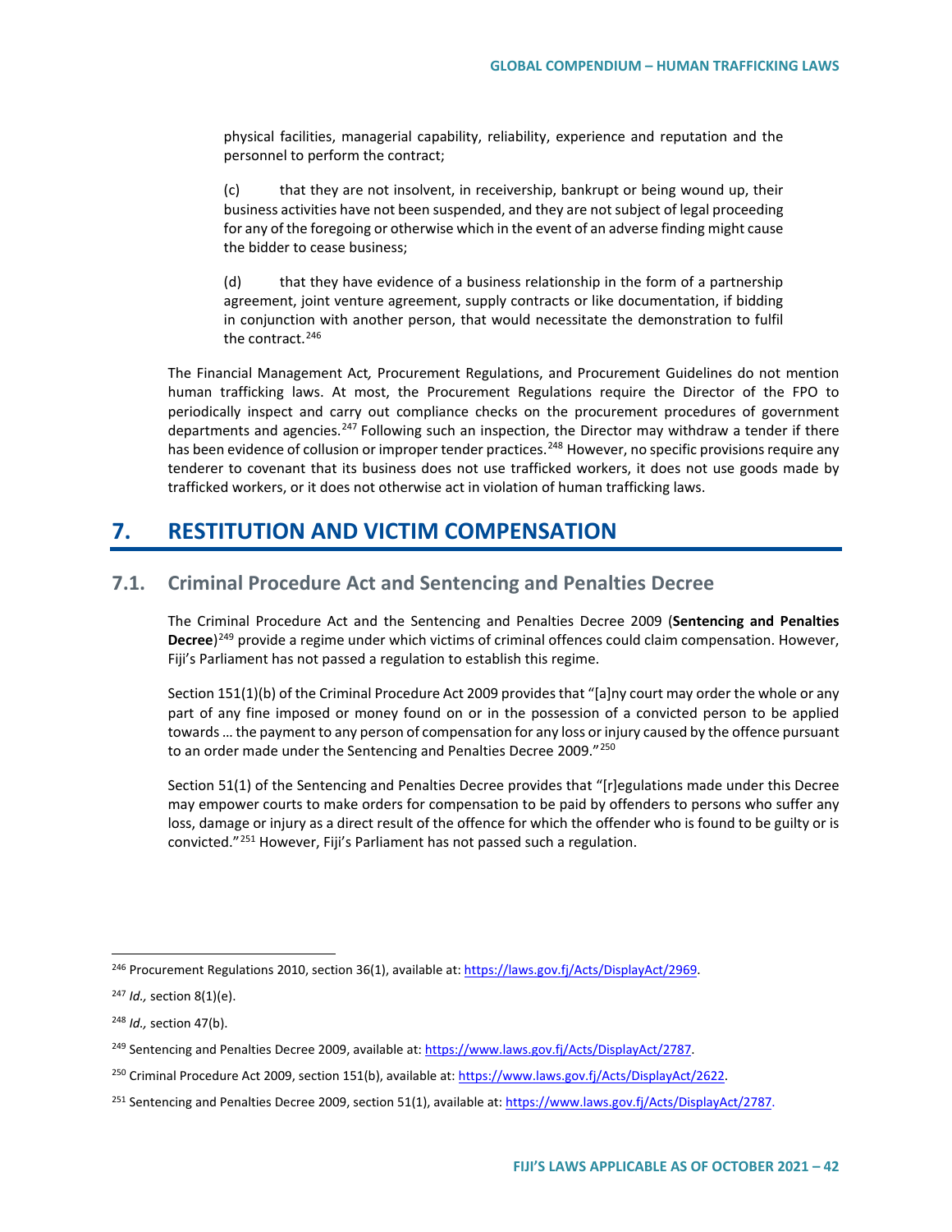physical facilities, managerial capability, reliability, experience and reputation and the personnel to perform the contract;

(c) that they are not insolvent, in receivership, bankrupt or being wound up, their business activities have not been suspended, and they are not subject of legal proceeding for any of the foregoing or otherwise which in the event of an adverse finding might cause the bidder to cease business;

(d) that they have evidence of a business relationship in the form of a partnership agreement, joint venture agreement, supply contracts or like documentation, if bidding in conjunction with another person, that would necessitate the demonstration to fulfil the contract.[246]

The Financial Management Act*,* Procurement Regulations, and Procurement Guidelines do not mention human trafficking laws. At most, the Procurement Regulations require the Director of the FPO to periodically inspect and carry out compliance checks on the procurement procedures of government departments and agencies.[247] Following such an inspection, the Director may withdraw a tender if there has been evidence of collusion or improper tender practices.[248] However, no specific provisions require any tenderer to covenant that its business does not use trafficked workers, it does not use goods made by trafficked workers, or it does not otherwise act in violation of human trafficking laws.

# 7. RESTITUTION AND VICTIM COMPENSATION

## 7.1. Criminal Procedure Act and Sentencing and Penalties Decree

The Criminal Procedure Act and the Sentencing and Penalties Decree 2009 (**Sentencing and Penalties Decree**)[249] provide a regime under which victims of criminal offences could claim compensation. However, Fiji's Parliament has not passed a regulation to establish this regime.

Section 151(1)(b) of the Criminal Procedure Act 2009 provides that "[a]ny court may order the whole or any part of any fine imposed or money found on or in the possession of a convicted person to be applied towards … the payment to any person of compensation for any loss or injury caused by the offence pursuant to an order made under the Sentencing and Penalties Decree 2009."[250]

Section 51(1) of the Sentencing and Penalties Decree provides that "[r]egulations made under this Decree may empower courts to make orders for compensation to be paid by offenders to persons who suffer any loss, damage or injury as a direct result of the offence for which the offender who is found to be guilty or is convicted."[251] However, Fiji's Parliament has not passed such a regulation.

---

[246] Procurement Regulations 2010, section 36(1), available at: https://laws.gov.fj/Acts/DisplayAct/2969.

[247] *Id.,* section 8(1)(e).

[248] *Id.,* section 47(b).

[249] Sentencing and Penalties Decree 2009, available at: https://www.laws.gov.fj/Acts/DisplayAct/2787.

[250] Criminal Procedure Act 2009, section 151(b), available at: https://www.laws.gov.fj/Acts/DisplayAct/2622.

[251] Sentencing and Penalties Decree 2009, section 51(1), available at: https://www.laws.gov.fj/Acts/DisplayAct/2787.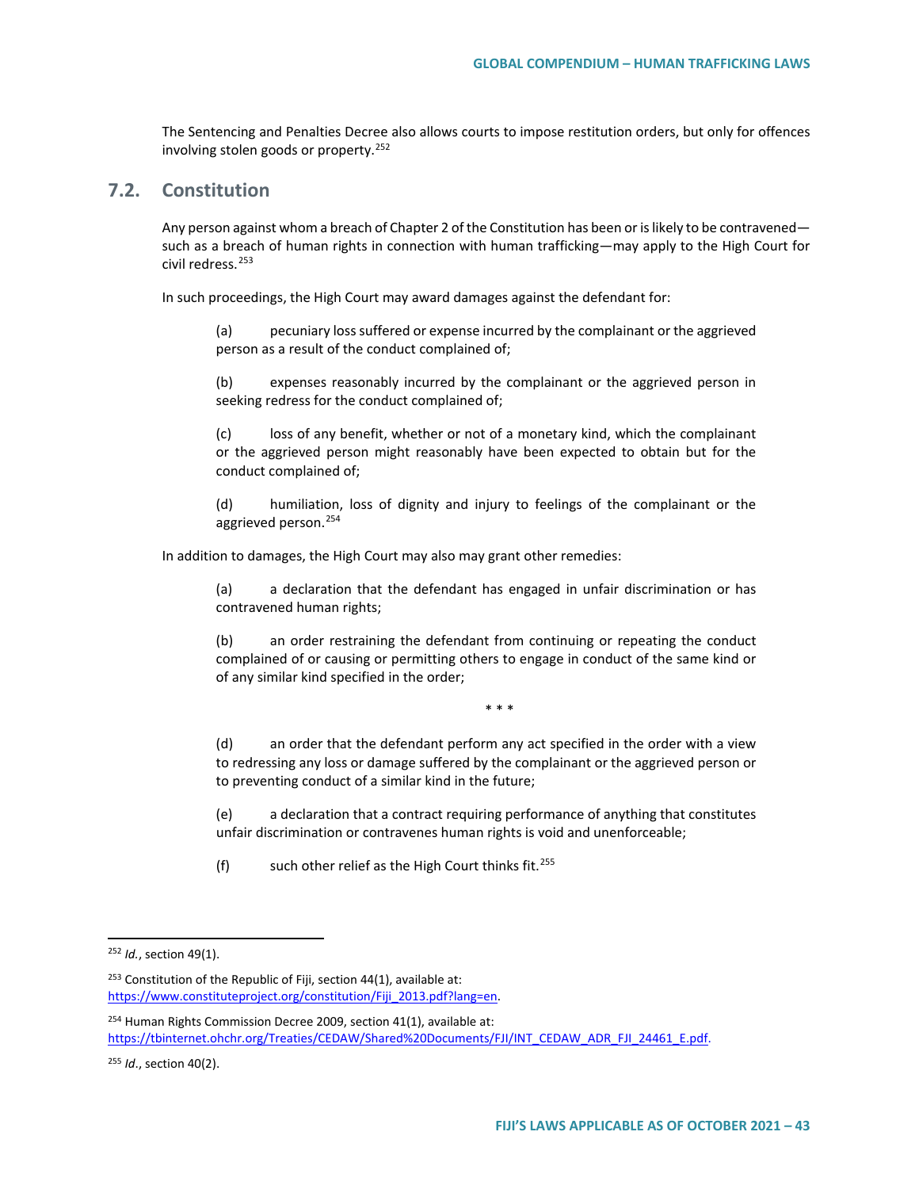The Sentencing and Penalties Decree also allows courts to impose restitution orders, but only for offences involving stolen goods or property.[252]

## 7.2. Constitution

Any person against whom a breach of Chapter 2 of the Constitution has been or is likely to be contravened—such as a breach of human rights in connection with human trafficking—may apply to the High Court for civil redress.[253]

In such proceedings, the High Court may award damages against the defendant for:

> (a) pecuniary loss suffered or expense incurred by the complainant or the aggrieved person as a result of the conduct complained of;
>
> (b) expenses reasonably incurred by the complainant or the aggrieved person in seeking redress for the conduct complained of;
>
> (c) loss of any benefit, whether or not of a monetary kind, which the complainant or the aggrieved person might reasonably have been expected to obtain but for the conduct complained of;
>
> (d) humiliation, loss of dignity and injury to feelings of the complainant or the aggrieved person.[254]

In addition to damages, the High Court may also may grant other remedies:

> (a) a declaration that the defendant has engaged in unfair discrimination or has contravened human rights;
>
> (b) an order restraining the defendant from continuing or repeating the conduct complained of or causing or permitting others to engage in conduct of the same kind or of any similar kind specified in the order;
>
> \* \* \*
>
> (d) an order that the defendant perform any act specified in the order with a view to redressing any loss or damage suffered by the complainant or the aggrieved person or to preventing conduct of a similar kind in the future;
>
> (e) a declaration that a contract requiring performance of anything that constitutes unfair discrimination or contravenes human rights is void and unenforceable;
>
> (f) such other relief as the High Court thinks fit.[255]

---

[252] *Id.*, section 49(1).

[253] Constitution of the Republic of Fiji, section 44(1), available at: https://www.constituteproject.org/constitution/Fiji_2013.pdf?lang=en.

[254] Human Rights Commission Decree 2009, section 41(1), available at: https://tbinternet.ohchr.org/Treaties/CEDAW/Shared%20Documents/FJI/INT_CEDAW_ADR_FJI_24461_E.pdf.

[255] *Id.*, section 40(2).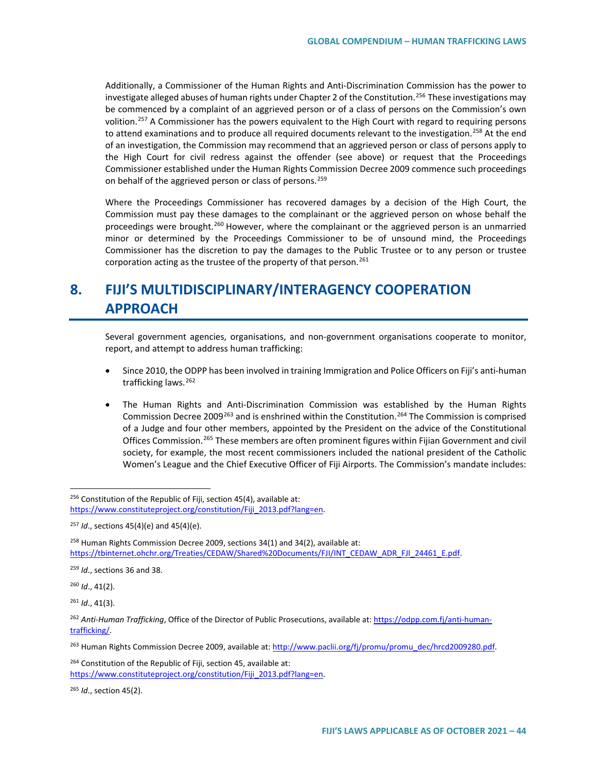Additionally, a Commissioner of the Human Rights and Anti-Discrimination Commission has the power to investigate alleged abuses of human rights under Chapter 2 of the Constitution.[256] These investigations may be commenced by a complaint of an aggrieved person or of a class of persons on the Commission's own volition.[257] A Commissioner has the powers equivalent to the High Court with regard to requiring persons to attend examinations and to produce all required documents relevant to the investigation.[258] At the end of an investigation, the Commission may recommend that an aggrieved person or class of persons apply to the High Court for civil redress against the offender (see above) or request that the Proceedings Commissioner established under the Human Rights Commission Decree 2009 commence such proceedings on behalf of the aggrieved person or class of persons.[259]

Where the Proceedings Commissioner has recovered damages by a decision of the High Court, the Commission must pay these damages to the complainant or the aggrieved person on whose behalf the proceedings were brought.[260] However, where the complainant or the aggrieved person is an unmarried minor or determined by the Proceedings Commissioner to be of unsound mind, the Proceedings Commissioner has the discretion to pay the damages to the Public Trustee or to any person or trustee corporation acting as the trustee of the property of that person.[261]

# 8. FIJI'S MULTIDISCIPLINARY/INTERAGENCY COOPERATION APPROACH

Several government agencies, organisations, and non-government organisations cooperate to monitor, report, and attempt to address human trafficking:

- Since 2010, the ODPP has been involved in training Immigration and Police Officers on Fiji's anti-human trafficking laws.[262]
- The Human Rights and Anti-Discrimination Commission was established by the Human Rights Commission Decree 2009[263] and is enshrined within the Constitution.[264] The Commission is comprised of a Judge and four other members, appointed by the President on the advice of the Constitutional Offices Commission.[265] These members are often prominent figures within Fijian Government and civil society, for example, the most recent commissioners included the national president of the Catholic Women's League and the Chief Executive Officer of Fiji Airports. The Commission's mandate includes:

---

[256] Constitution of the Republic of Fiji, section 45(4), available at: https://www.constituteproject.org/constitution/Fiji_2013.pdf?lang=en.

[257] *Id*., sections 45(4)(e) and 45(4)(e).

[258] Human Rights Commission Decree 2009, sections 34(1) and 34(2), available at: https://tbinternet.ohchr.org/Treaties/CEDAW/Shared%20Documents/FJI/INT_CEDAW_ADR_FJI_24461_E.pdf.

[259] *Id*., sections 36 and 38.

[260] *Id*., 41(2).

[261] *Id*., 41(3).

[262] *Anti-Human Trafficking*, Office of the Director of Public Prosecutions, available at: https://odpp.com.fj/anti-human-trafficking/.

[263] Human Rights Commission Decree 2009, available at: http://www.paclii.org/fj/promu/promu_dec/hrcd2009280.pdf.

[264] Constitution of the Republic of Fiji, section 45, available at: https://www.constituteproject.org/constitution/Fiji_2013.pdf?lang=en.

[265] *Id*., section 45(2).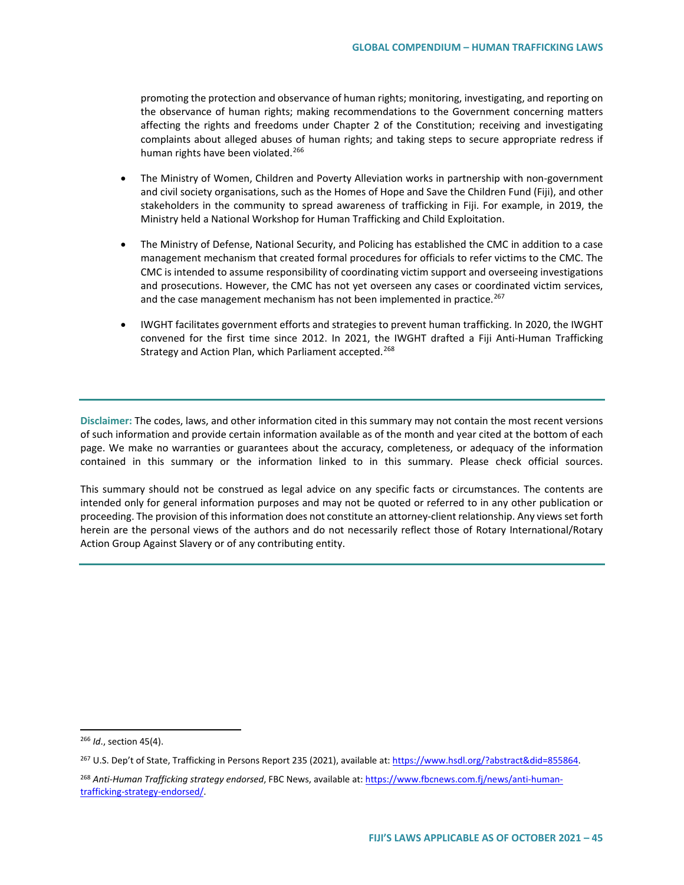promoting the protection and observance of human rights; monitoring, investigating, and reporting on the observance of human rights; making recommendations to the Government concerning matters affecting the rights and freedoms under Chapter 2 of the Constitution; receiving and investigating complaints about alleged abuses of human rights; and taking steps to secure appropriate redress if human rights have been violated.[266]

- The Ministry of Women, Children and Poverty Alleviation works in partnership with non-government and civil society organisations, such as the Homes of Hope and Save the Children Fund (Fiji), and other stakeholders in the community to spread awareness of trafficking in Fiji. For example, in 2019, the Ministry held a National Workshop for Human Trafficking and Child Exploitation.

- The Ministry of Defense, National Security, and Policing has established the CMC in addition to a case management mechanism that created formal procedures for officials to refer victims to the CMC. The CMC is intended to assume responsibility of coordinating victim support and overseeing investigations and prosecutions. However, the CMC has not yet overseen any cases or coordinated victim services, and the case management mechanism has not been implemented in practice.[267]

- IWGHT facilitates government efforts and strategies to prevent human trafficking. In 2020, the IWGHT convened for the first time since 2012. In 2021, the IWGHT drafted a Fiji Anti-Human Trafficking Strategy and Action Plan, which Parliament accepted.[268]

---

**Disclaimer:** The codes, laws, and other information cited in this summary may not contain the most recent versions of such information and provide certain information available as of the month and year cited at the bottom of each page. We make no warranties or guarantees about the accuracy, completeness, or adequacy of the information contained in this summary or the information linked to in this summary. Please check official sources.

This summary should not be construed as legal advice on any specific facts or circumstances. The contents are intended only for general information purposes and may not be quoted or referred to in any other publication or proceeding. The provision of this information does not constitute an attorney-client relationship. Any views set forth herein are the personal views of the authors and do not necessarily reflect those of Rotary International/Rotary Action Group Against Slavery or of any contributing entity.

---

[266] *Id*., section 45(4).

[267] U.S. Dep't of State, Trafficking in Persons Report 235 (2021), available at: https://www.hsdl.org/?abstract&did=855864.

[268] *Anti-Human Trafficking strategy endorsed*, FBC News, available at: https://www.fbcnews.com.fj/news/anti-human-trafficking-strategy-endorsed/.